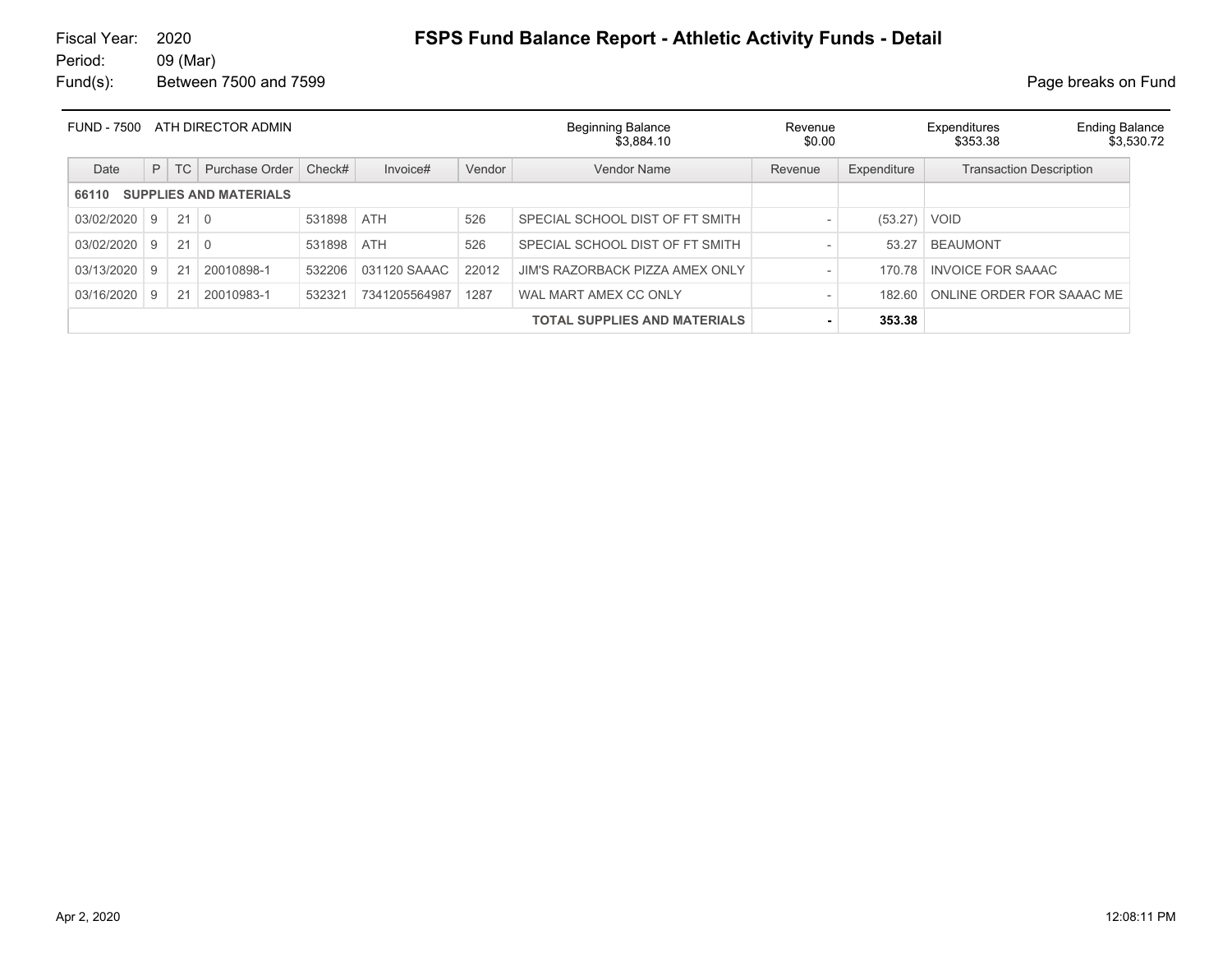Fiscal Year: 2020
Period: 09 (Mar)
Fund(s): Between 7500 and 7599

# FSPS Fund Balance Report - Athletic Activity Funds - Detail

Page breaks on Fund

| FUND - 7500 ATH DIRECTOR ADMIN | Beginning Balance | Revenue | Expenditures | Ending Balance |
|---|---|---|---|---|
| | $3,884.10 | $0.00 | $353.38 | $3,530.72 |

| Date | P | TC | Purchase Order | Check# | Invoice# | Vendor | Vendor Name | Revenue | Expenditure | Transaction Description |
|---|---|---|---|---|---|---|---|---|---|---|
| **66110 SUPPLIES AND MATERIALS** | | | | | | | | | | |
| 03/02/2020 | 9 | 21 | 0 | 531898 | ATH | 526 | SPECIAL SCHOOL DIST OF FT SMITH | - | (53.27) | VOID |
| 03/02/2020 | 9 | 21 | 0 | 531898 | ATH | 526 | SPECIAL SCHOOL DIST OF FT SMITH | - | 53.27 | BEAUMONT |
| 03/13/2020 | 9 | 21 | 20010898-1 | 532206 | 031120 SAAAC | 22012 | JIM'S RAZORBACK PIZZA AMEX ONLY | - | 170.78 | INVOICE FOR SAAAC |
| 03/16/2020 | 9 | 21 | 20010983-1 | 532321 | 7341205564987 | 1287 | WAL MART AMEX CC ONLY | - | 182.60 | ONLINE ORDER FOR SAAAC ME |
| | | | | | | | **TOTAL SUPPLIES AND MATERIALS** | **-** | **353.38** | |

Apr 2, 2020 12:08:11 PM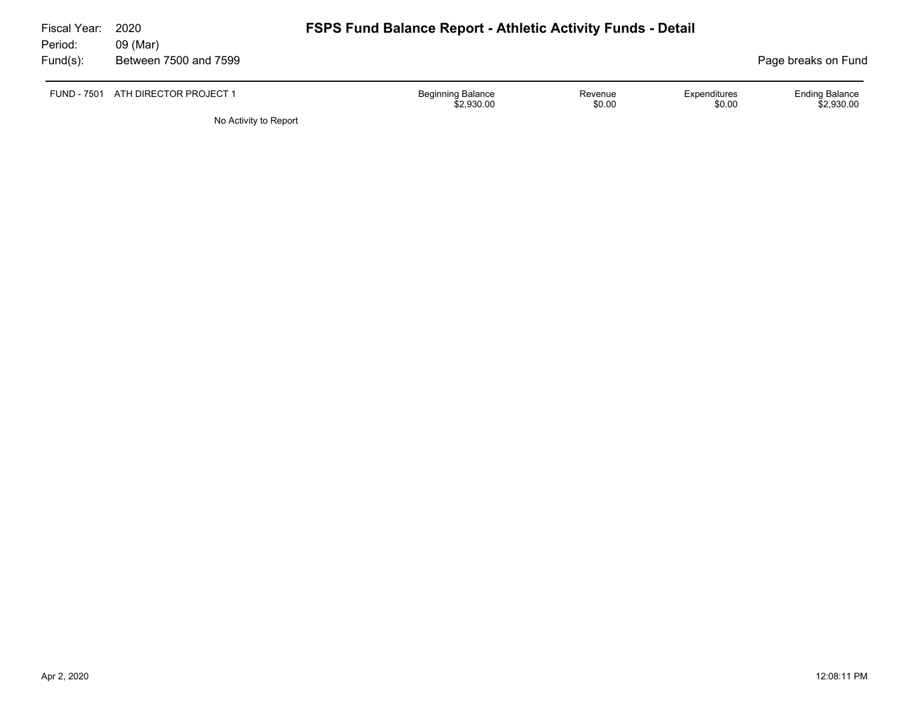Fiscal Year: 2020
Period: 09 (Mar)
Fund(s): Between 7500 and 7599

# FSPS Fund Balance Report - Athletic Activity Funds - Detail

Page breaks on Fund

| FUND - 7501 | ATH DIRECTOR PROJECT 1 | Beginning Balance | Revenue | Expenditures | Ending Balance |
|---|---|---|---|---|---|
| | | $2,930.00 | $0.00 | $0.00 | $2,930.00 |

No Activity to Report

Apr 2, 2020 12:08:11 PM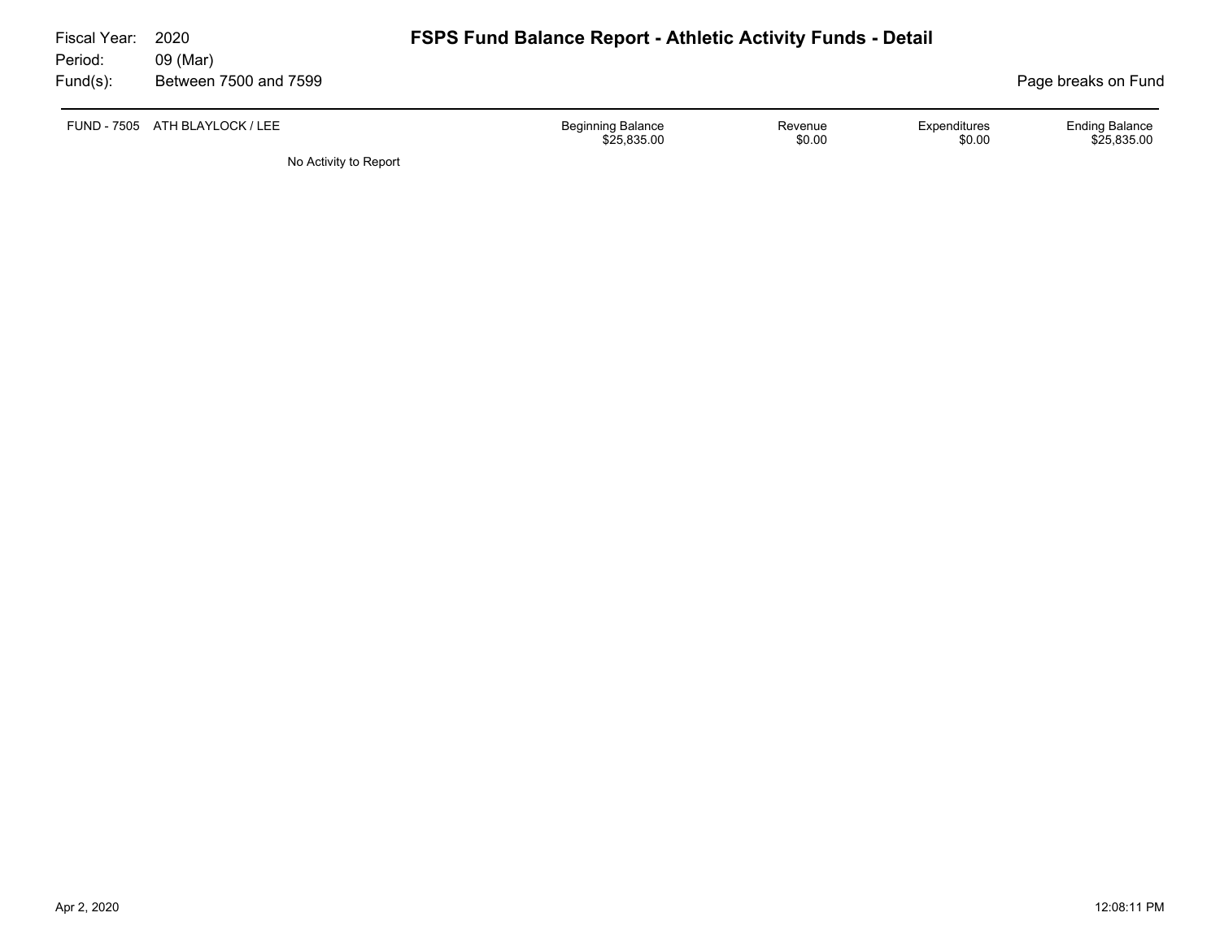Fiscal Year: 2020
Period: 09 (Mar)
Fund(s): Between 7500 and 7599

# FSPS Fund Balance Report - Athletic Activity Funds - Detail

Page breaks on Fund

| FUND - 7505 ATH BLAYLOCK / LEE | Beginning Balance | Revenue | Expenditures | Ending Balance |
|---|---|---|---|---|
| | $25,835.00 | $0.00 | $0.00 | $25,835.00 |

No Activity to Report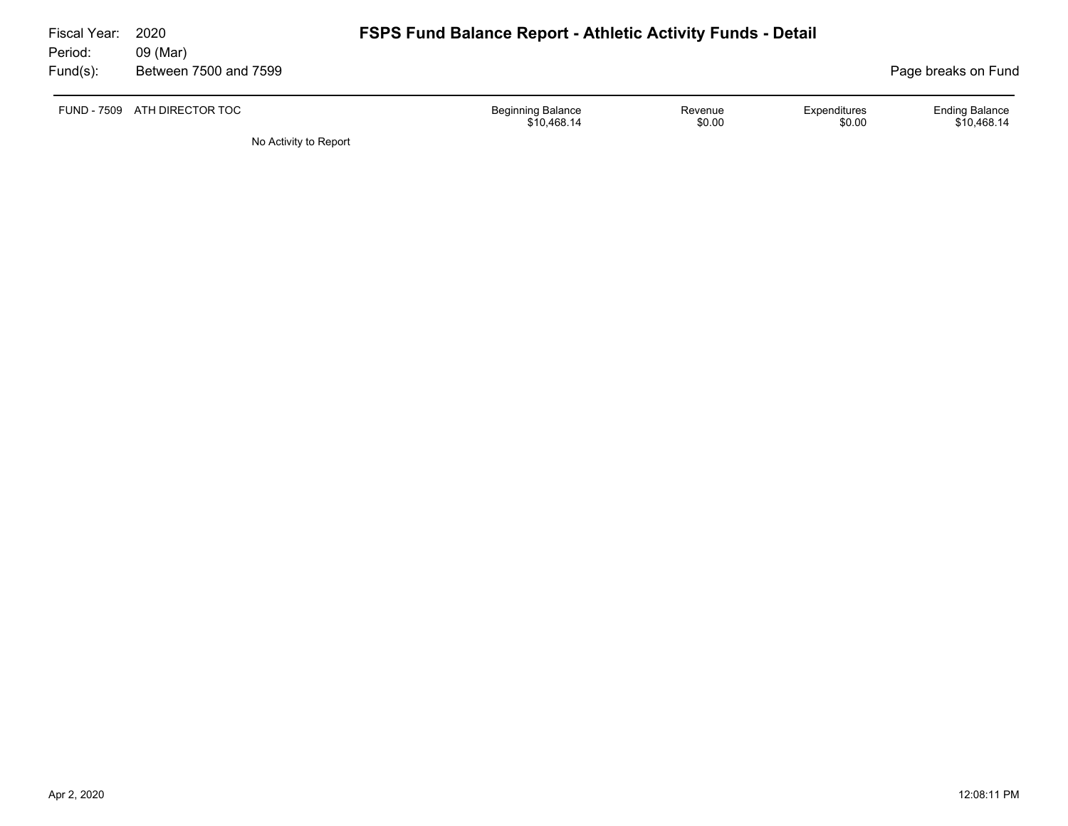Fiscal Year: 2020
Period: 09 (Mar)
Fund(s): Between 7500 and 7599

# FSPS Fund Balance Report - Athletic Activity Funds - Detail

Page breaks on Fund

| FUND - 7509 ATH DIRECTOR TOC | Beginning Balance | Revenue | Expenditures | Ending Balance |
|---|---|---|---|---|
| | $10,468.14 | $0.00 | $0.00 | $10,468.14 |

No Activity to Report

Apr 2, 2020 12:08:11 PM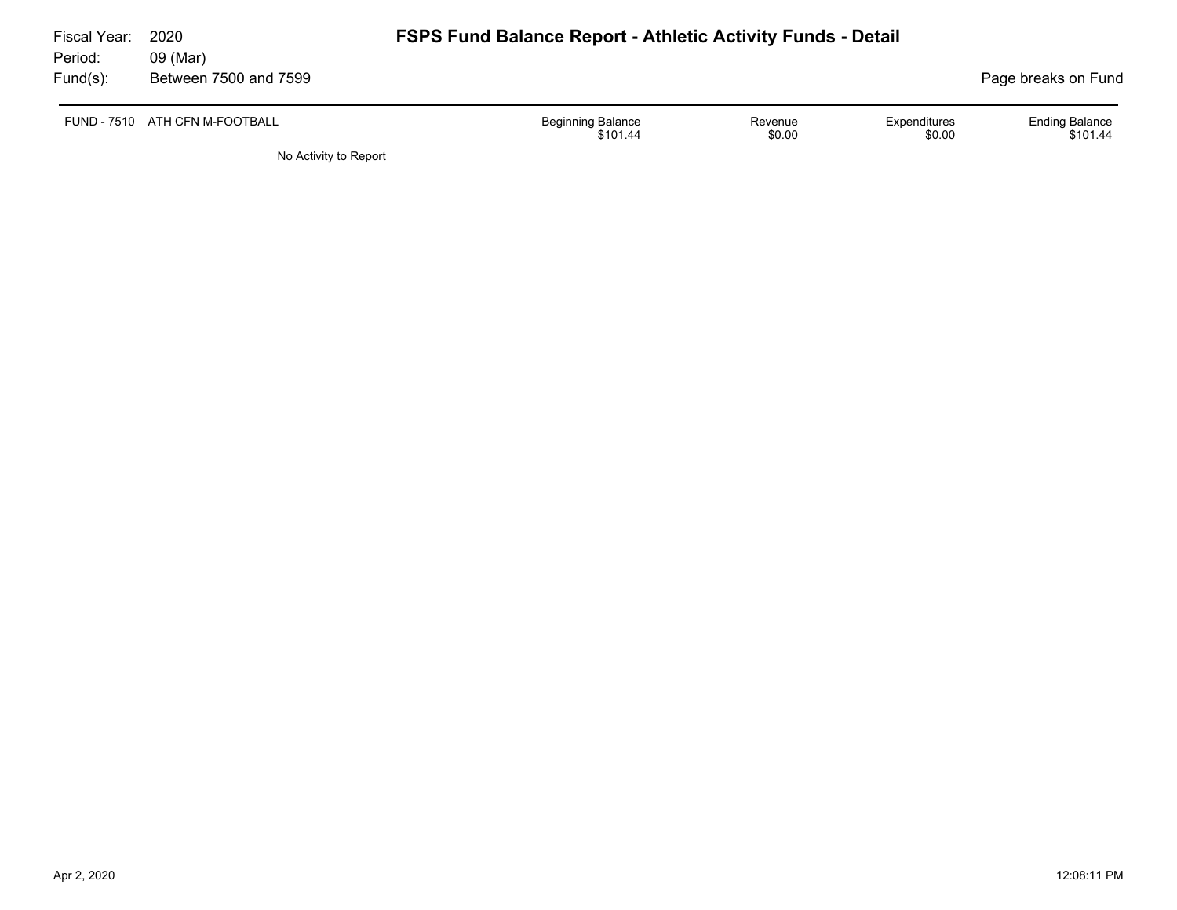Fiscal Year: 2020
Period: 09 (Mar)
Fund(s): Between 7500 and 7599

# FSPS Fund Balance Report - Athletic Activity Funds - Detail

Page breaks on Fund

| FUND - 7510 ATH CFN M-FOOTBALL | Beginning Balance | Revenue | Expenditures | Ending Balance |
|---|---|---|---|---|
| | $101.44 | $0.00 | $0.00 | $101.44 |

No Activity to Report

Apr 2, 2020 12:08:11 PM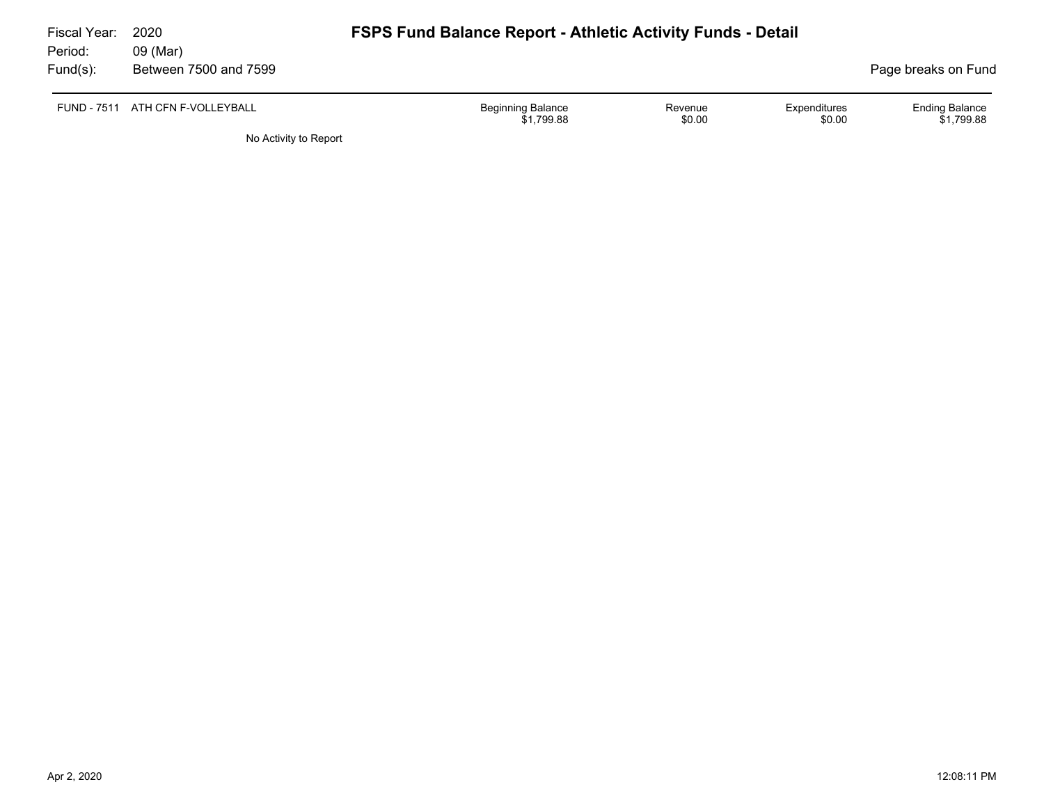Fiscal Year: 2020
Period: 09 (Mar)
Fund(s): Between 7500 and 7599

# FSPS Fund Balance Report - Athletic Activity Funds - Detail

Page breaks on Fund

| FUND - 7511 ATH CFN F-VOLLEYBALL | Beginning Balance | Revenue | Expenditures | Ending Balance |
|---|---|---|---|---|
| | $1,799.88 | $0.00 | $0.00 | $1,799.88 |

No Activity to Report

Apr 2, 2020 12:08:11 PM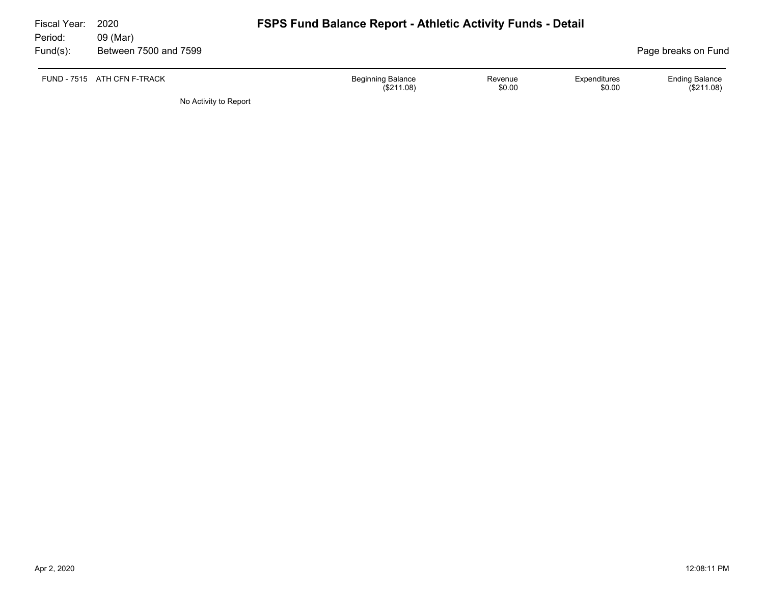Fiscal Year: 2020
Period: 09 (Mar)
Fund(s): Between 7500 and 7599

# FSPS Fund Balance Report - Athletic Activity Funds - Detail

Page breaks on Fund

| FUND - 7515 ATH CFN F-TRACK | Beginning Balance | Revenue | Expenditures | Ending Balance |
|---|---|---|---|---|
| | ($211.08) | $0.00 | $0.00 | ($211.08) |

No Activity to Report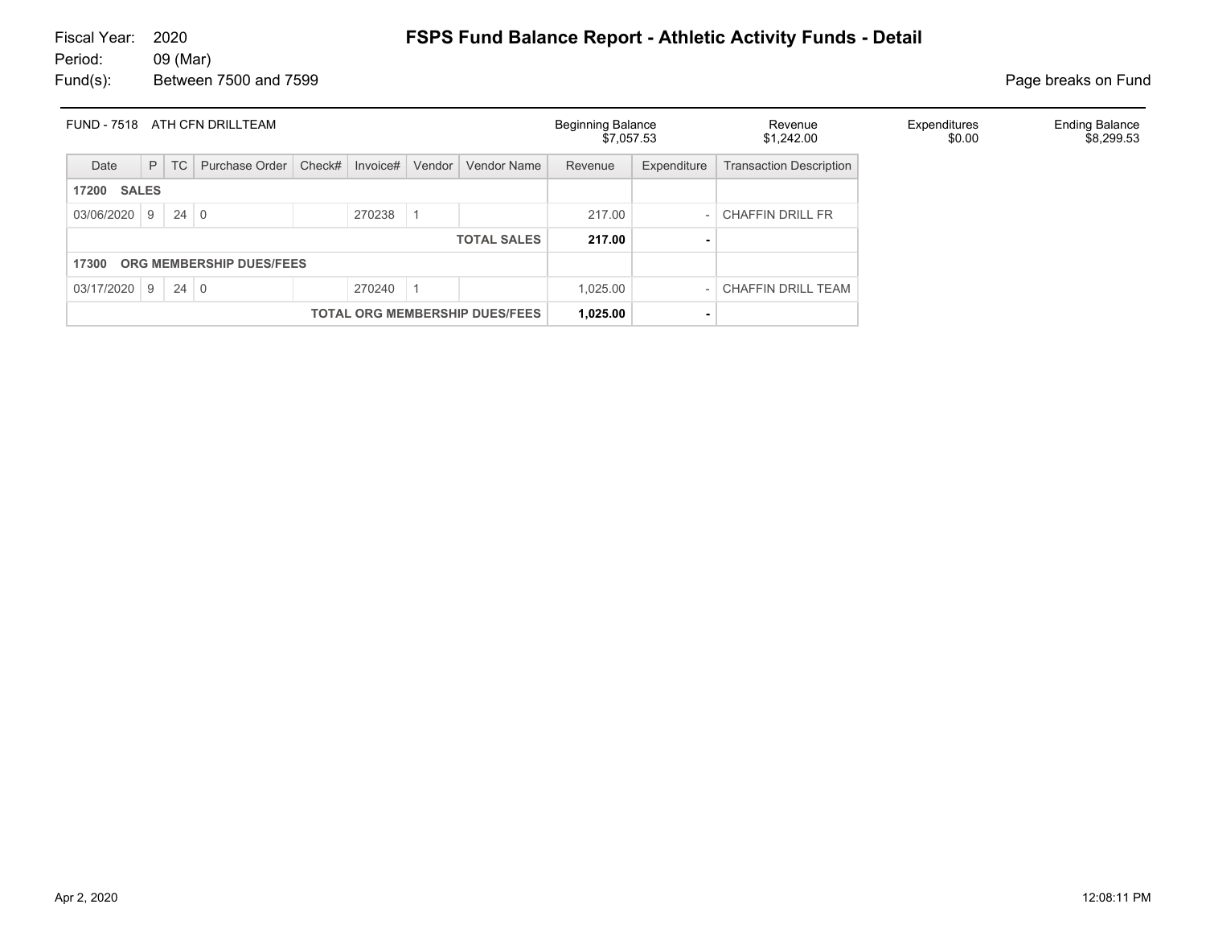Fiscal Year: 2020
Period: 09 (Mar)
Fund(s): Between 7500 and 7599

# FSPS Fund Balance Report - Athletic Activity Funds - Detail

Page breaks on Fund

| FUND - 7518 ATH CFN DRILLTEAM | Beginning Balance | Revenue | Expenditures | Ending Balance |
|---|---|---|---|---|
| | $7,057.53 | $1,242.00 | $0.00 | $8,299.53 |

| Date | P | TC | Purchase Order | Check# | Invoice# | Vendor | Vendor Name | Revenue | Expenditure | Transaction Description |
|---|---|---|---|---|---|---|---|---|---|---|
| **17200 SALES** | | | | | | | | | | |
| 03/06/2020 | 9 | 24 | 0 | | 270238 | 1 | | 217.00 | - | CHAFFIN DRILL FR |
| | | | | | | | **TOTAL SALES** | **217.00** | **-** | |
| **17300 ORG MEMBERSHIP DUES/FEES** | | | | | | | | | | |
| 03/17/2020 | 9 | 24 | 0 | | 270240 | 1 | | 1,025.00 | - | CHAFFIN DRILL TEAM |
| | | | | | | | **TOTAL ORG MEMBERSHIP DUES/FEES** | **1,025.00** | **-** | |

Apr 2, 2020 12:08:11 PM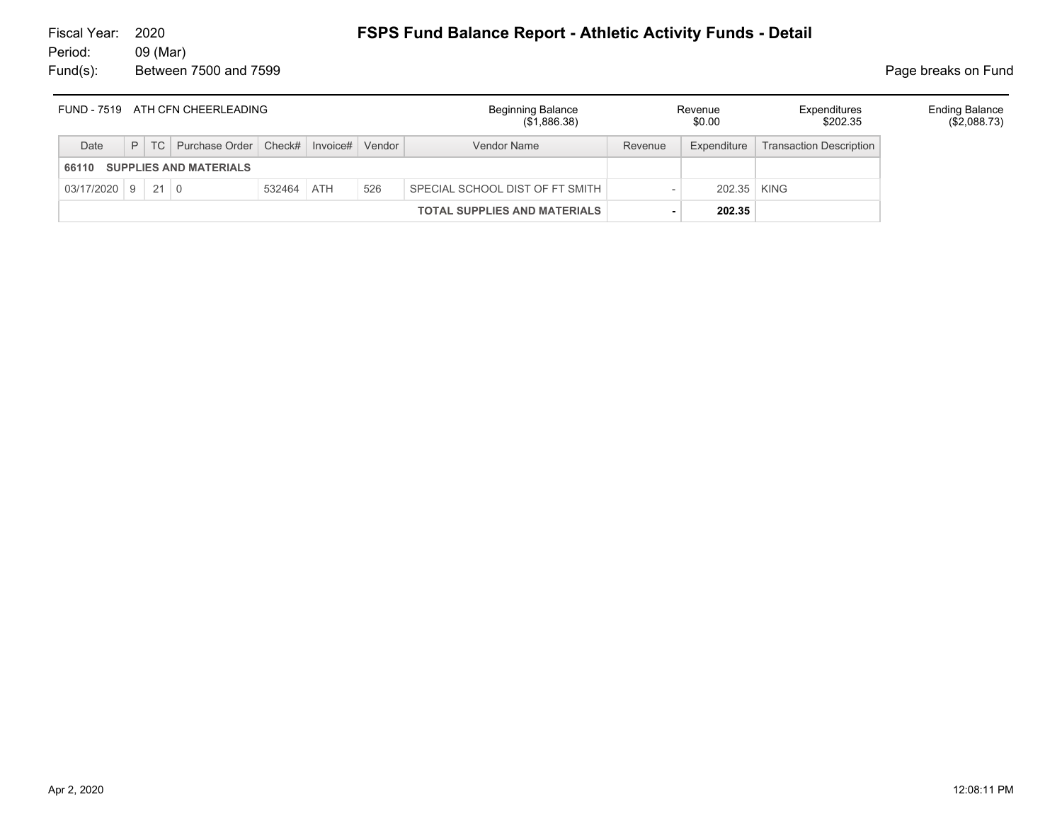Fiscal Year: 2020
Period: 09 (Mar)
Fund(s): Between 7500 and 7599

# FSPS Fund Balance Report - Athletic Activity Funds - Detail

Page breaks on Fund

| FUND - 7519 ATH CFN CHEERLEADING | Beginning Balance | Revenue | Expenditures | Ending Balance |
|---|---|---|---|---|
| | ($1,886.38) | $0.00 | $202.35 | ($2,088.73) |

| Date | P | TC | Purchase Order | Check# | Invoice# | Vendor | Vendor Name | Revenue | Expenditure | Transaction Description |
|---|---|---|---|---|---|---|---|---|---|---|
| **66110 SUPPLIES AND MATERIALS** | | | | | | | | | | |
| 03/17/2020 | 9 | 21 | 0 | 532464 | ATH | 526 | SPECIAL SCHOOL DIST OF FT SMITH | - | 202.35 | KING |
| | | | | | | | **TOTAL SUPPLIES AND MATERIALS** | **-** | **202.35** | |

Apr 2, 2020 12:08:11 PM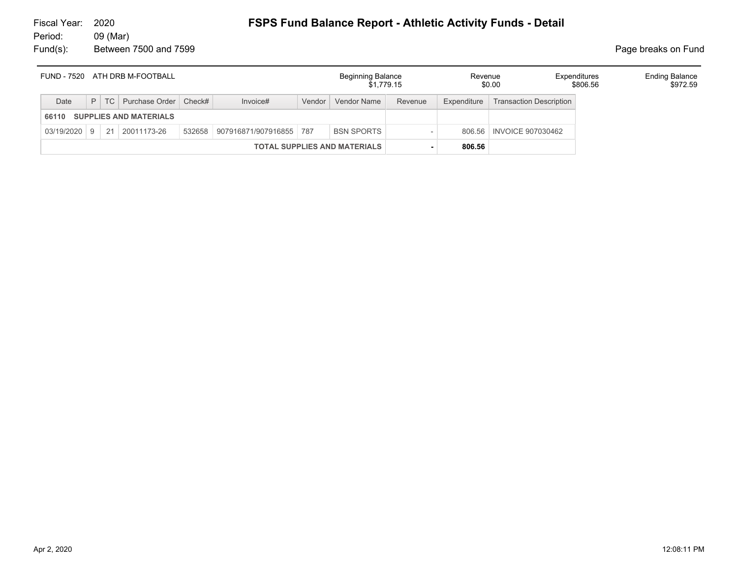Fiscal Year: 2020
Period: 09 (Mar)
Fund(s): Between 7500 and 7599

# FSPS Fund Balance Report - Athletic Activity Funds - Detail

Page breaks on Fund

| FUND - 7520 ATH DRB M-FOOTBALL | Beginning Balance | Revenue | Expenditures | Ending Balance |
|---|---|---|---|---|
| | $1,779.15 | $0.00 | $806.56 | $972.59 |

| Date | P | TC | Purchase Order | Check# | Invoice# | Vendor | Vendor Name | Revenue | Expenditure | Transaction Description |
|---|---|---|---|---|---|---|---|---|---|---|
| **66110 SUPPLIES AND MATERIALS** | | | | | | | | | | |
| 03/19/2020 | 9 | 21 | 20011173-26 | 532658 | 907916871/907916855 | 787 | BSN SPORTS | - | 806.56 | INVOICE 907030462 |
| | | | | | | | **TOTAL SUPPLIES AND MATERIALS** | **-** | **806.56** | |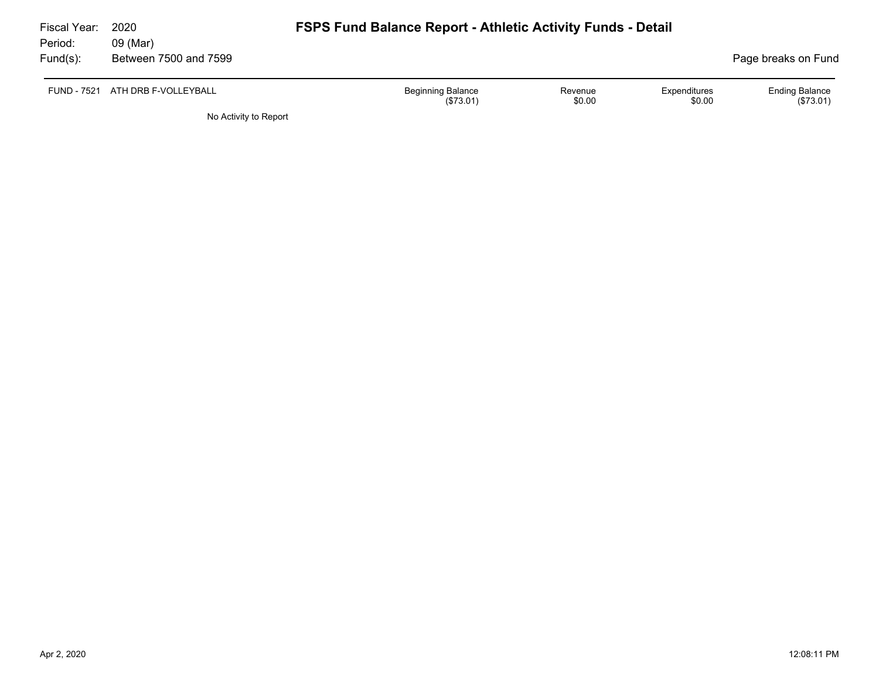Fiscal Year: 2020
Period: 09 (Mar)
Fund(s): Between 7500 and 7599

# FSPS Fund Balance Report - Athletic Activity Funds - Detail

Page breaks on Fund

| FUND - 7521 ATH DRB F-VOLLEYBALL | Beginning Balance | Revenue | Expenditures | Ending Balance |
|---|---|---|---|---|
| | ($73.01) | $0.00 | $0.00 | ($73.01) |

No Activity to Report

Apr 2, 2020 12:08:11 PM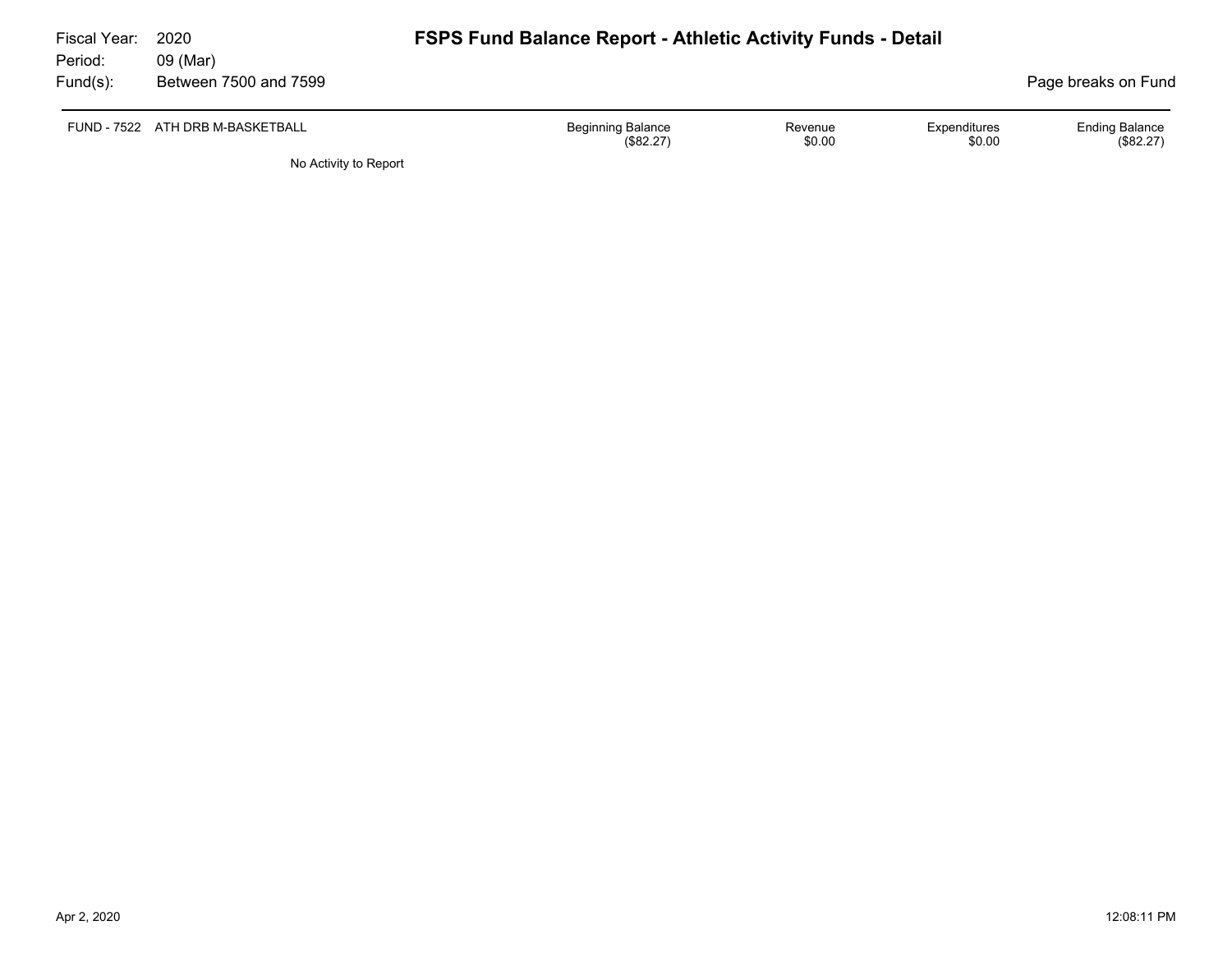Fiscal Year: 2020
Period: 09 (Mar)
Fund(s): Between 7500 and 7599

# FSPS Fund Balance Report - Athletic Activity Funds - Detail

Page breaks on Fund

| FUND - 7522 ATH DRB M-BASKETBALL | Beginning Balance | Revenue | Expenditures | Ending Balance |
|---|---|---|---|---|
| | ($82.27) | $0.00 | $0.00 | ($82.27) |

No Activity to Report

Apr 2, 2020 12:08:11 PM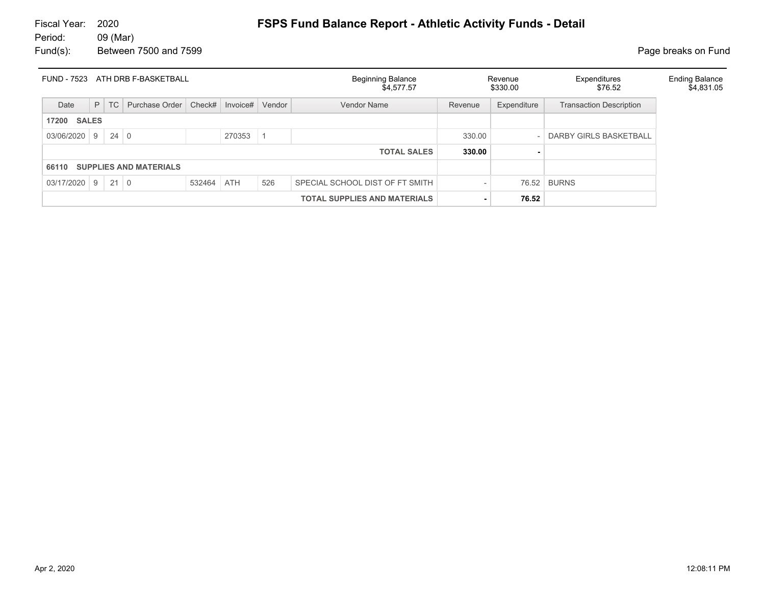Fiscal Year: 2020
Period: 09 (Mar)
Fund(s): Between 7500 and 7599

# FSPS Fund Balance Report - Athletic Activity Funds - Detail

Page breaks on Fund

| FUND - 7523 ATH DRB F-BASKETBALL | Beginning Balance | Revenue | Expenditures | Ending Balance |
|---|---|---|---|---|
| | $4,577.57 | $330.00 | $76.52 | $4,831.05 |

| Date | P | TC | Purchase Order | Check# | Invoice# | Vendor | Vendor Name | Revenue | Expenditure | Transaction Description |
|---|---|---|---|---|---|---|---|---|---|---|
| **17200 SALES** | | | | | | | | | | |
| 03/06/2020 | 9 | 24 | 0 | | 270353 | 1 | | 330.00 | - | DARBY GIRLS BASKETBALL |
| | | | | | | | **TOTAL SALES** | **330.00** | **-** | |
| **66110 SUPPLIES AND MATERIALS** | | | | | | | | | | |
| 03/17/2020 | 9 | 21 | 0 | 532464 | ATH | 526 | SPECIAL SCHOOL DIST OF FT SMITH | - | 76.52 | BURNS |
| | | | | | | | **TOTAL SUPPLIES AND MATERIALS** | **-** | **76.52** | |

Apr 2, 2020 12:08:11 PM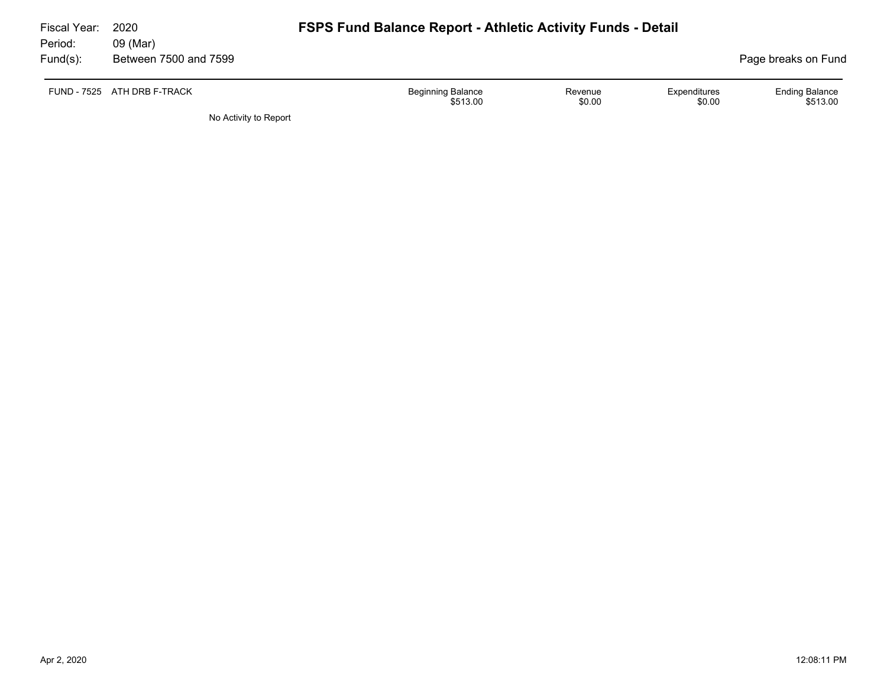Fiscal Year: 2020
Period: 09 (Mar)
Fund(s): Between 7500 and 7599

# FSPS Fund Balance Report - Athletic Activity Funds - Detail

Page breaks on Fund

| FUND - 7525 ATH DRB F-TRACK | Beginning Balance | Revenue | Expenditures | Ending Balance |
|---|---|---|---|---|
| | $513.00 | $0.00 | $0.00 | $513.00 |

No Activity to Report

Apr 2, 2020 12:08:11 PM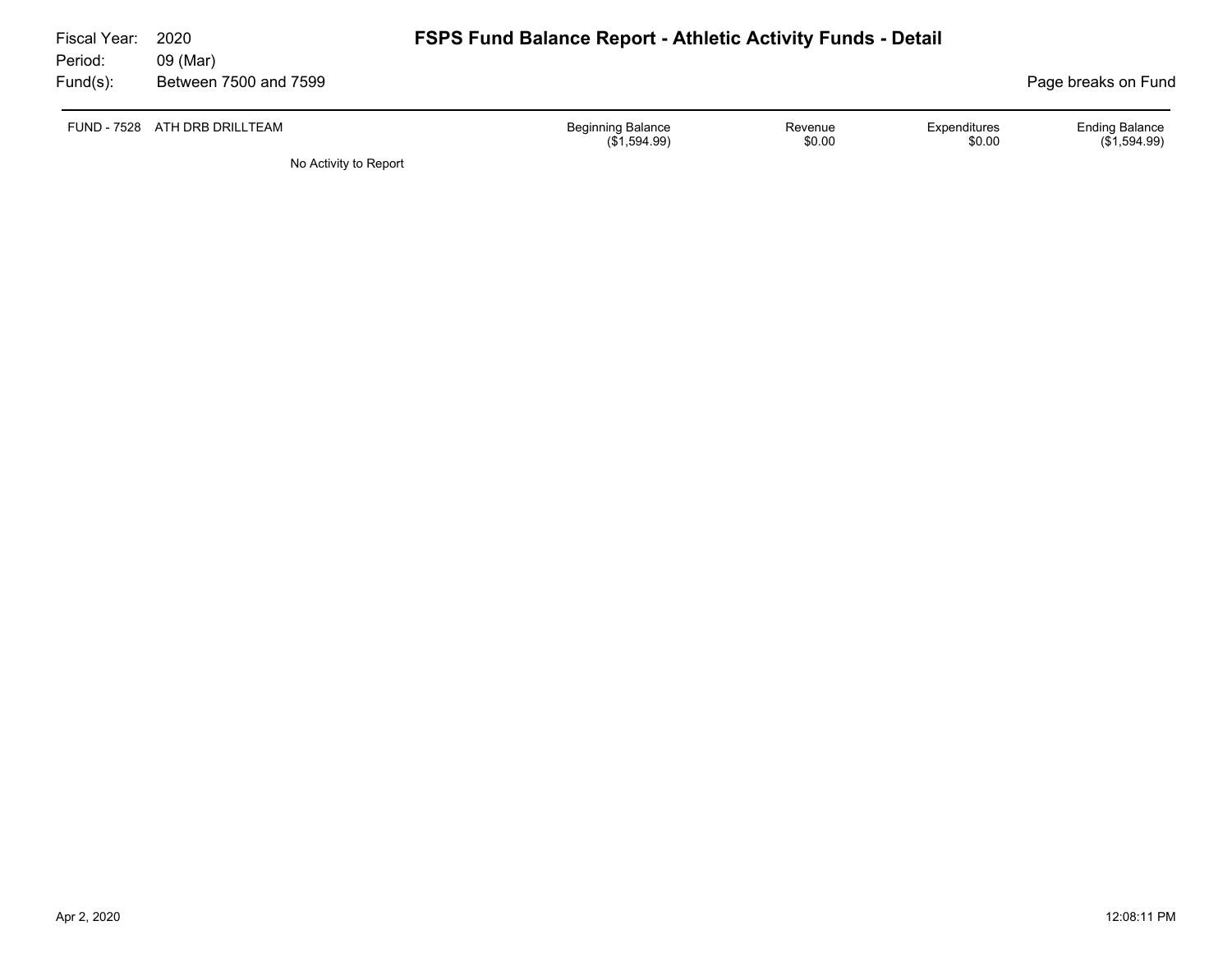Fiscal Year: 2020
Period: 09 (Mar)
Fund(s): Between 7500 and 7599

# FSPS Fund Balance Report - Athletic Activity Funds - Detail

Page breaks on Fund

| FUND - 7528 ATH DRB DRILLTEAM | Beginning Balance | Revenue | Expenditures | Ending Balance |
|---|---|---|---|---|
| | ($1,594.99) | $0.00 | $0.00 | ($1,594.99) |

No Activity to Report

Apr 2, 2020 12:08:11 PM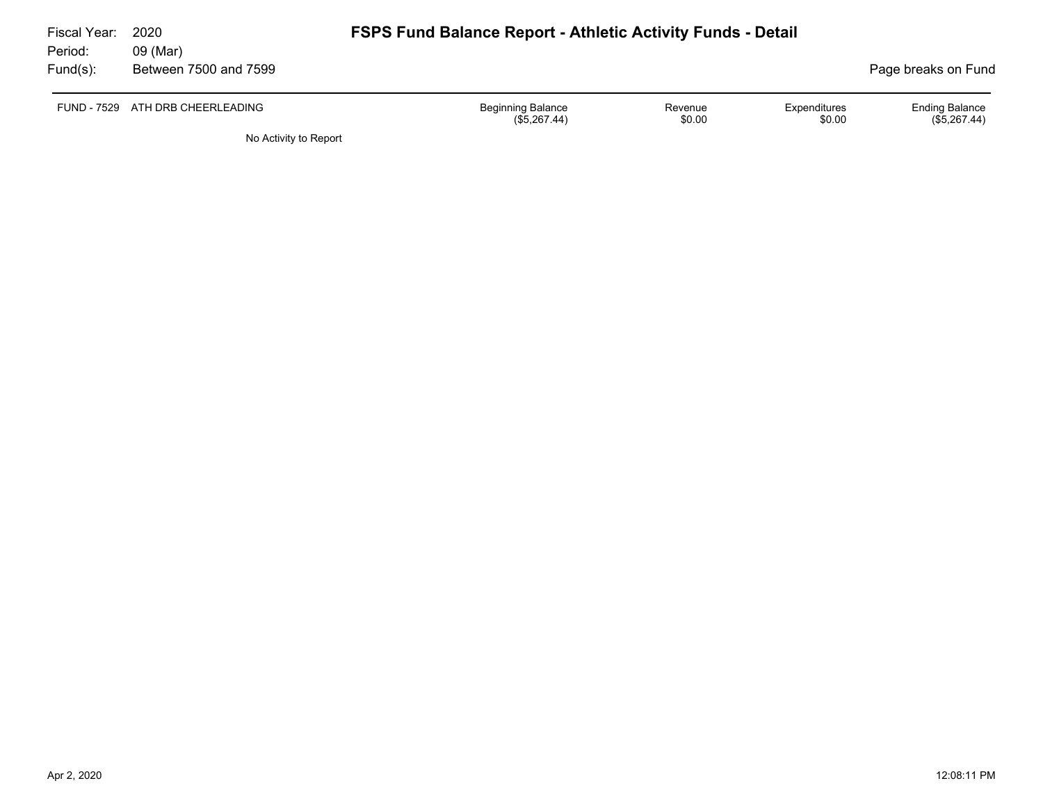Fiscal Year: 2020
Period: 09 (Mar)
Fund(s): Between 7500 and 7599

# FSPS Fund Balance Report - Athletic Activity Funds - Detail

Page breaks on Fund

| FUND - 7529 ATH DRB CHEERLEADING | Beginning Balance | Revenue | Expenditures | Ending Balance |
|---|---|---|---|---|
| | ($5,267.44) | $0.00 | $0.00 | ($5,267.44) |

No Activity to Report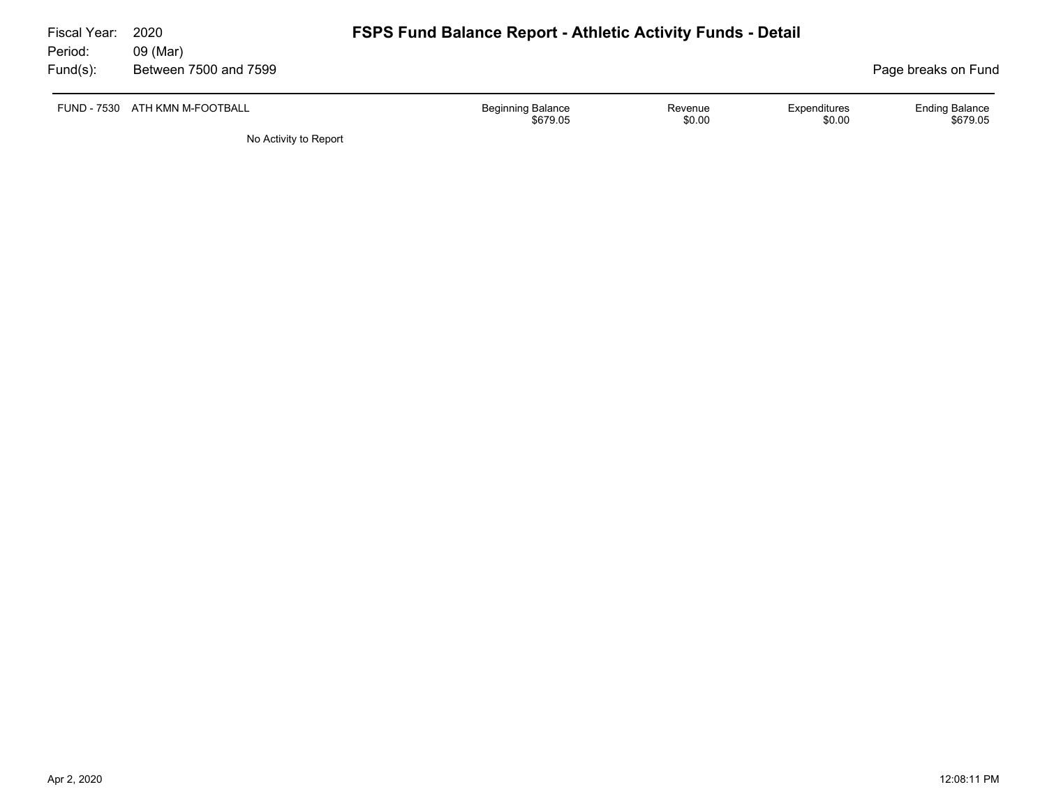Fiscal Year: 2020
Period: 09 (Mar)
Fund(s): Between 7500 and 7599

# FSPS Fund Balance Report - Athletic Activity Funds - Detail

Page breaks on Fund

| FUND - 7530 ATH KMN M-FOOTBALL | Beginning Balance | Revenue | Expenditures | Ending Balance |
|---|---|---|---|---|
| | $679.05 | $0.00 | $0.00 | $679.05 |

No Activity to Report

Apr 2, 2020 12:08:11 PM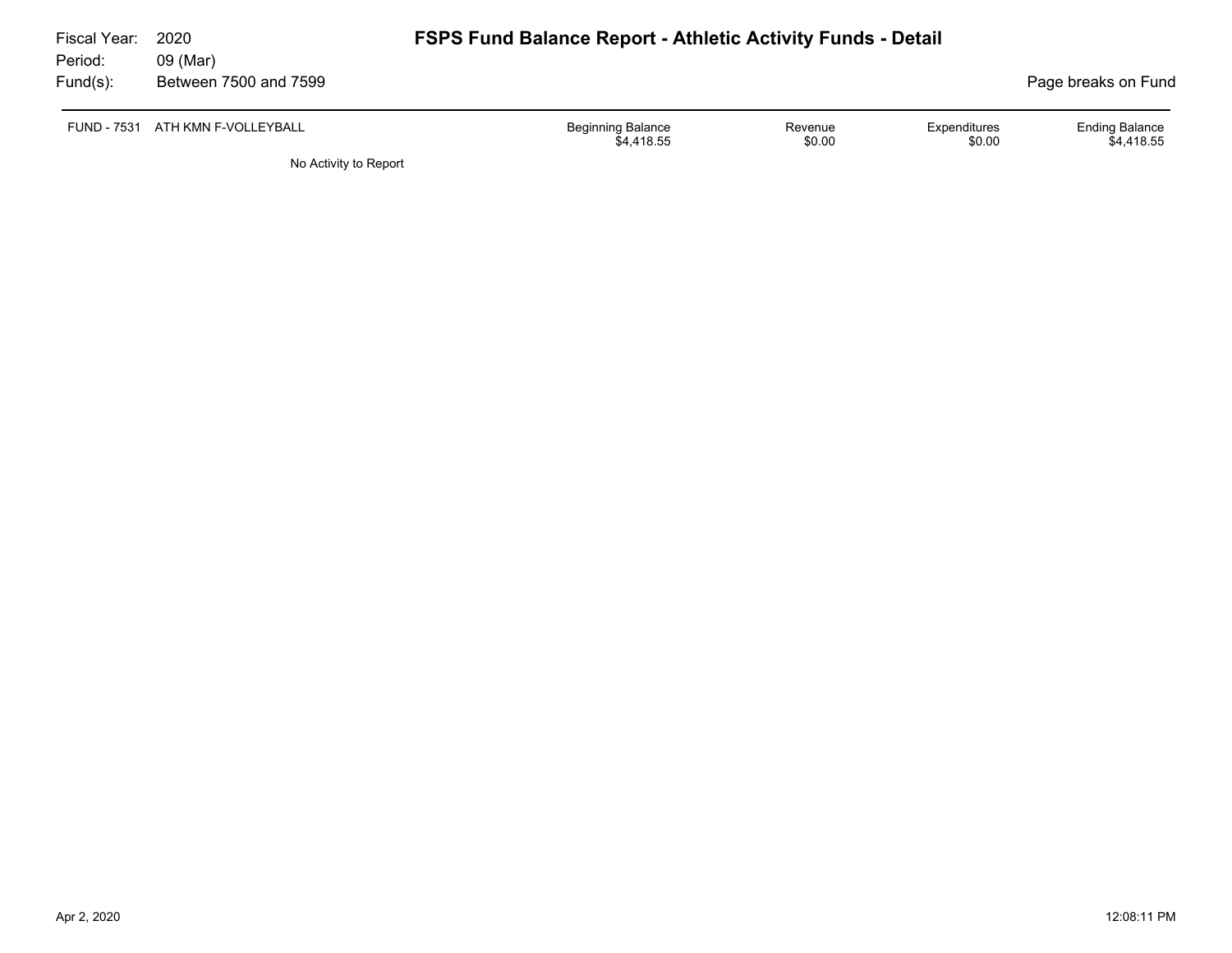Fiscal Year: 2020
Period: 09 (Mar)
Fund(s): Between 7500 and 7599

# FSPS Fund Balance Report - Athletic Activity Funds - Detail

Page breaks on Fund

| FUND - 7531 ATH KMN F-VOLLEYBALL | Beginning Balance | Revenue | Expenditures | Ending Balance |
|---|---|---|---|---|
| | $4,418.55 | $0.00 | $0.00 | $4,418.55 |

No Activity to Report

Apr 2, 2020 12:08:11 PM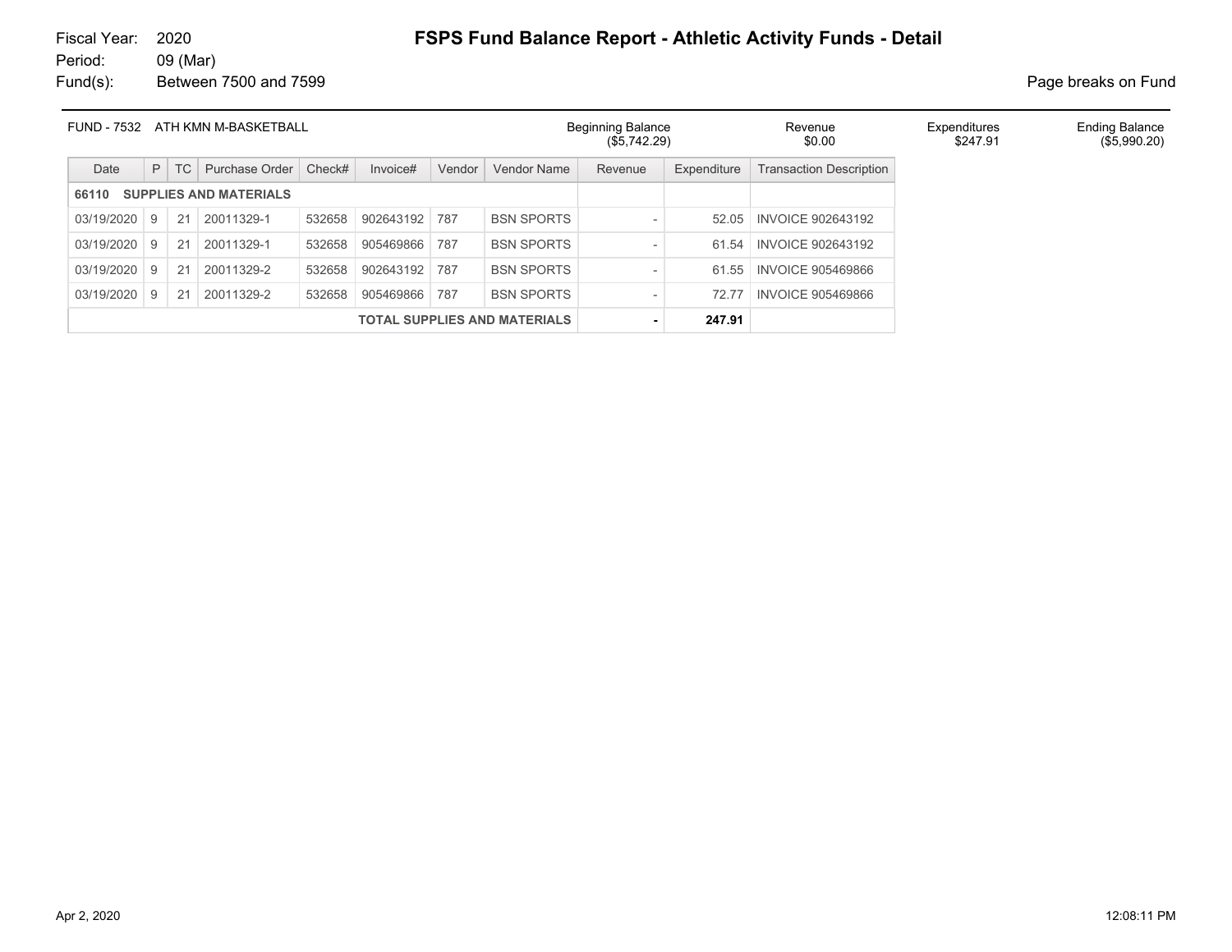Fiscal Year: 2020
Period: 09 (Mar)
Fund(s): Between 7500 and 7599

# FSPS Fund Balance Report - Athletic Activity Funds - Detail

Page breaks on Fund

| FUND - 7532 ATH KMN M-BASKETBALL | Beginning Balance | Revenue | Expenditures | Ending Balance |
|---|---|---|---|---|
| | ($5,742.29) | $0.00 | $247.91 | ($5,990.20) |

| Date | P | TC | Purchase Order | Check# | Invoice# | Vendor | Vendor Name | Revenue | Expenditure | Transaction Description |
|---|---|---|---|---|---|---|---|---|---|---|
| **66110 SUPPLIES AND MATERIALS** | | | | | | | | | | |
| 03/19/2020 | 9 | 21 | 20011329-1 | 532658 | 902643192 | 787 | BSN SPORTS | - | 52.05 | INVOICE 902643192 |
| 03/19/2020 | 9 | 21 | 20011329-1 | 532658 | 905469866 | 787 | BSN SPORTS | - | 61.54 | INVOICE 902643192 |
| 03/19/2020 | 9 | 21 | 20011329-2 | 532658 | 902643192 | 787 | BSN SPORTS | - | 61.55 | INVOICE 905469866 |
| 03/19/2020 | 9 | 21 | 20011329-2 | 532658 | 905469866 | 787 | BSN SPORTS | - | 72.77 | INVOICE 905469866 |
| | | | | | | | **TOTAL SUPPLIES AND MATERIALS** | **-** | **247.91** | |

Apr 2, 2020 12:08:11 PM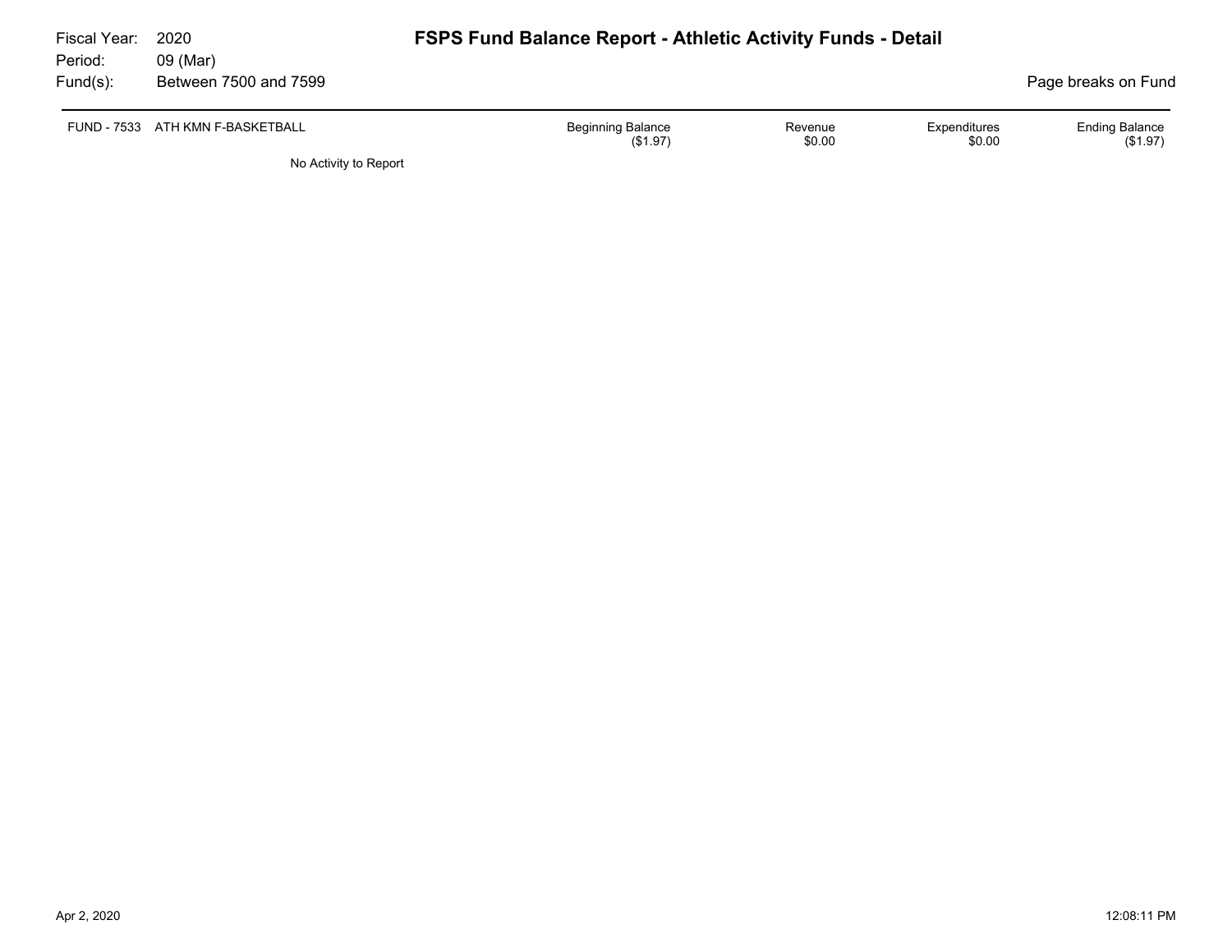Fiscal Year: 2020

Period: 09 (Mar)

Fund(s): Between 7500 and 7599

# FSPS Fund Balance Report - Athletic Activity Funds - Detail

Page breaks on Fund

| FUND - 7533 ATH KMN F-BASKETBALL | Beginning Balance | Revenue | Expenditures | Ending Balance |
|---|---|---|---|---|
| | ($1.97) | $0.00 | $0.00 | ($1.97) |

No Activity to Report

Apr 2, 2020 12:08:11 PM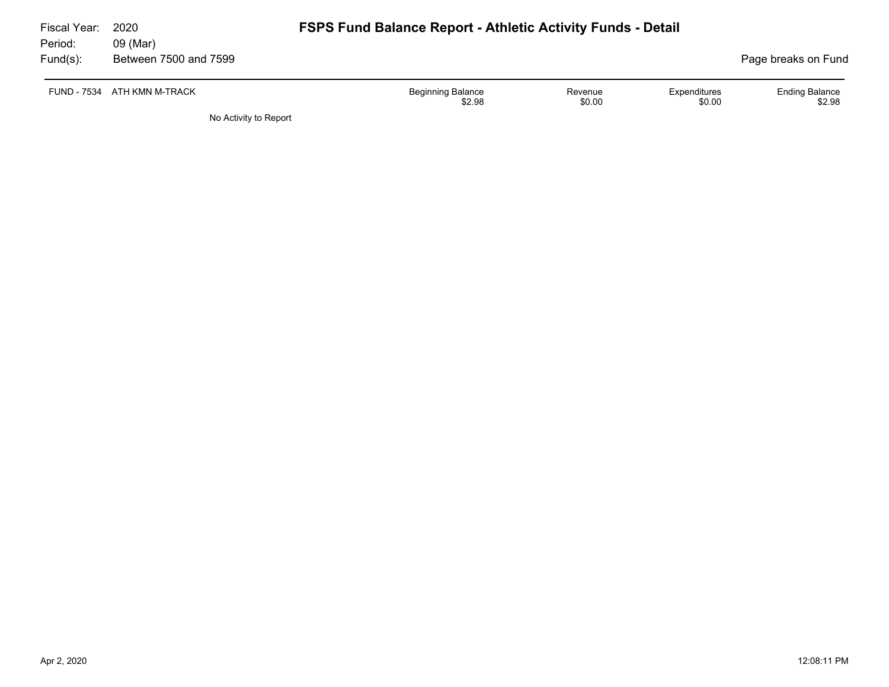Fiscal Year: 2020
Period: 09 (Mar)
Fund(s): Between 7500 and 7599

# FSPS Fund Balance Report - Athletic Activity Funds - Detail

Page breaks on Fund

| FUND - 7534 ATH KMN M-TRACK | Beginning Balance | Revenue | Expenditures | Ending Balance |
|---|---|---|---|---|
| | $2.98 | $0.00 | $0.00 | $2.98 |

No Activity to Report

Apr 2, 2020 12:08:11 PM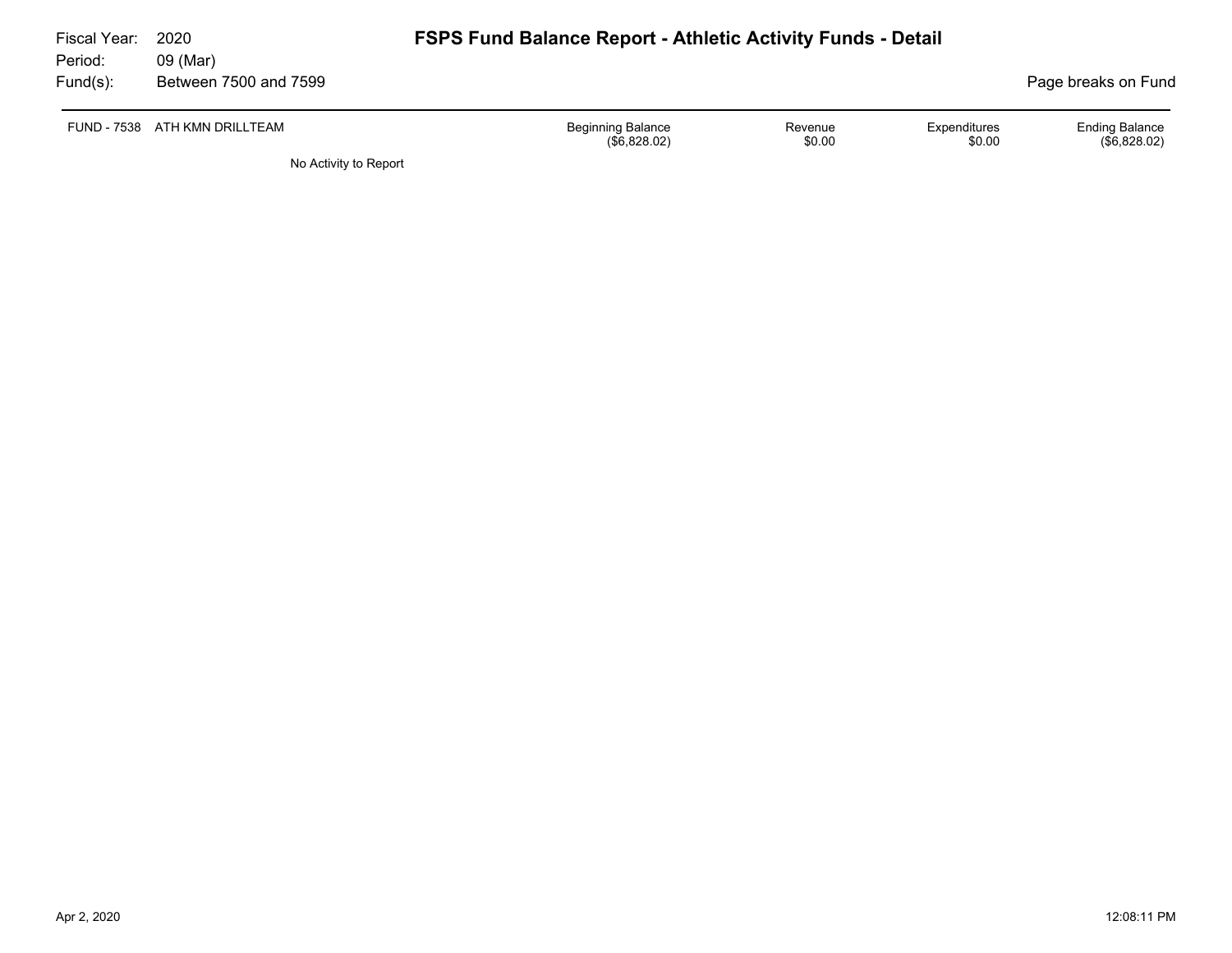Fiscal Year: 2020
Period: 09 (Mar)
Fund(s): Between 7500 and 7599

# FSPS Fund Balance Report - Athletic Activity Funds - Detail

Page breaks on Fund

| FUND - 7538 ATH KMN DRILLTEAM | Beginning Balance | Revenue | Expenditures | Ending Balance |
|---|---|---|---|---|
| | ($6,828.02) | $0.00 | $0.00 | ($6,828.02) |

No Activity to Report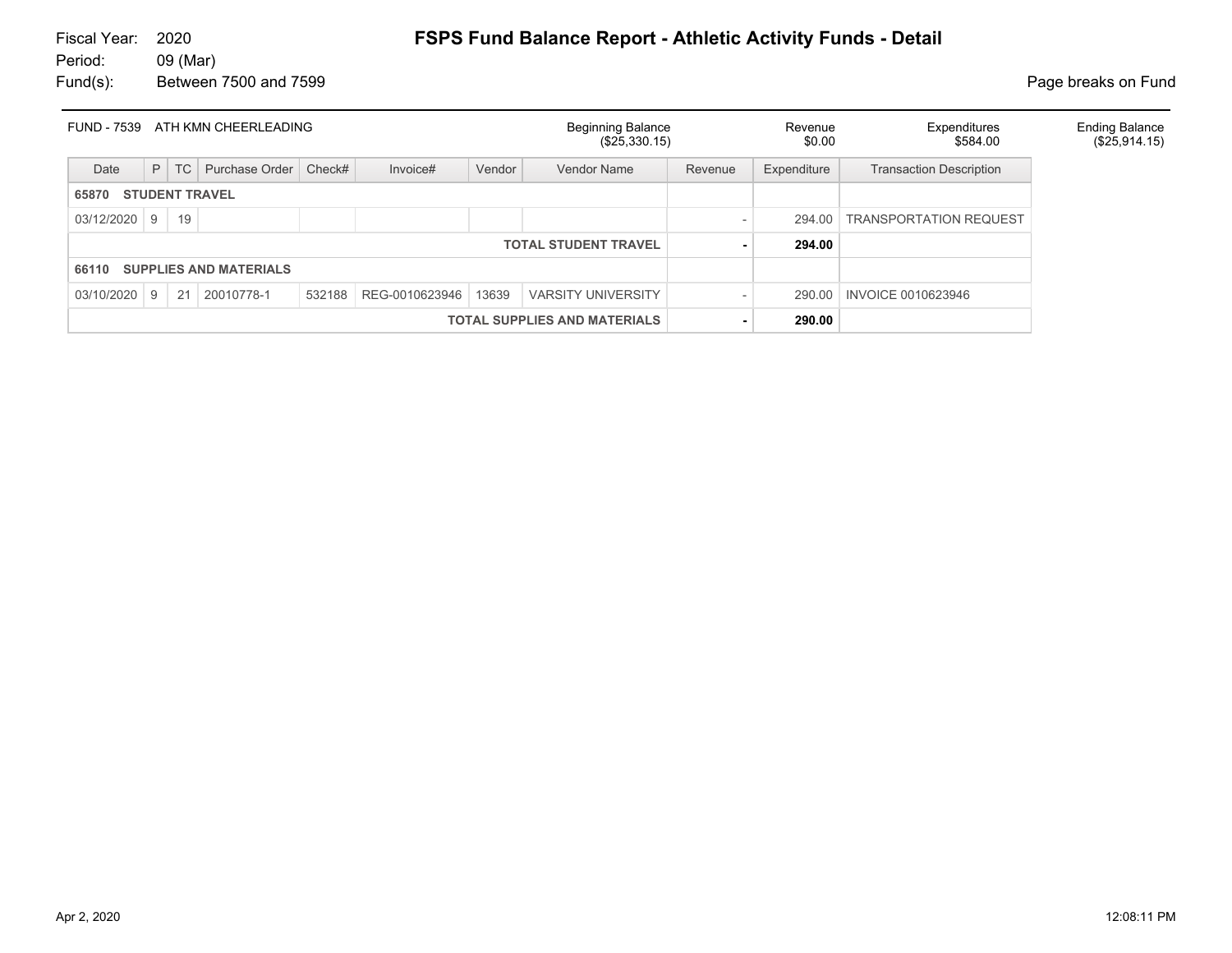Fiscal Year: 2020
Period: 09 (Mar)
Fund(s): Between 7500 and 7599

# FSPS Fund Balance Report - Athletic Activity Funds - Detail

Page breaks on Fund

| FUND - 7539 ATH KMN CHEERLEADING | Beginning Balance | Revenue | Expenditures | Ending Balance |
|---|---|---|---|---|
| | ($25,330.15) | $0.00 | $584.00 | ($25,914.15) |

| Date | P | TC | Purchase Order | Check# | Invoice# | Vendor | Vendor Name | Revenue | Expenditure | Transaction Description |
|---|---|---|---|---|---|---|---|---|---|---|
| **65870 STUDENT TRAVEL** | | | | | | | | | | |
| 03/12/2020 | 9 | 19 | | | | | | - | 294.00 | TRANSPORTATION REQUEST |
| | | | | | | | **TOTAL STUDENT TRAVEL** | **-** | **294.00** | |
| **66110 SUPPLIES AND MATERIALS** | | | | | | | | | | |
| 03/10/2020 | 9 | 21 | 20010778-1 | 532188 | REG-0010623946 | 13639 | VARSITY UNIVERSITY | - | 290.00 | INVOICE 0010623946 |
| | | | | | | | **TOTAL SUPPLIES AND MATERIALS** | **-** | **290.00** | |

Apr 2, 2020 12:08:11 PM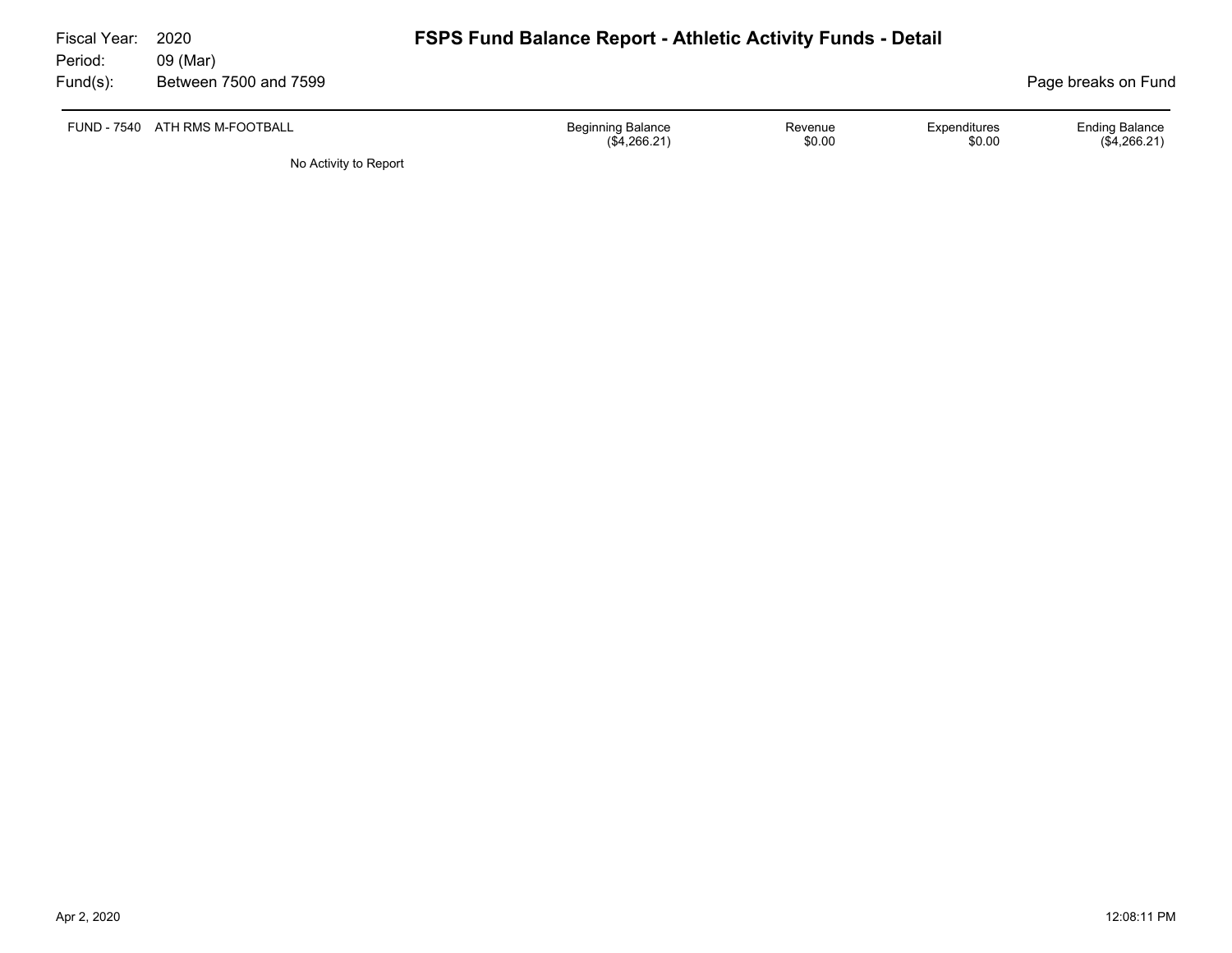Fiscal Year: 2020
Period: 09 (Mar)
Fund(s): Between 7500 and 7599

# FSPS Fund Balance Report - Athletic Activity Funds - Detail

Page breaks on Fund

| FUND - 7540 ATH RMS M-FOOTBALL | Beginning Balance | Revenue | Expenditures | Ending Balance |
|---|---|---|---|---|
| | ($4,266.21) | $0.00 | $0.00 | ($4,266.21) |

No Activity to Report

Apr 2, 2020 12:08:11 PM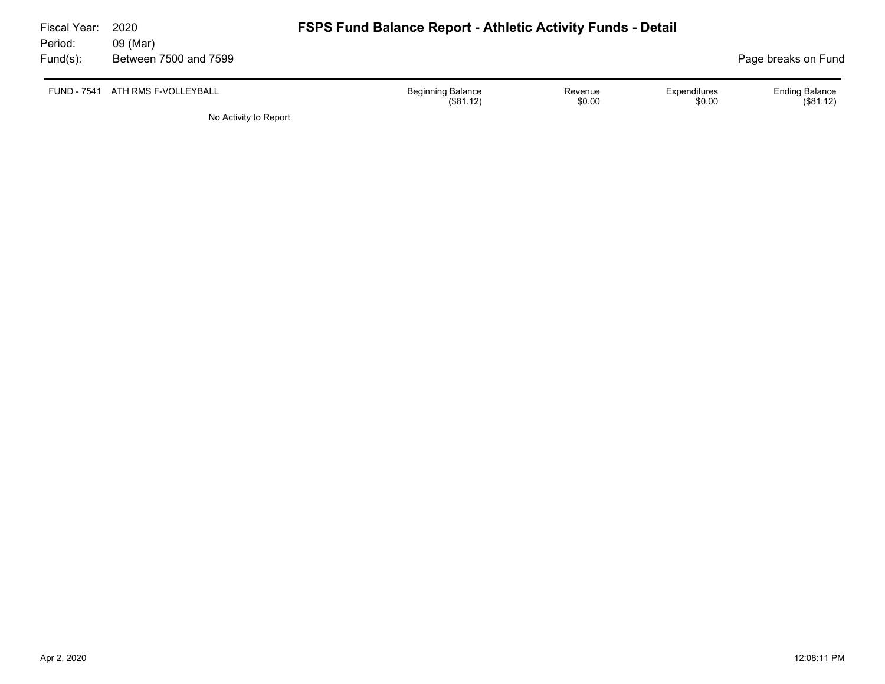Fiscal Year: 2020
Period: 09 (Mar)
Fund(s): Between 7500 and 7599

# FSPS Fund Balance Report - Athletic Activity Funds - Detail

Page breaks on Fund

| FUND - 7541 ATH RMS F-VOLLEYBALL | Beginning Balance | Revenue | Expenditures | Ending Balance |
|---|---|---|---|---|
| | ($81.12) | $0.00 | $0.00 | ($81.12) |

No Activity to Report

Apr 2, 2020 12:08:11 PM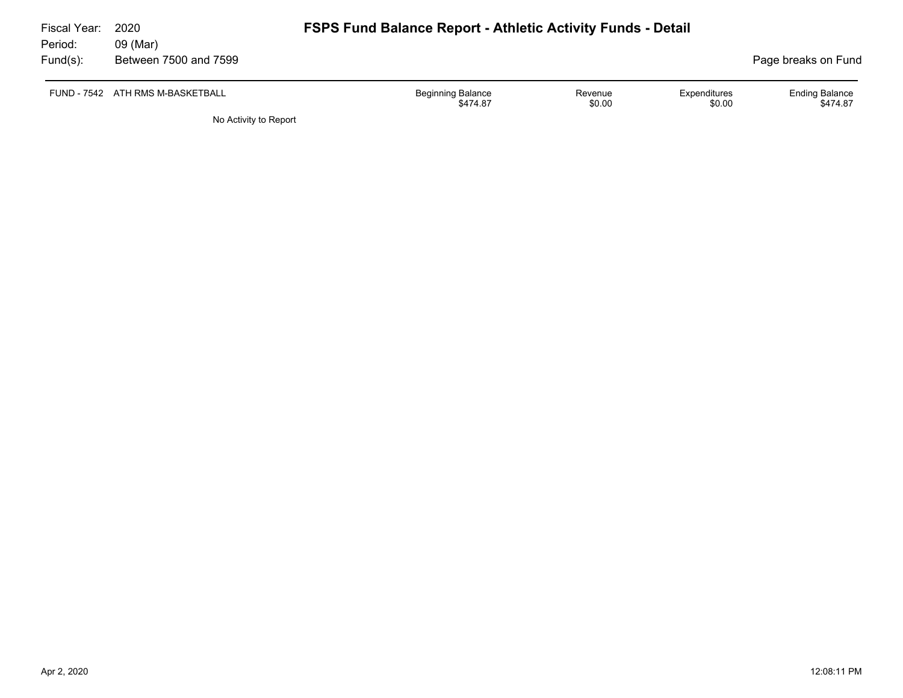Fiscal Year: 2020
Period: 09 (Mar)
Fund(s): Between 7500 and 7599

# FSPS Fund Balance Report - Athletic Activity Funds - Detail

Page breaks on Fund

| FUND - 7542 ATH RMS M-BASKETBALL | Beginning Balance | Revenue | Expenditures | Ending Balance |
|---|---|---|---|---|
| | $474.87 | $0.00 | $0.00 | $474.87 |

No Activity to Report

Apr 2, 2020 12:08:11 PM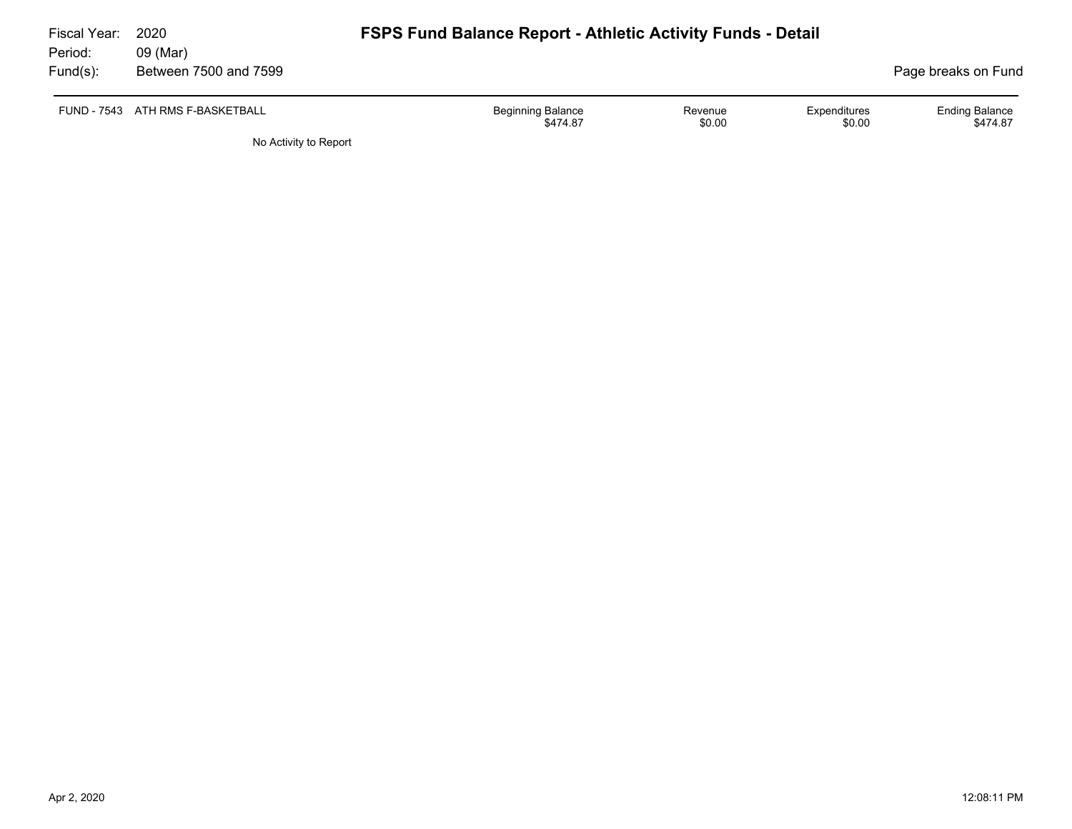Fiscal Year: 2020
Period: 09 (Mar)
Fund(s): Between 7500 and 7599

# FSPS Fund Balance Report - Athletic Activity Funds - Detail

Page breaks on Fund

| FUND - 7543 ATH RMS F-BASKETBALL | Beginning Balance | Revenue | Expenditures | Ending Balance |
|---|---|---|---|---|
| | $474.87 | $0.00 | $0.00 | $474.87 |

No Activity to Report

Apr 2, 2020 12:08:11 PM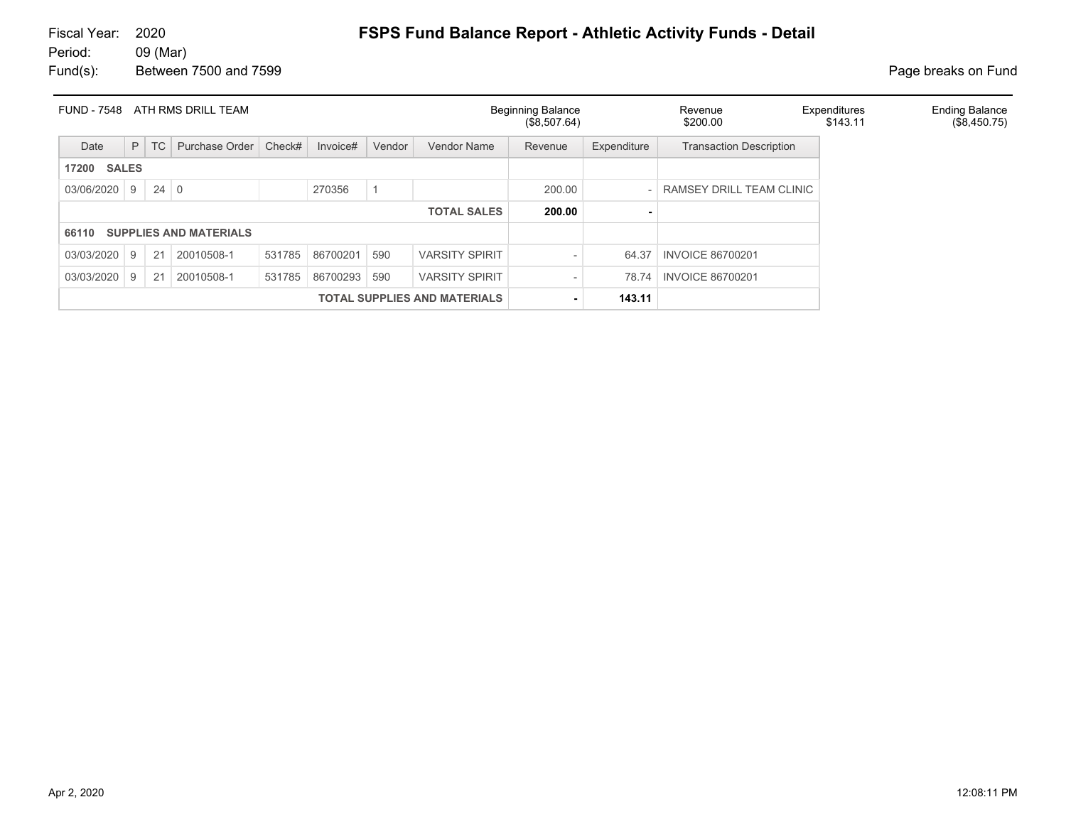Fiscal Year: 2020
Period: 09 (Mar)
Fund(s): Between 7500 and 7599

# FSPS Fund Balance Report - Athletic Activity Funds - Detail

Page breaks on Fund

| FUND - 7548 ATH RMS DRILL TEAM | Beginning Balance | Revenue | Expenditures | Ending Balance |
|---|---|---|---|---|
| | ($8,507.64) | $200.00 | $143.11 | ($8,450.75) |

| Date | P | TC | Purchase Order | Check# | Invoice# | Vendor | Vendor Name | Revenue | Expenditure | Transaction Description |
|---|---|---|---|---|---|---|---|---|---|---|
| **17200 SALES** | | | | | | | | | | |
| 03/06/2020 | 9 | 24 | 0 | | 270356 | 1 | | 200.00 | - | RAMSEY DRILL TEAM CLINIC |
| | | | | | | | **TOTAL SALES** | **200.00** | **-** | |
| **66110 SUPPLIES AND MATERIALS** | | | | | | | | | | |
| 03/03/2020 | 9 | 21 | 20010508-1 | 531785 | 86700201 | 590 | VARSITY SPIRIT | - | 64.37 | INVOICE 86700201 |
| 03/03/2020 | 9 | 21 | 20010508-1 | 531785 | 86700293 | 590 | VARSITY SPIRIT | - | 78.74 | INVOICE 86700201 |
| | | | | | | | **TOTAL SUPPLIES AND MATERIALS** | **-** | **143.11** | |

Apr 2, 2020 12:08:11 PM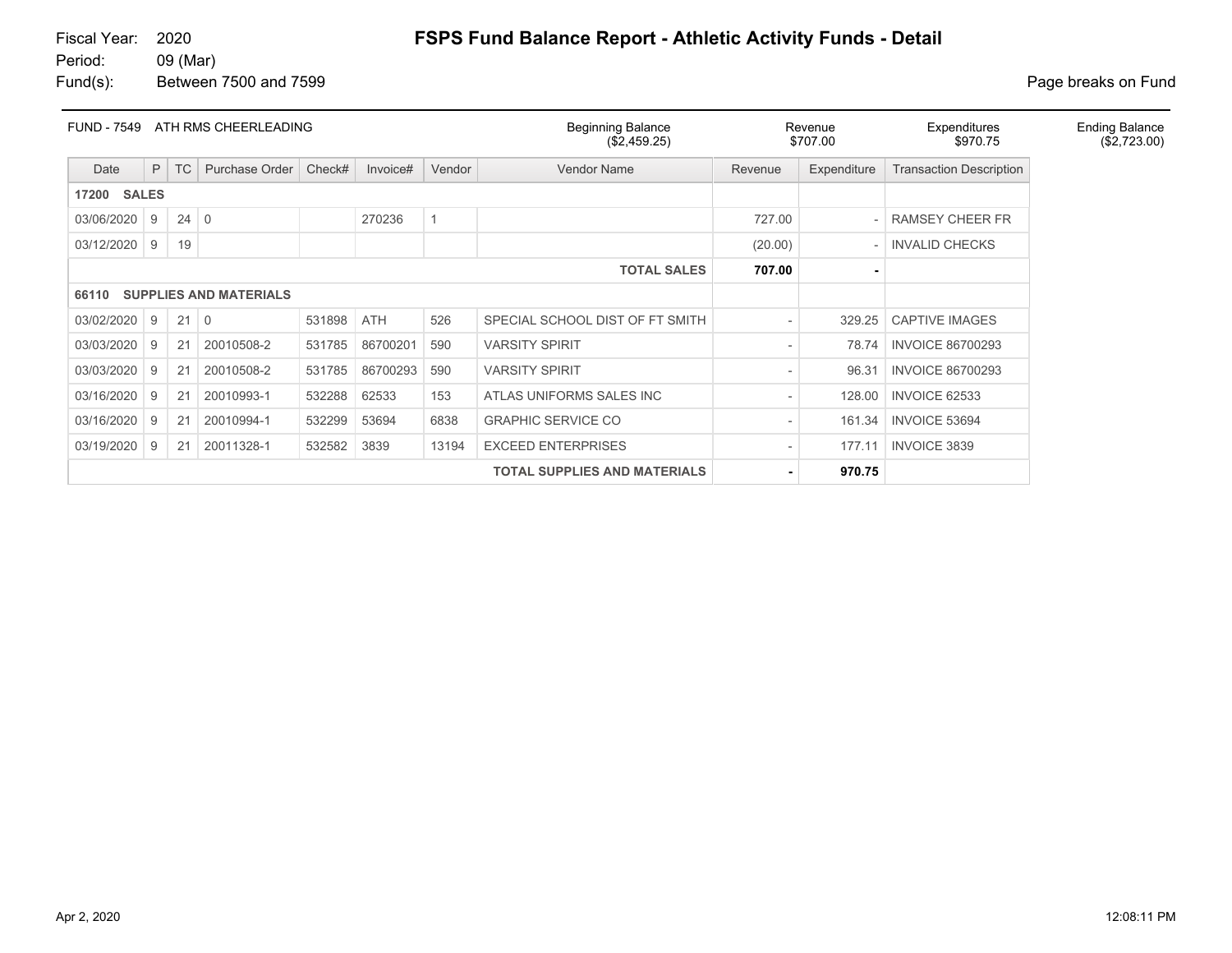Fiscal Year: 2020
Period: 09 (Mar)
Fund(s): Between 7500 and 7599

# FSPS Fund Balance Report - Athletic Activity Funds - Detail

Page breaks on Fund

| FUND - 7549 ATH RMS CHEERLEADING | Beginning Balance | Revenue | Expenditures | Ending Balance |
|---|---|---|---|---|
| | ($2,459.25) | $707.00 | $970.75 | ($2,723.00) |

| Date | P | TC | Purchase Order | Check# | Invoice# | Vendor | Vendor Name | Revenue | Expenditure | Transaction Description |
|---|---|---|---|---|---|---|---|---|---|---|
| **17200 SALES** | | | | | | | | | | |
| 03/06/2020 | 9 | 24 | 0 | | 270236 | 1 | | 727.00 | - | RAMSEY CHEER FR |
| 03/12/2020 | 9 | 19 | | | | | | (20.00) | - | INVALID CHECKS |
| | | | | | | | **TOTAL SALES** | **707.00** | **-** | |
| **66110 SUPPLIES AND MATERIALS** | | | | | | | | | | |
| 03/02/2020 | 9 | 21 | 0 | 531898 | ATH | 526 | SPECIAL SCHOOL DIST OF FT SMITH | - | 329.25 | CAPTIVE IMAGES |
| 03/03/2020 | 9 | 21 | 20010508-2 | 531785 | 86700201 | 590 | VARSITY SPIRIT | - | 78.74 | INVOICE 86700293 |
| 03/03/2020 | 9 | 21 | 20010508-2 | 531785 | 86700293 | 590 | VARSITY SPIRIT | - | 96.31 | INVOICE 86700293 |
| 03/16/2020 | 9 | 21 | 20010993-1 | 532288 | 62533 | 153 | ATLAS UNIFORMS SALES INC | - | 128.00 | INVOICE 62533 |
| 03/16/2020 | 9 | 21 | 20010994-1 | 532299 | 53694 | 6838 | GRAPHIC SERVICE CO | - | 161.34 | INVOICE 53694 |
| 03/19/2020 | 9 | 21 | 20011328-1 | 532582 | 3839 | 13194 | EXCEED ENTERPRISES | - | 177.11 | INVOICE 3839 |
| | | | | | | | **TOTAL SUPPLIES AND MATERIALS** | **-** | **970.75** | |

Apr 2, 2020 12:08:11 PM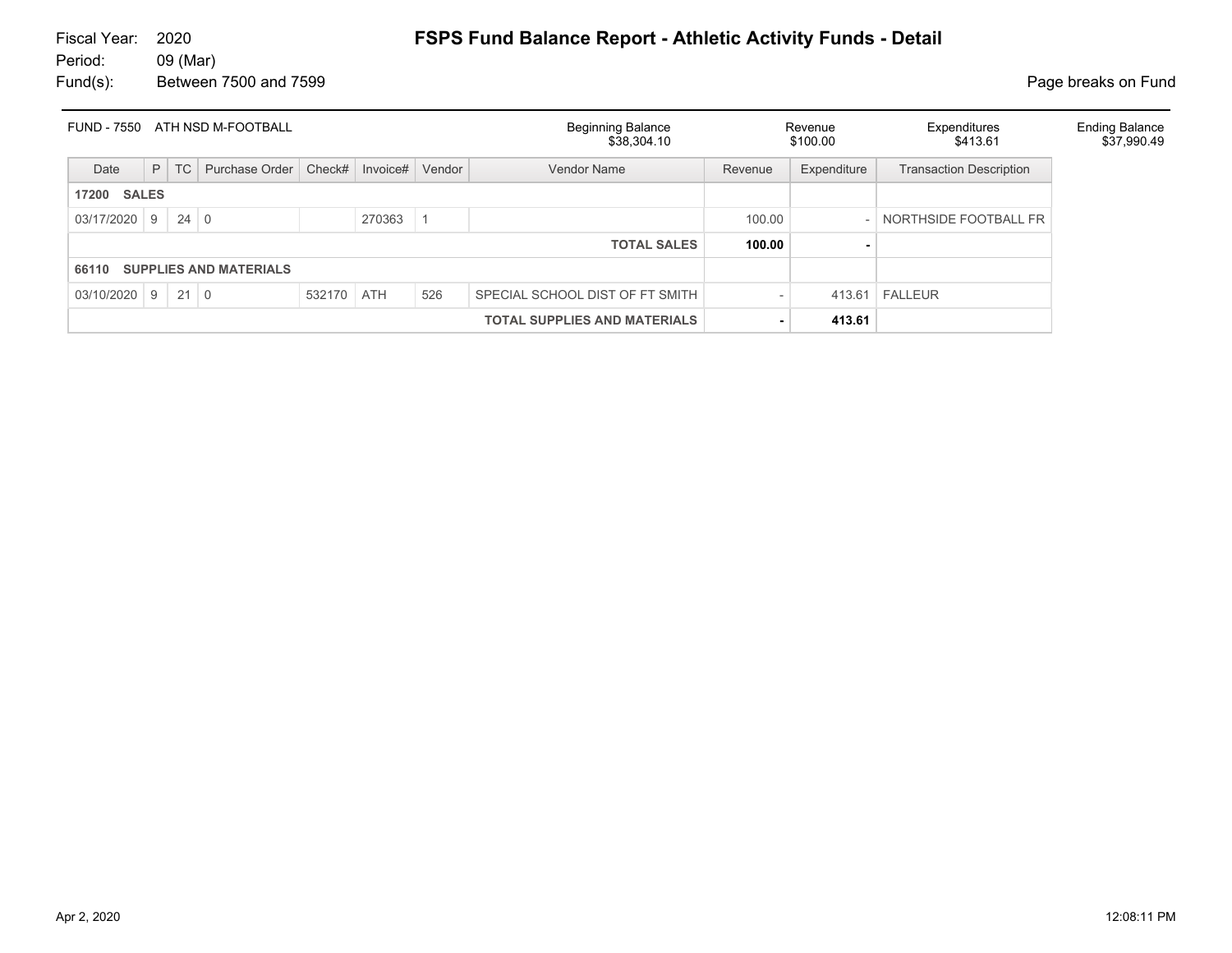Fiscal Year: 2020
Period: 09 (Mar)
Fund(s): Between 7500 and 7599

# FSPS Fund Balance Report - Athletic Activity Funds - Detail

Page breaks on Fund

| FUND - 7550 ATH NSD M-FOOTBALL | Beginning Balance | Revenue | Expenditures | Ending Balance |
|---|---|---|---|---|
| | $38,304.10 | $100.00 | $413.61 | $37,990.49 |

| Date | P | TC | Purchase Order | Check# | Invoice# | Vendor | Vendor Name | Revenue | Expenditure | Transaction Description |
|---|---|---|---|---|---|---|---|---|---|---|
| **17200 SALES** | | | | | | | | | | |
| 03/17/2020 | 9 | 24 | 0 | | 270363 | 1 | | 100.00 | - | NORTHSIDE FOOTBALL FR |
| | | | | | | | **TOTAL SALES** | **100.00** | **-** | |
| **66110 SUPPLIES AND MATERIALS** | | | | | | | | | | |
| 03/10/2020 | 9 | 21 | 0 | 532170 | ATH | 526 | SPECIAL SCHOOL DIST OF FT SMITH | - | 413.61 | FALLEUR |
| | | | | | | | **TOTAL SUPPLIES AND MATERIALS** | **-** | **413.61** | |

Apr 2, 2020 12:08:11 PM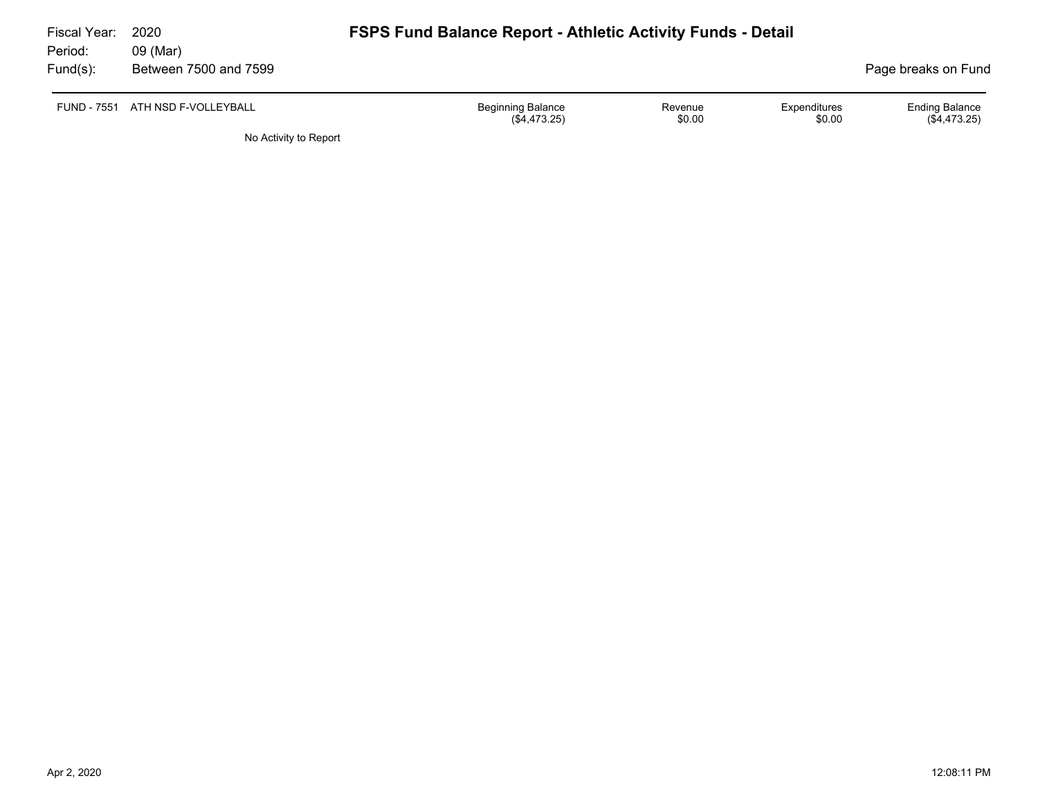Fiscal Year: 2020
Period: 09 (Mar)
Fund(s): Between 7500 and 7599

# FSPS Fund Balance Report - Athletic Activity Funds - Detail

Page breaks on Fund

| FUND - 7551 ATH NSD F-VOLLEYBALL | Beginning Balance | Revenue | Expenditures | Ending Balance |
|---|---|---|---|---|
| | ($4,473.25) | $0.00 | $0.00 | ($4,473.25) |

No Activity to Report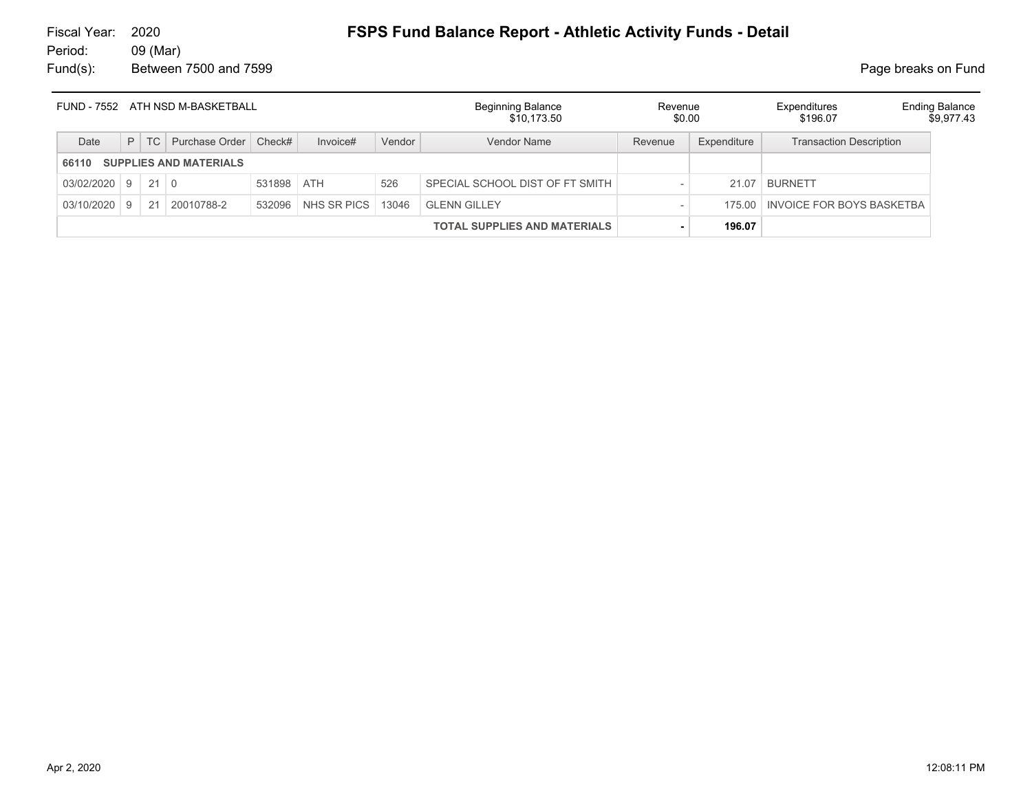Fiscal Year: 2020
Period: 09 (Mar)
Fund(s): Between 7500 and 7599

# FSPS Fund Balance Report - Athletic Activity Funds - Detail

Page breaks on Fund

| FUND - 7552 ATH NSD M-BASKETBALL | Beginning Balance | Revenue | Expenditures | Ending Balance |
|---|---|---|---|---|
| | $10,173.50 | $0.00 | $196.07 | $9,977.43 |

| Date | P | TC | Purchase Order | Check# | Invoice# | Vendor | Vendor Name | Revenue | Expenditure | Transaction Description |
|---|---|---|---|---|---|---|---|---|---|---|
| **66110 SUPPLIES AND MATERIALS** | | | | | | | | | | |
| 03/02/2020 | 9 | 21 | 0 | 531898 | ATH | 526 | SPECIAL SCHOOL DIST OF FT SMITH | - | 21.07 | BURNETT |
| 03/10/2020 | 9 | 21 | 20010788-2 | 532096 | NHS SR PICS | 13046 | GLENN GILLEY | - | 175.00 | INVOICE FOR BOYS BASKETBA |
| | | | | | | | **TOTAL SUPPLIES AND MATERIALS** | **-** | **196.07** | |

Apr 2, 2020 12:08:11 PM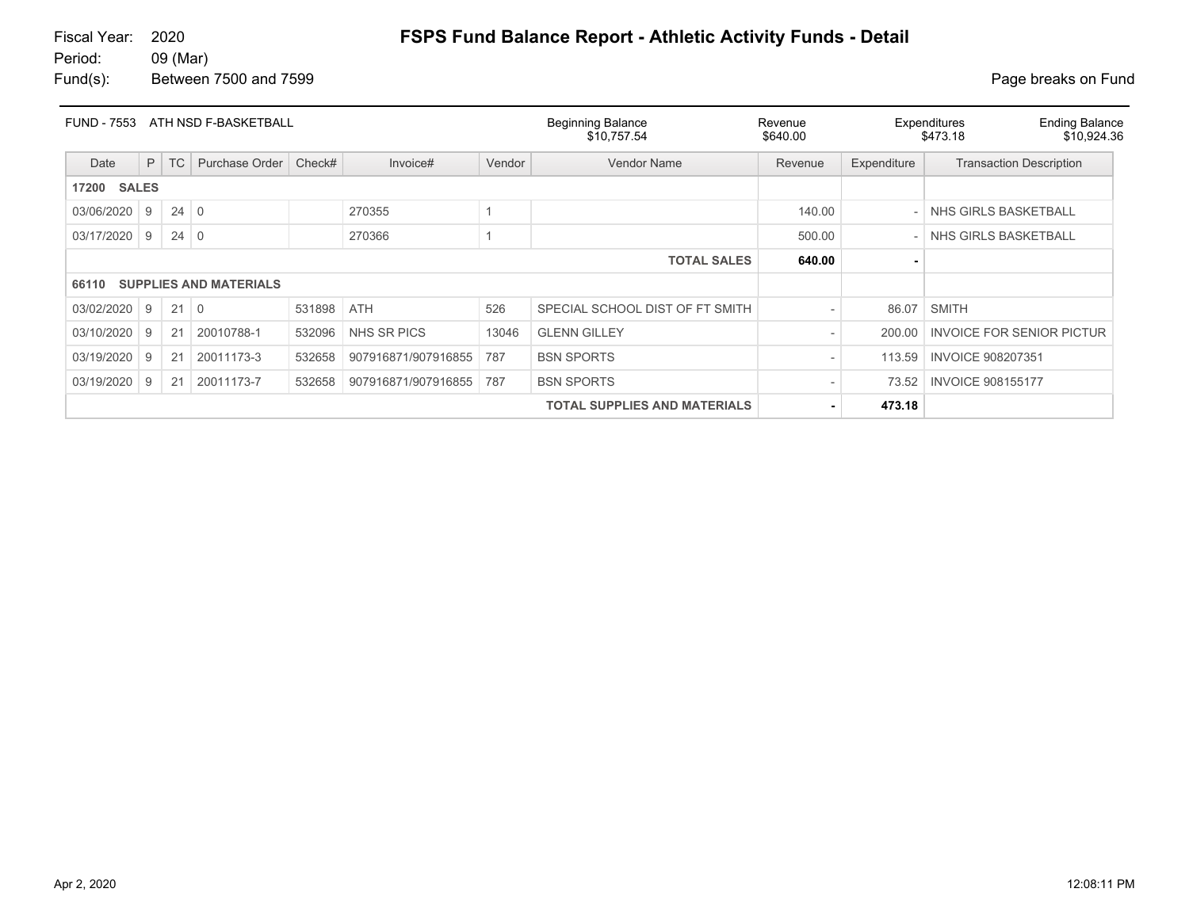Fiscal Year: 2020
Period: 09 (Mar)
Fund(s): Between 7500 and 7599

# FSPS Fund Balance Report - Athletic Activity Funds - Detail

Page breaks on Fund

| FUND - 7553 ATH NSD F-BASKETBALL | Beginning Balance | Revenue | Expenditures | Ending Balance |
|---|---|---|---|---|
| | $10,757.54 | $640.00 | $473.18 | $10,924.36 |

| Date | P | TC | Purchase Order | Check# | Invoice# | Vendor | Vendor Name | Revenue | Expenditure | Transaction Description |
|---|---|---|---|---|---|---|---|---|---|---|
| **17200 SALES** | | | | | | | | | | |
| 03/06/2020 | 9 | 24 | 0 | | 270355 | 1 | | 140.00 | - | NHS GIRLS BASKETBALL |
| 03/17/2020 | 9 | 24 | 0 | | 270366 | 1 | | 500.00 | - | NHS GIRLS BASKETBALL |
| | | | | | | | **TOTAL SALES** | **640.00** | **-** | |
| **66110 SUPPLIES AND MATERIALS** | | | | | | | | | | |
| 03/02/2020 | 9 | 21 | 0 | 531898 | ATH | 526 | SPECIAL SCHOOL DIST OF FT SMITH | - | 86.07 | SMITH |
| 03/10/2020 | 9 | 21 | 20010788-1 | 532096 | NHS SR PICS | 13046 | GLENN GILLEY | - | 200.00 | INVOICE FOR SENIOR PICTUR |
| 03/19/2020 | 9 | 21 | 20011173-3 | 532658 | 907916871/907916855 | 787 | BSN SPORTS | - | 113.59 | INVOICE 908207351 |
| 03/19/2020 | 9 | 21 | 20011173-7 | 532658 | 907916871/907916855 | 787 | BSN SPORTS | - | 73.52 | INVOICE 908155177 |
| | | | | | | | **TOTAL SUPPLIES AND MATERIALS** | **-** | **473.18** | |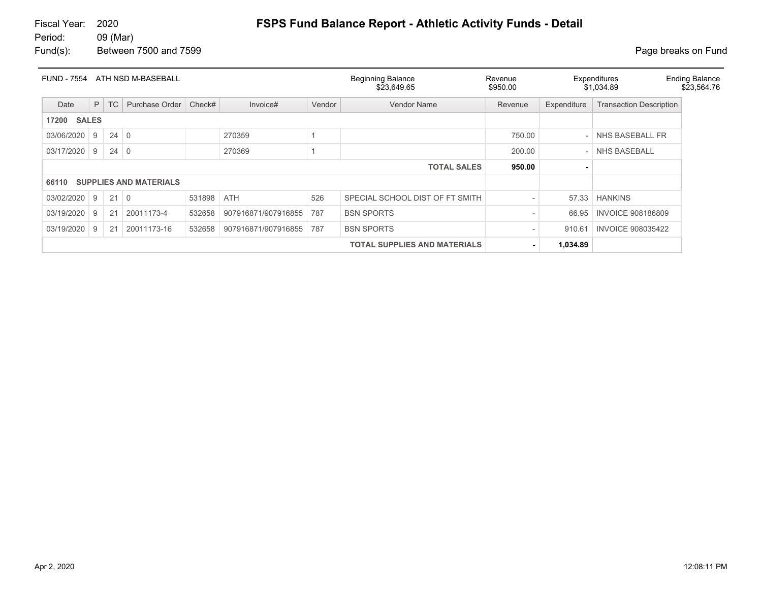Fiscal Year: 2020
Period: 09 (Mar)
Fund(s): Between 7500 and 7599

# FSPS Fund Balance Report - Athletic Activity Funds - Detail

Page breaks on Fund

| FUND - 7554 ATH NSD M-BASEBALL | Beginning Balance | Revenue | Expenditures | Ending Balance |
|---|---|---|---|---|
| | $23,649.65 | $950.00 | $1,034.89 | $23,564.76 |

| Date | P | TC | Purchase Order | Check# | Invoice# | Vendor | Vendor Name | Revenue | Expenditure | Transaction Description |
|---|---|---|---|---|---|---|---|---|---|---|
| **17200 SALES** | | | | | | | | | | |
| 03/06/2020 | 9 | 24 | 0 | | 270359 | 1 | | 750.00 | - | NHS BASEBALL FR |
| 03/17/2020 | 9 | 24 | 0 | | 270369 | 1 | | 200.00 | - | NHS BASEBALL |
| | | | | | | | **TOTAL SALES** | **950.00** | **-** | |
| **66110 SUPPLIES AND MATERIALS** | | | | | | | | | | |
| 03/02/2020 | 9 | 21 | 0 | 531898 | ATH | 526 | SPECIAL SCHOOL DIST OF FT SMITH | - | 57.33 | HANKINS |
| 03/19/2020 | 9 | 21 | 20011173-4 | 532658 | 907916871/907916855 | 787 | BSN SPORTS | - | 66.95 | INVOICE 908186809 |
| 03/19/2020 | 9 | 21 | 20011173-16 | 532658 | 907916871/907916855 | 787 | BSN SPORTS | - | 910.61 | INVOICE 908035422 |
| | | | | | | | **TOTAL SUPPLIES AND MATERIALS** | **-** | **1,034.89** | |

Apr 2, 2020 12:08:11 PM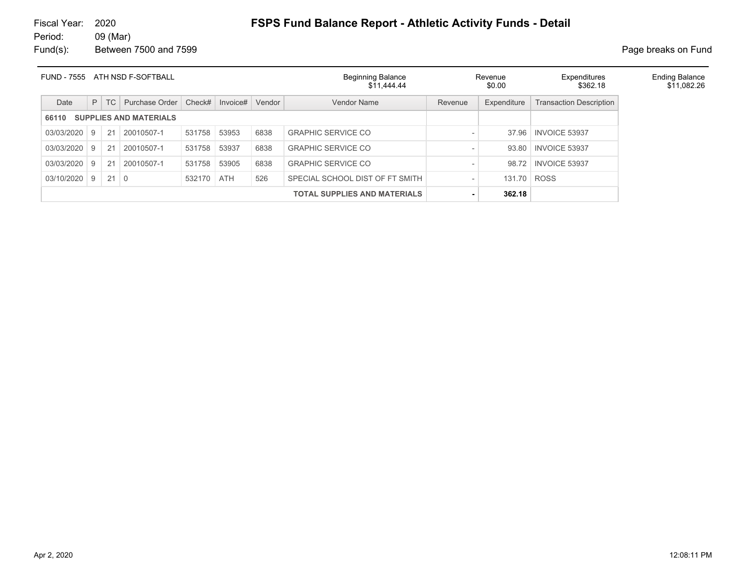Fiscal Year: 2020
Period: 09 (Mar)
Fund(s): Between 7500 and 7599

# FSPS Fund Balance Report - Athletic Activity Funds - Detail

Page breaks on Fund

| FUND - 7555 ATH NSD F-SOFTBALL | Beginning Balance | Revenue | Expenditures | Ending Balance |
|---|---|---|---|---|
| | $11,444.44 | $0.00 | $362.18 | $11,082.26 |

| Date | P | TC | Purchase Order | Check# | Invoice# | Vendor | Vendor Name | Revenue | Expenditure | Transaction Description |
|---|---|---|---|---|---|---|---|---|---|---|
| **66110 SUPPLIES AND MATERIALS** | | | | | | | | | | |
| 03/03/2020 | 9 | 21 | 20010507-1 | 531758 | 53953 | 6838 | GRAPHIC SERVICE CO | - | 37.96 | INVOICE 53937 |
| 03/03/2020 | 9 | 21 | 20010507-1 | 531758 | 53937 | 6838 | GRAPHIC SERVICE CO | - | 93.80 | INVOICE 53937 |
| 03/03/2020 | 9 | 21 | 20010507-1 | 531758 | 53905 | 6838 | GRAPHIC SERVICE CO | - | 98.72 | INVOICE 53937 |
| 03/10/2020 | 9 | 21 | 0 | 532170 | ATH | 526 | SPECIAL SCHOOL DIST OF FT SMITH | - | 131.70 | ROSS |
| | | | | | | | **TOTAL SUPPLIES AND MATERIALS** | **-** | **362.18** | |

Apr 2, 2020 12:08:11 PM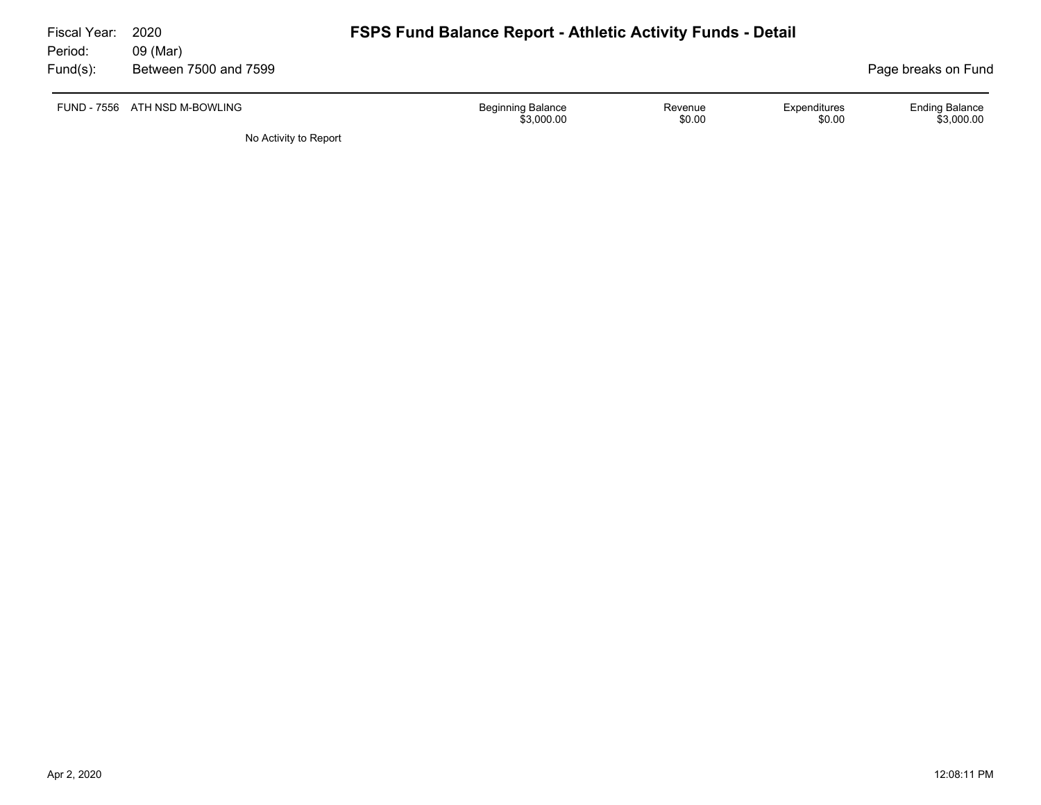Fiscal Year: 2020
Period: 09 (Mar)
Fund(s): Between 7500 and 7599

# FSPS Fund Balance Report - Athletic Activity Funds - Detail

Page breaks on Fund

| FUND - 7556 ATH NSD M-BOWLING | Beginning Balance | Revenue | Expenditures | Ending Balance |
|---|---|---|---|---|
| | $3,000.00 | $0.00 | $0.00 | $3,000.00 |

No Activity to Report

Apr 2, 2020 12:08:11 PM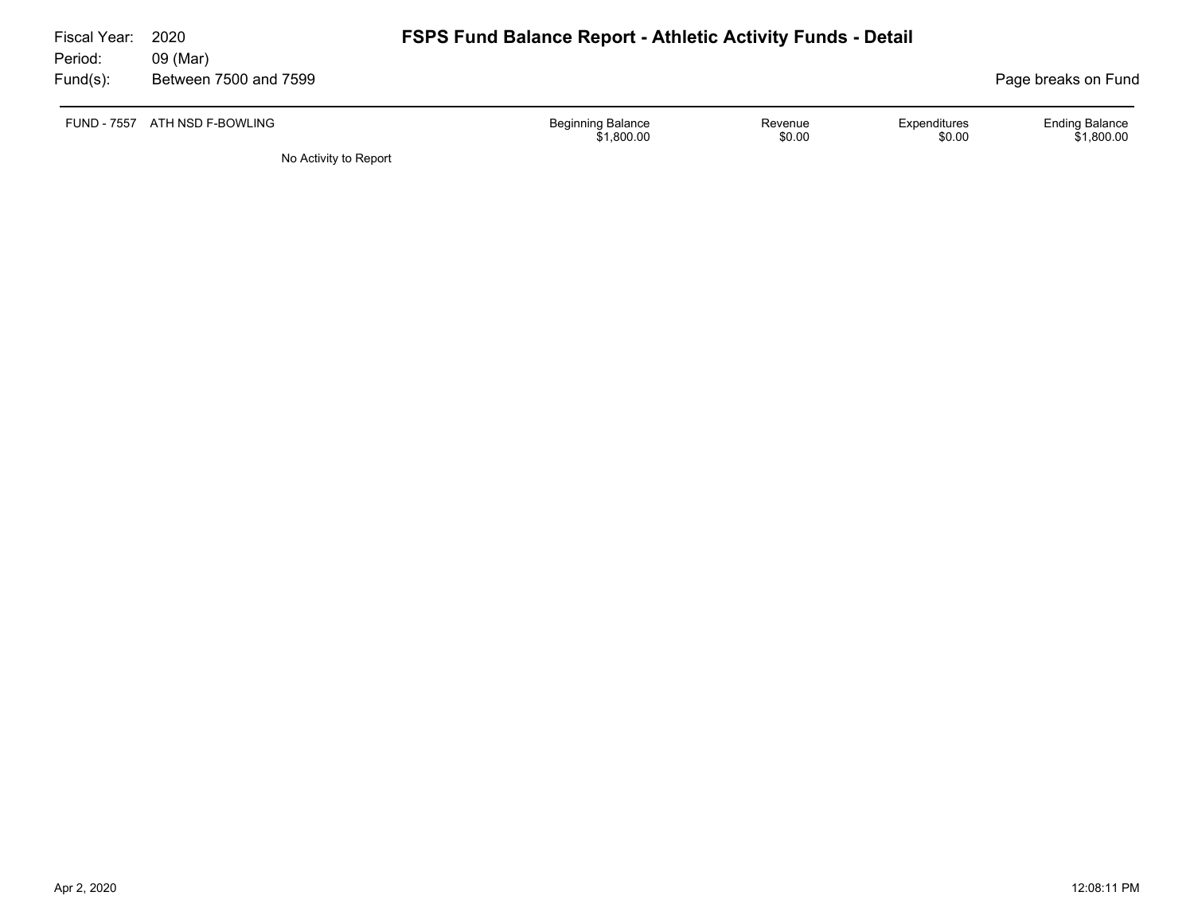Fiscal Year: 2020
Period: 09 (Mar)
Fund(s): Between 7500 and 7599

# FSPS Fund Balance Report - Athletic Activity Funds - Detail

Page breaks on Fund

| FUND - 7557 ATH NSD F-BOWLING | Beginning Balance | Revenue | Expenditures | Ending Balance |
|---|---|---|---|---|
| | $1,800.00 | $0.00 | $0.00 | $1,800.00 |

No Activity to Report

Apr 2, 2020 12:08:11 PM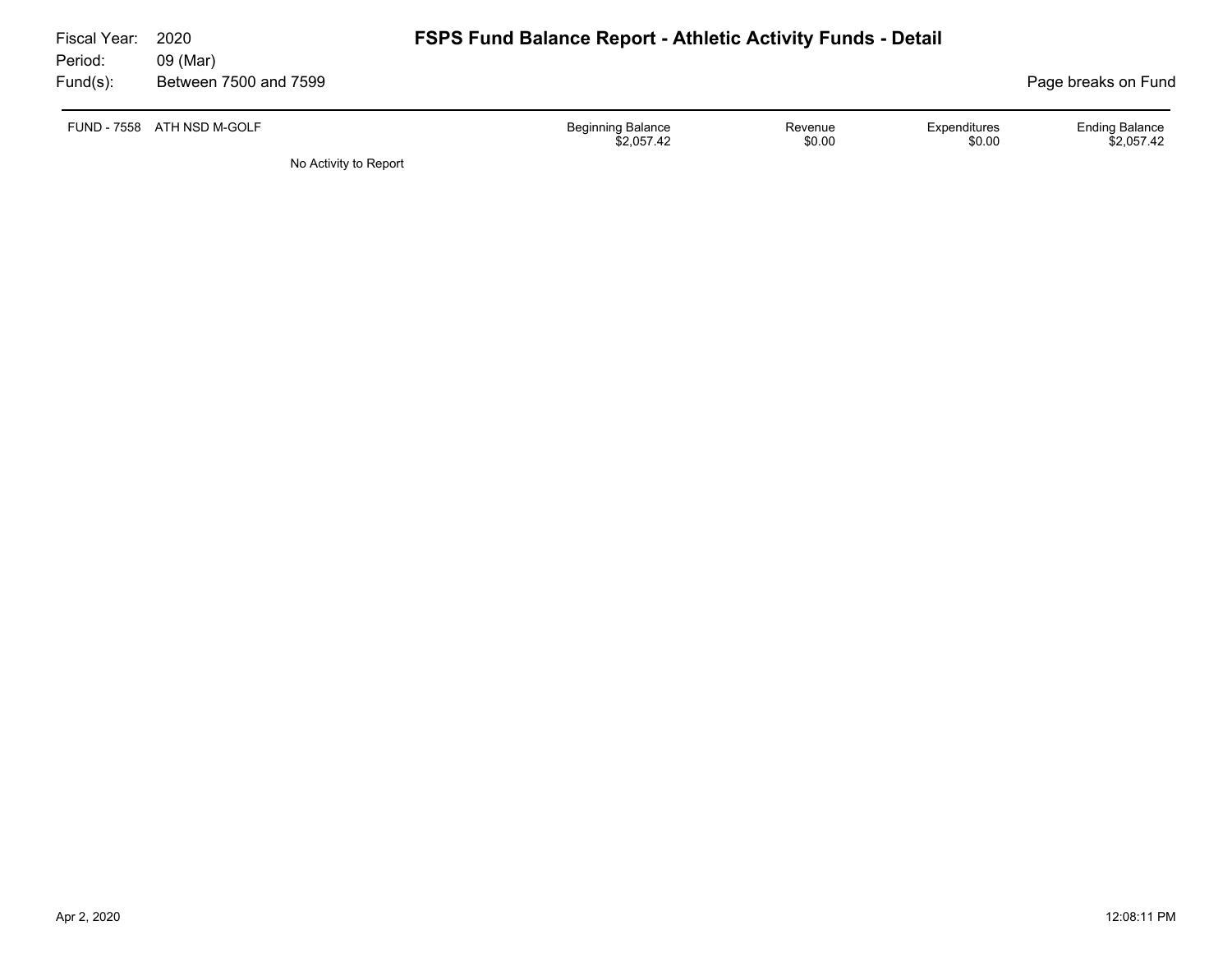Fiscal Year: 2020
Period: 09 (Mar)
Fund(s): Between 7500 and 7599

# FSPS Fund Balance Report - Athletic Activity Funds - Detail

Page breaks on Fund

| FUND - 7558 ATH NSD M-GOLF | Beginning Balance | Revenue | Expenditures | Ending Balance |
|---|---|---|---|---|
| | $2,057.42 | $0.00 | $0.00 | $2,057.42 |

No Activity to Report

Apr 2, 2020 12:08:11 PM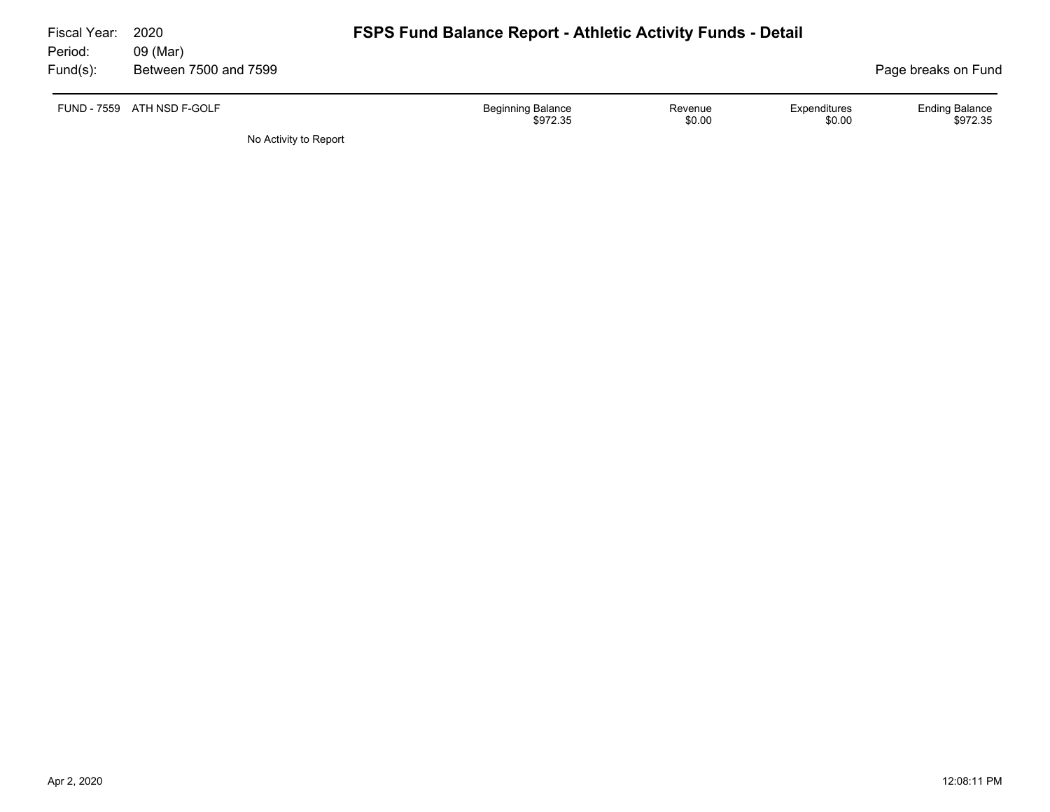Fiscal Year: 2020
Period: 09 (Mar)
Fund(s): Between 7500 and 7599

# FSPS Fund Balance Report - Athletic Activity Funds - Detail

Page breaks on Fund

| FUND - 7559 ATH NSD F-GOLF | Beginning Balance | Revenue | Expenditures | Ending Balance |
|---|---|---|---|---|
| | $972.35 | $0.00 | $0.00 | $972.35 |

No Activity to Report

Apr 2, 2020 12:08:11 PM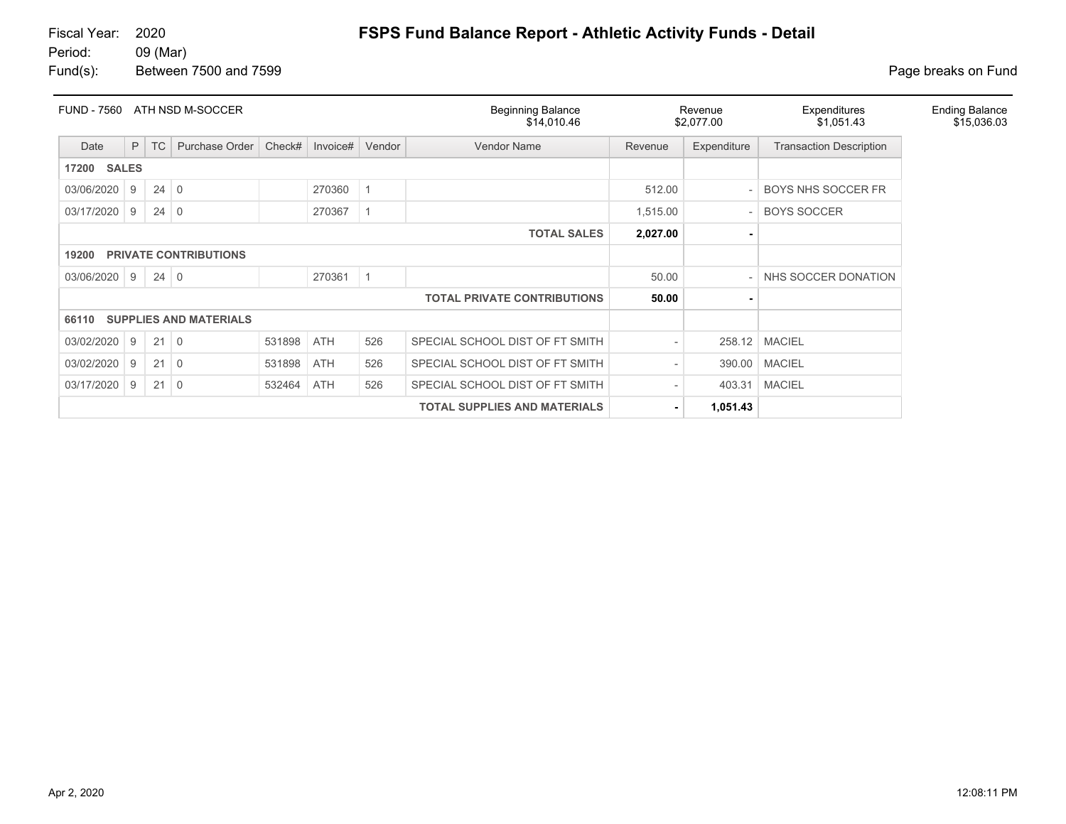Fiscal Year: 2020
Period: 09 (Mar)
Fund(s): Between 7500 and 7599

# FSPS Fund Balance Report - Athletic Activity Funds - Detail

Page breaks on Fund

| FUND - 7560 ATH NSD M-SOCCER | Beginning Balance | Revenue | Expenditures | Ending Balance |
|---|---|---|---|---|
| | $14,010.46 | $2,077.00 | $1,051.43 | $15,036.03 |

| Date | P | TC | Purchase Order | Check# | Invoice# | Vendor | Vendor Name | Revenue | Expenditure | Transaction Description |
|---|---|---|---|---|---|---|---|---|---|---|
| **17200 SALES** | | | | | | | | | | |
| 03/06/2020 | 9 | 24 | 0 | | 270360 | 1 | | 512.00 | - | BOYS NHS SOCCER FR |
| 03/17/2020 | 9 | 24 | 0 | | 270367 | 1 | | 1,515.00 | - | BOYS SOCCER |
| | | | | | | | **TOTAL SALES** | **2,027.00** | **-** | |
| **19200 PRIVATE CONTRIBUTIONS** | | | | | | | | | | |
| 03/06/2020 | 9 | 24 | 0 | | 270361 | 1 | | 50.00 | - | NHS SOCCER DONATION |
| | | | | | | | **TOTAL PRIVATE CONTRIBUTIONS** | **50.00** | **-** | |
| **66110 SUPPLIES AND MATERIALS** | | | | | | | | | | |
| 03/02/2020 | 9 | 21 | 0 | 531898 | ATH | 526 | SPECIAL SCHOOL DIST OF FT SMITH | - | 258.12 | MACIEL |
| 03/02/2020 | 9 | 21 | 0 | 531898 | ATH | 526 | SPECIAL SCHOOL DIST OF FT SMITH | - | 390.00 | MACIEL |
| 03/17/2020 | 9 | 21 | 0 | 532464 | ATH | 526 | SPECIAL SCHOOL DIST OF FT SMITH | - | 403.31 | MACIEL |
| | | | | | | | **TOTAL SUPPLIES AND MATERIALS** | **-** | **1,051.43** | |

Apr 2, 2020 12:08:11 PM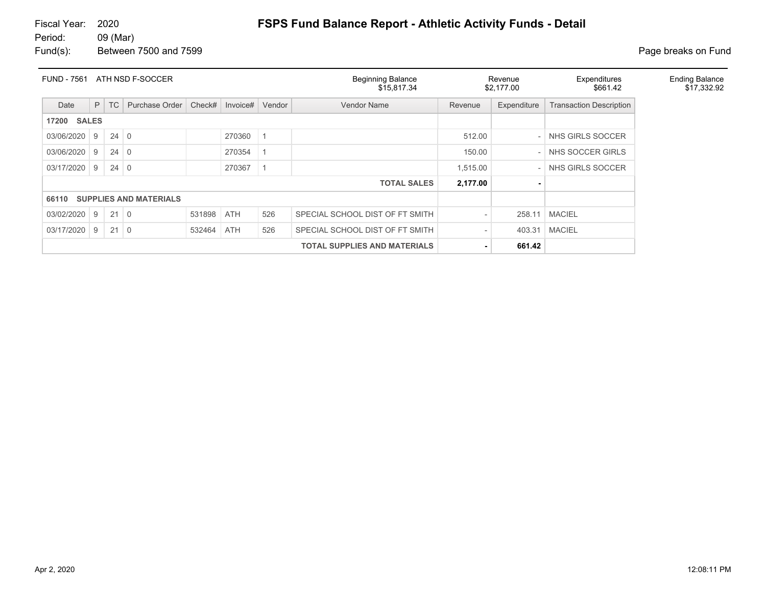Fiscal Year: 2020
Period: 09 (Mar)
Fund(s): Between 7500 and 7599

# FSPS Fund Balance Report - Athletic Activity Funds - Detail

Page breaks on Fund

| FUND - 7561 ATH NSD F-SOCCER | Beginning Balance | Revenue | Expenditures | Ending Balance |
|---|---|---|---|---|
| | $15,817.34 | $2,177.00 | $661.42 | $17,332.92 |

| Date | P | TC | Purchase Order | Check# | Invoice# | Vendor | Vendor Name | Revenue | Expenditure | Transaction Description |
|---|---|---|---|---|---|---|---|---|---|---|
| **17200 SALES** | | | | | | | | | | |
| 03/06/2020 | 9 | 24 | 0 | | 270360 | 1 | | 512.00 | - | NHS GIRLS SOCCER |
| 03/06/2020 | 9 | 24 | 0 | | 270354 | 1 | | 150.00 | - | NHS SOCCER GIRLS |
| 03/17/2020 | 9 | 24 | 0 | | 270367 | 1 | | 1,515.00 | - | NHS GIRLS SOCCER |
| | | | | | | | **TOTAL SALES** | **2,177.00** | **-** | |
| **66110 SUPPLIES AND MATERIALS** | | | | | | | | | | |
| 03/02/2020 | 9 | 21 | 0 | 531898 | ATH | 526 | SPECIAL SCHOOL DIST OF FT SMITH | - | 258.11 | MACIEL |
| 03/17/2020 | 9 | 21 | 0 | 532464 | ATH | 526 | SPECIAL SCHOOL DIST OF FT SMITH | - | 403.31 | MACIEL |
| | | | | | | | **TOTAL SUPPLIES AND MATERIALS** | **-** | **661.42** | |

Apr 2, 2020 12:08:11 PM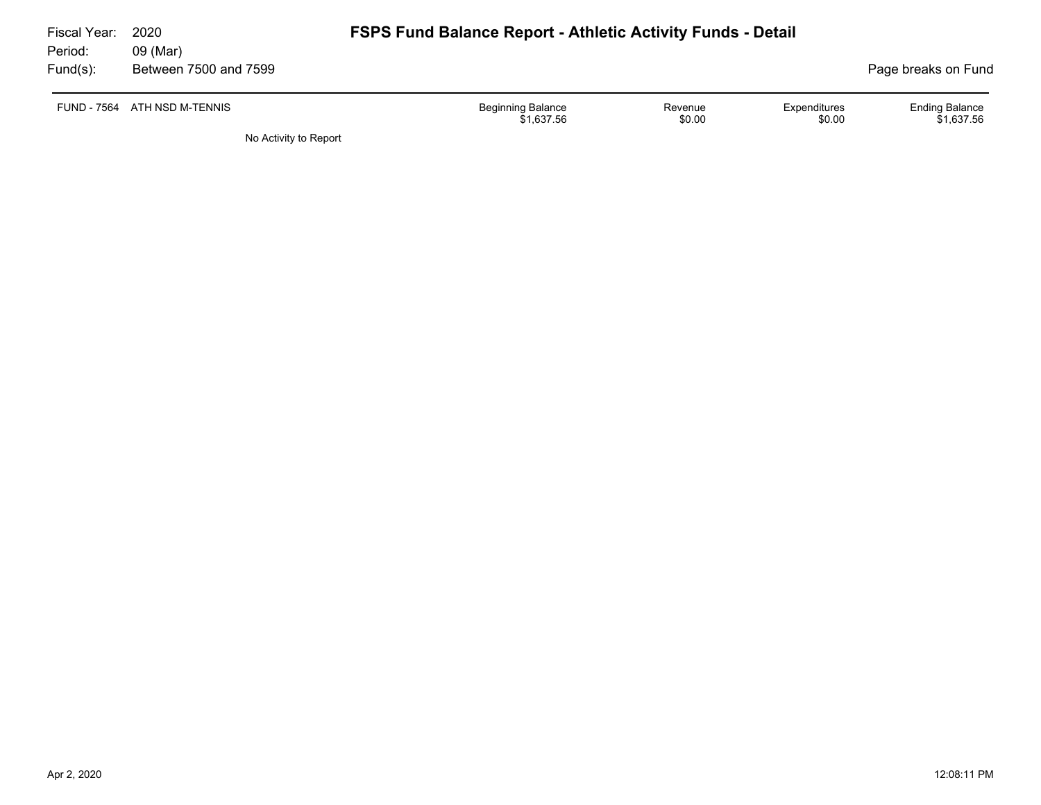Fiscal Year: 2020
Period: 09 (Mar)
Fund(s): Between 7500 and 7599

# FSPS Fund Balance Report - Athletic Activity Funds - Detail

Page breaks on Fund

| FUND - 7564 ATH NSD M-TENNIS | Beginning Balance | Revenue | Expenditures | Ending Balance |
|---|---|---|---|---|
| | $1,637.56 | $0.00 | $0.00 | $1,637.56 |

No Activity to Report

Apr 2, 2020 12:08:11 PM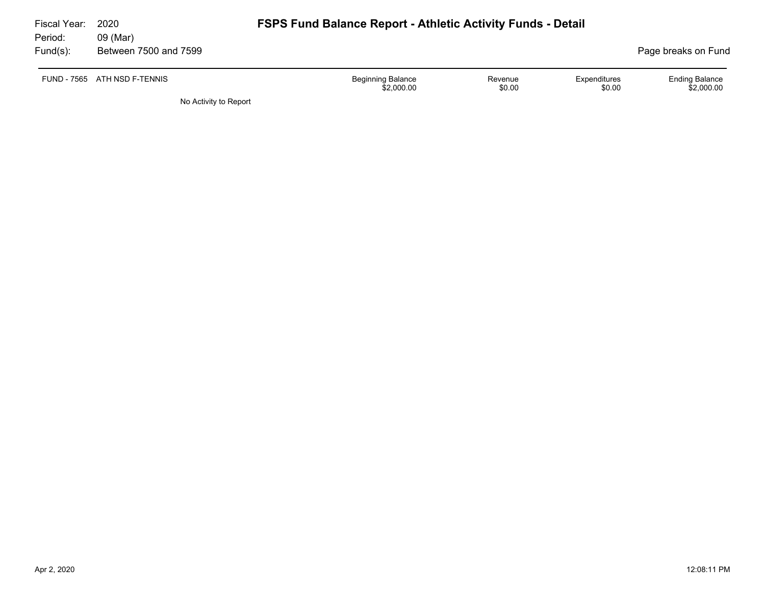Fiscal Year: 2020
Period: 09 (Mar)
Fund(s): Between 7500 and 7599

# FSPS Fund Balance Report - Athletic Activity Funds - Detail

Page breaks on Fund

| FUND - 7565 ATH NSD F-TENNIS | Beginning Balance | Revenue | Expenditures | Ending Balance |
|---|---|---|---|---|
| | $2,000.00 | $0.00 | $0.00 | $2,000.00 |

No Activity to Report

Apr 2, 2020 12:08:11 PM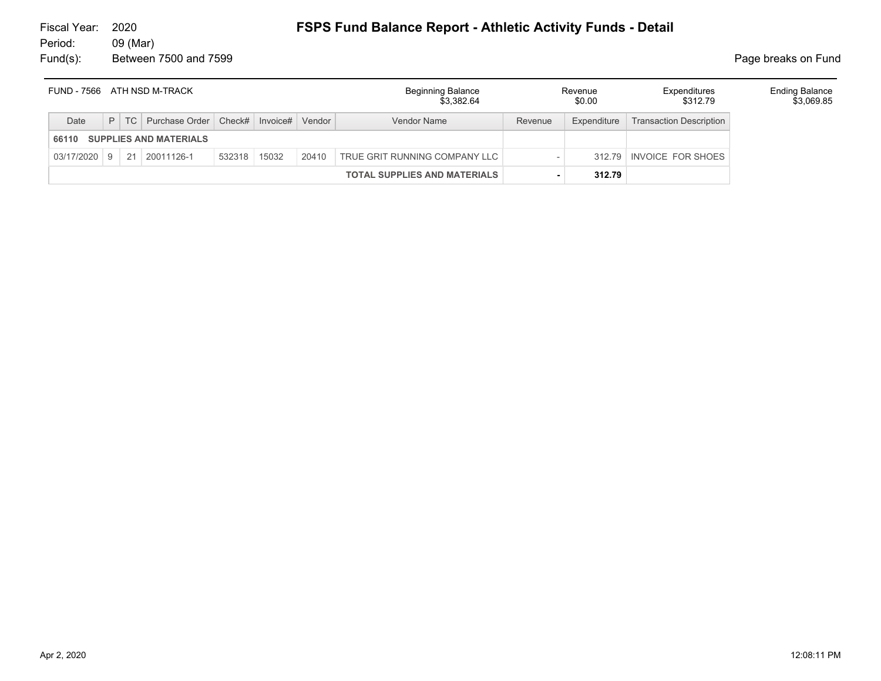Fiscal Year: 2020
Period: 09 (Mar)
Fund(s): Between 7500 and 7599

# FSPS Fund Balance Report - Athletic Activity Funds - Detail

Page breaks on Fund

| FUND - 7566 ATH NSD M-TRACK | Beginning Balance | Revenue | Expenditures | Ending Balance |
|---|---|---|---|---|
| | $3,382.64 | $0.00 | $312.79 | $3,069.85 |

| Date | P | TC | Purchase Order | Check# | Invoice# | Vendor | Vendor Name | Revenue | Expenditure | Transaction Description |
|---|---|---|---|---|---|---|---|---|---|---|
| **66110 SUPPLIES AND MATERIALS** | | | | | | | | | | |
| 03/17/2020 | 9 | 21 | 20011126-1 | 532318 | 15032 | 20410 | TRUE GRIT RUNNING COMPANY LLC | - | 312.79 | INVOICE FOR SHOES |
| | | | | | | | **TOTAL SUPPLIES AND MATERIALS** | **-** | **312.79** | |

Apr 2, 2020 12:08:11 PM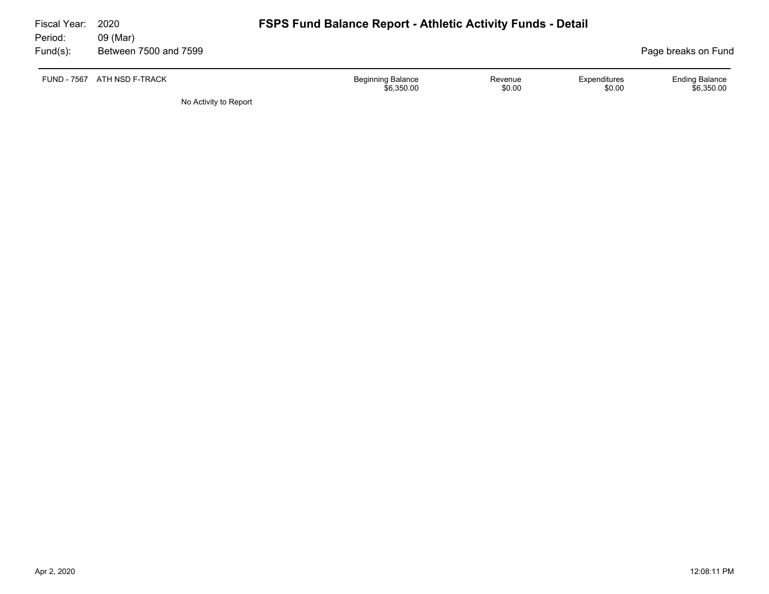Fiscal Year: 2020
Period: 09 (Mar)
Fund(s): Between 7500 and 7599

# FSPS Fund Balance Report - Athletic Activity Funds - Detail

Page breaks on Fund

| FUND - 7567 ATH NSD F-TRACK | Beginning Balance | Revenue | Expenditures | Ending Balance |
|---|---|---|---|---|
| | $6,350.00 | $0.00 | $0.00 | $6,350.00 |

No Activity to Report

Apr 2, 2020 12:08:11 PM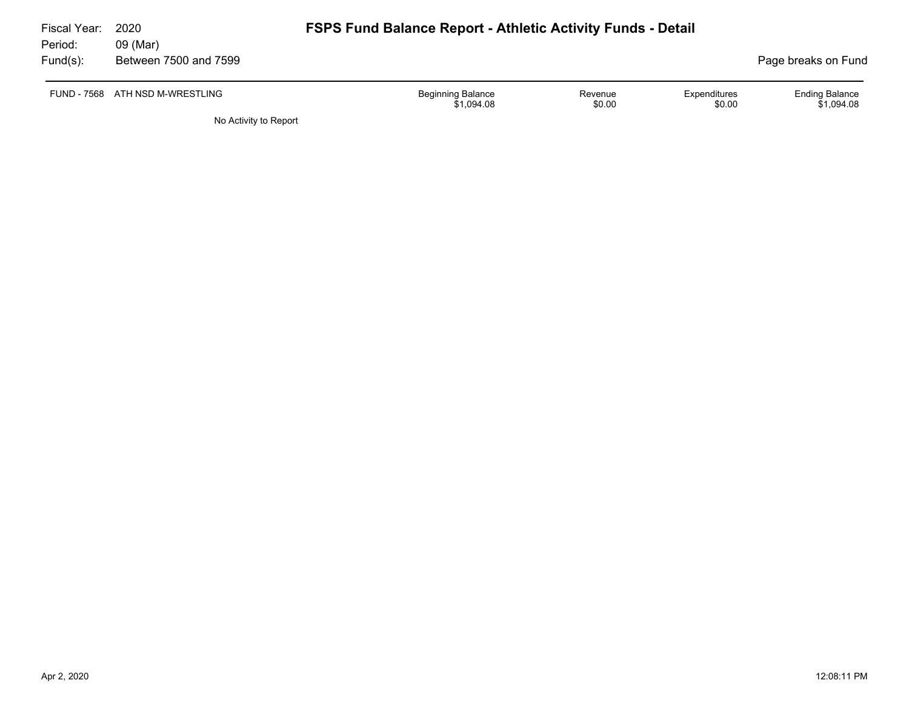Fiscal Year: 2020
Period: 09 (Mar)
Fund(s): Between 7500 and 7599

# FSPS Fund Balance Report - Athletic Activity Funds - Detail

Page breaks on Fund

| FUND - 7568 ATH NSD M-WRESTLING | Beginning Balance | Revenue | Expenditures | Ending Balance |
|---|---|---|---|---|
| | $1,094.08 | $0.00 | $0.00 | $1,094.08 |

No Activity to Report

Apr 2, 2020 12:08:11 PM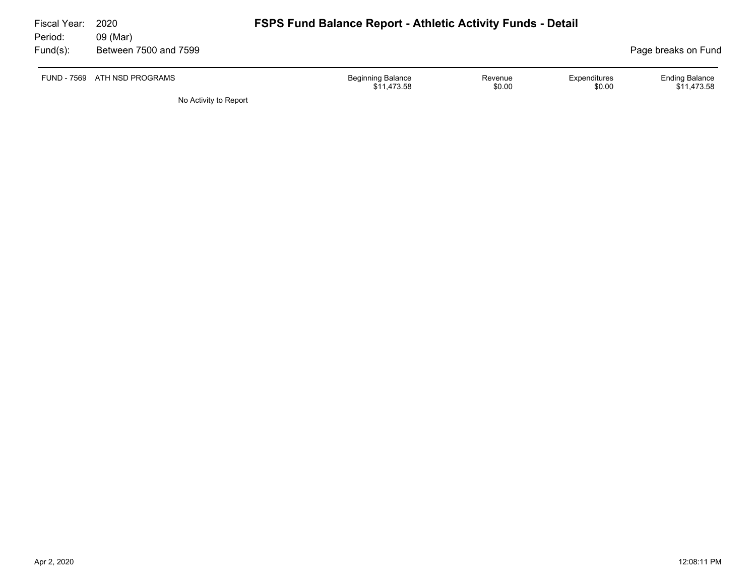Fiscal Year: 2020
Period: 09 (Mar)
Fund(s): Between 7500 and 7599

# FSPS Fund Balance Report - Athletic Activity Funds - Detail

Page breaks on Fund

| FUND - 7569 ATH NSD PROGRAMS | Beginning Balance | Revenue | Expenditures | Ending Balance |
|---|---|---|---|---|
| | $11,473.58 | $0.00 | $0.00 | $11,473.58 |

No Activity to Report

Apr 2, 2020 12:08:11 PM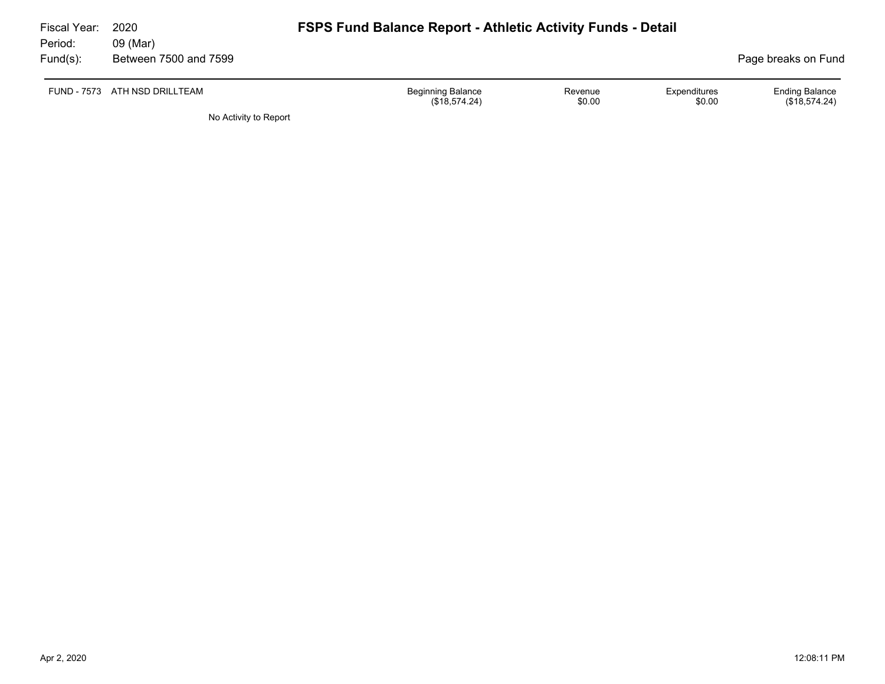Fiscal Year: 2020
Period: 09 (Mar)
Fund(s): Between 7500 and 7599

# FSPS Fund Balance Report - Athletic Activity Funds - Detail

Page breaks on Fund

| FUND - 7573 ATH NSD DRILLTEAM | Beginning Balance | Revenue | Expenditures | Ending Balance |
|---|---|---|---|---|
| | ($18,574.24) | $0.00 | $0.00 | ($18,574.24) |

No Activity to Report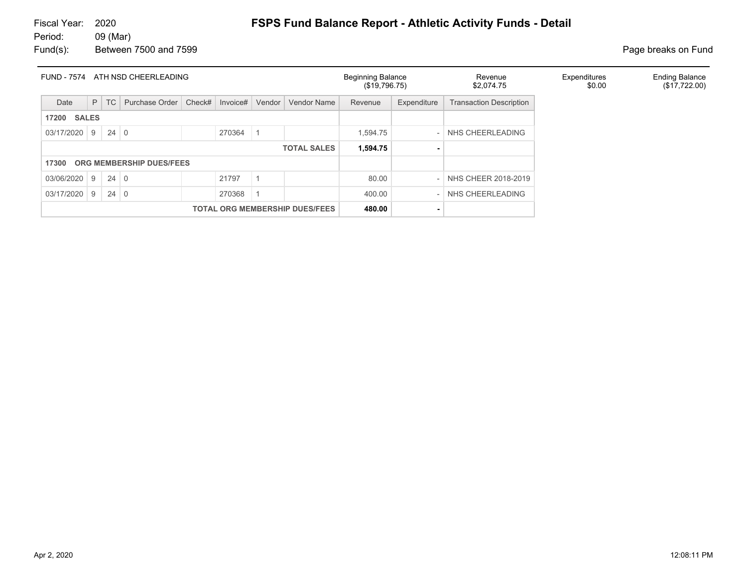Fiscal Year: 2020
Period: 09 (Mar)
Fund(s): Between 7500 and 7599

# FSPS Fund Balance Report - Athletic Activity Funds - Detail

Page breaks on Fund

| FUND - 7574 ATH NSD CHEERLEADING | Beginning Balance | Revenue | Expenditures | Ending Balance |
|---|---|---|---|---|
| | ($19,796.75) | $2,074.75 | $0.00 | ($17,722.00) |

| Date | P | TC | Purchase Order | Check# | Invoice# | Vendor | Vendor Name | Revenue | Expenditure | Transaction Description |
|---|---|---|---|---|---|---|---|---|---|---|
| **17200 SALES** | | | | | | | | | | |
| 03/17/2020 | 9 | 24 | 0 | | 270364 | 1 | | 1,594.75 | - | NHS CHEERLEADING |
| | | | | | | | **TOTAL SALES** | **1,594.75** | **-** | |
| **17300 ORG MEMBERSHIP DUES/FEES** | | | | | | | | | | |
| 03/06/2020 | 9 | 24 | 0 | | 21797 | 1 | | 80.00 | - | NHS CHEER 2018-2019 |
| 03/17/2020 | 9 | 24 | 0 | | 270368 | 1 | | 400.00 | - | NHS CHEERLEADING |
| | | | | | | | **TOTAL ORG MEMBERSHIP DUES/FEES** | **480.00** | **-** | |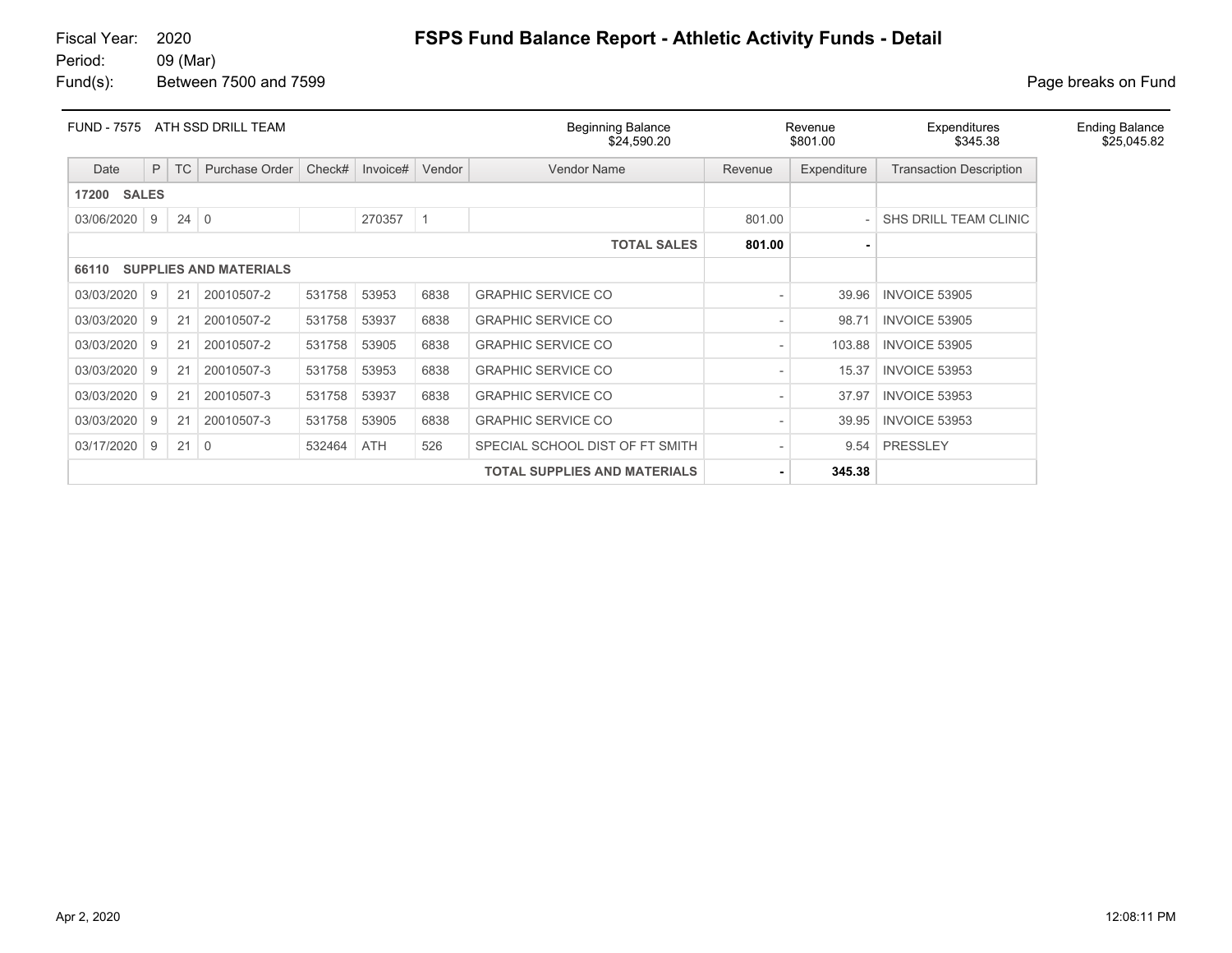Fiscal Year: 2020
Period: 09 (Mar)
Fund(s): Between 7500 and 7599

# FSPS Fund Balance Report - Athletic Activity Funds - Detail

Page breaks on Fund

| FUND - 7575 ATH SSD DRILL TEAM | Beginning Balance | Revenue | Expenditures | Ending Balance |
|---|---|---|---|---|
| | $24,590.20 | $801.00 | $345.38 | $25,045.82 |

| Date | P | TC | Purchase Order | Check# | Invoice# | Vendor | Vendor Name | Revenue | Expenditure | Transaction Description |
|---|---|---|---|---|---|---|---|---|---|---|
| **17200 SALES** | | | | | | | | | | |
| 03/06/2020 | 9 | 24 | 0 | | 270357 | 1 | | 801.00 | - | SHS DRILL TEAM CLINIC |
| | | | | | | | **TOTAL SALES** | **801.00** | **-** | |
| **66110 SUPPLIES AND MATERIALS** | | | | | | | | | | |
| 03/03/2020 | 9 | 21 | 20010507-2 | 531758 | 53953 | 6838 | GRAPHIC SERVICE CO | - | 39.96 | INVOICE 53905 |
| 03/03/2020 | 9 | 21 | 20010507-2 | 531758 | 53937 | 6838 | GRAPHIC SERVICE CO | - | 98.71 | INVOICE 53905 |
| 03/03/2020 | 9 | 21 | 20010507-2 | 531758 | 53905 | 6838 | GRAPHIC SERVICE CO | - | 103.88 | INVOICE 53905 |
| 03/03/2020 | 9 | 21 | 20010507-3 | 531758 | 53953 | 6838 | GRAPHIC SERVICE CO | - | 15.37 | INVOICE 53953 |
| 03/03/2020 | 9 | 21 | 20010507-3 | 531758 | 53937 | 6838 | GRAPHIC SERVICE CO | - | 37.97 | INVOICE 53953 |
| 03/03/2020 | 9 | 21 | 20010507-3 | 531758 | 53905 | 6838 | GRAPHIC SERVICE CO | - | 39.95 | INVOICE 53953 |
| 03/17/2020 | 9 | 21 | 0 | 532464 | ATH | 526 | SPECIAL SCHOOL DIST OF FT SMITH | - | 9.54 | PRESSLEY |
| | | | | | | | **TOTAL SUPPLIES AND MATERIALS** | **-** | **345.38** | |

Apr 2, 2020 12:08:11 PM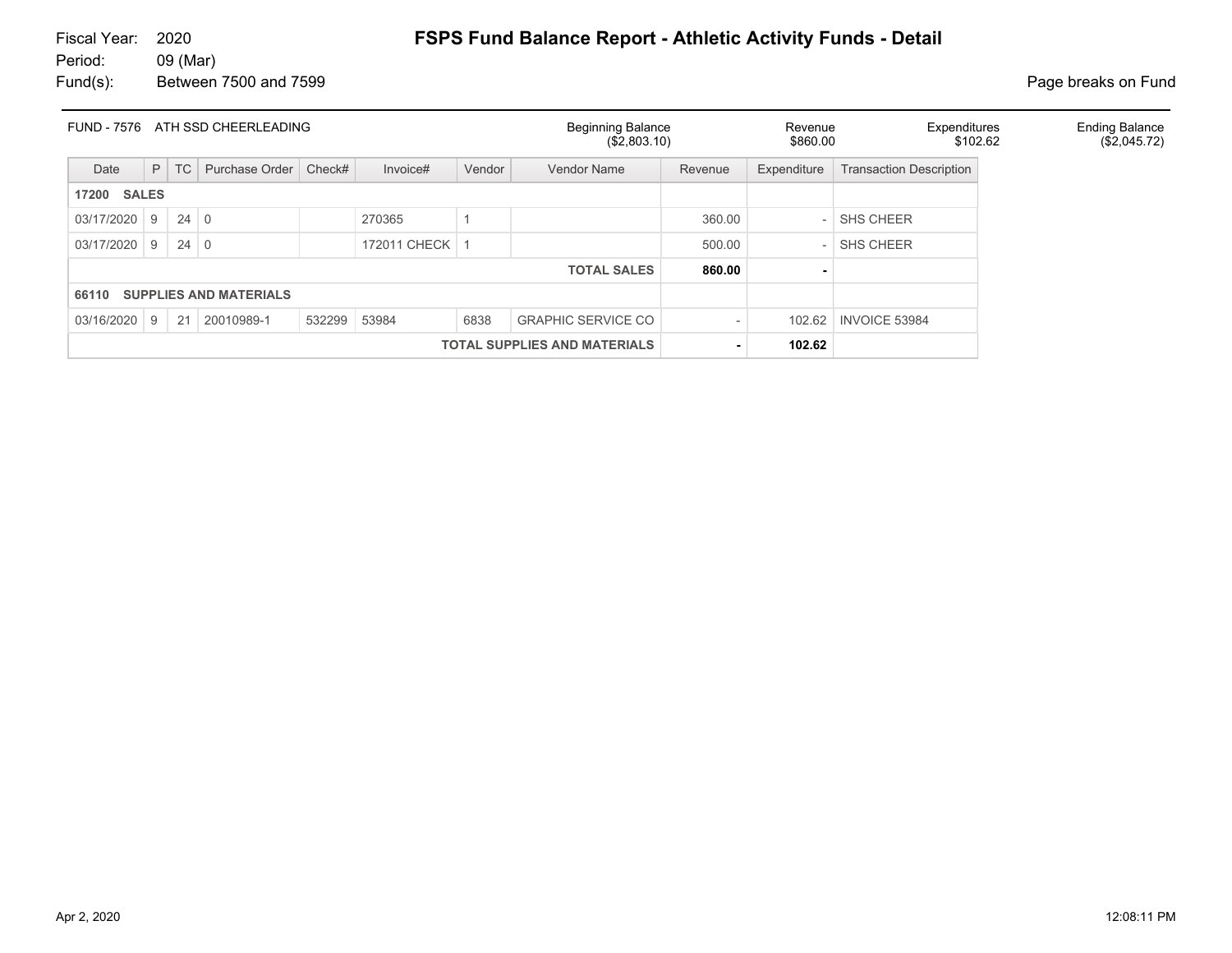Fiscal Year: 2020
Period: 09 (Mar)
Fund(s): Between 7500 and 7599

# FSPS Fund Balance Report - Athletic Activity Funds - Detail

Page breaks on Fund

| FUND - 7576 ATH SSD CHEERLEADING | Beginning Balance | Revenue | Expenditures | Ending Balance |
|---|---|---|---|---|
| | ($2,803.10) | $860.00 | $102.62 | ($2,045.72) |

| Date | P | TC | Purchase Order | Check# | Invoice# | Vendor | Vendor Name | Revenue | Expenditure | Transaction Description |
|---|---|---|---|---|---|---|---|---|---|---|
| **17200 SALES** | | | | | | | | | | |
| 03/17/2020 | 9 | 24 | 0 | | 270365 | 1 | | 360.00 | - | SHS CHEER |
| 03/17/2020 | 9 | 24 | 0 | | 172011 CHECK | 1 | | 500.00 | - | SHS CHEER |
| | | | | | | | **TOTAL SALES** | **860.00** | **-** | |
| **66110 SUPPLIES AND MATERIALS** | | | | | | | | | | |
| 03/16/2020 | 9 | 21 | 20010989-1 | 532299 | 53984 | 6838 | GRAPHIC SERVICE CO | - | 102.62 | INVOICE 53984 |
| | | | | | | | **TOTAL SUPPLIES AND MATERIALS** | **-** | **102.62** | |

Apr 2, 2020 12:08:11 PM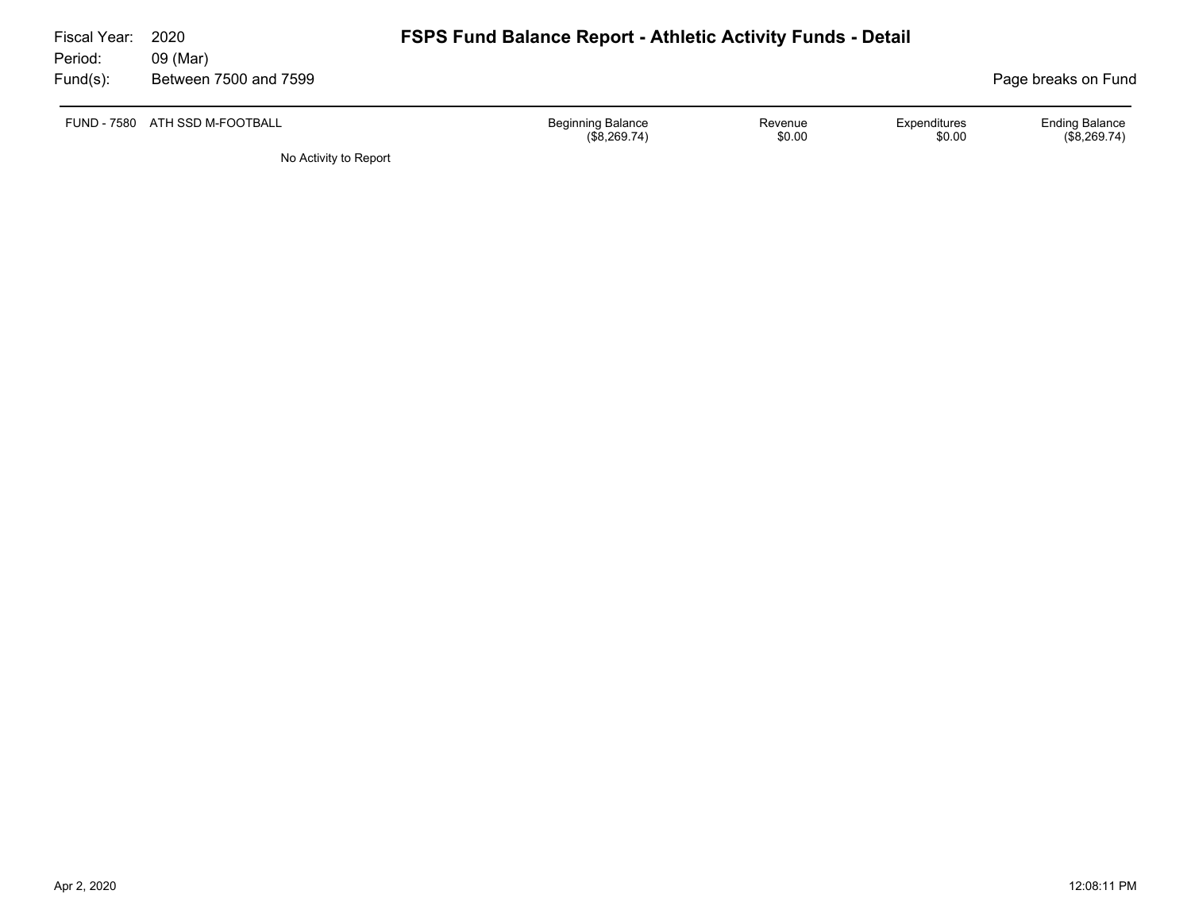Fiscal Year: 2020
Period: 09 (Mar)
Fund(s): Between 7500 and 7599

# FSPS Fund Balance Report - Athletic Activity Funds - Detail

Page breaks on Fund

| FUND - 7580 ATH SSD M-FOOTBALL | Beginning Balance | Revenue | Expenditures | Ending Balance |
|---|---|---|---|---|
| | ($8,269.74) | $0.00 | $0.00 | ($8,269.74) |

No Activity to Report

Apr 2, 2020 12:08:11 PM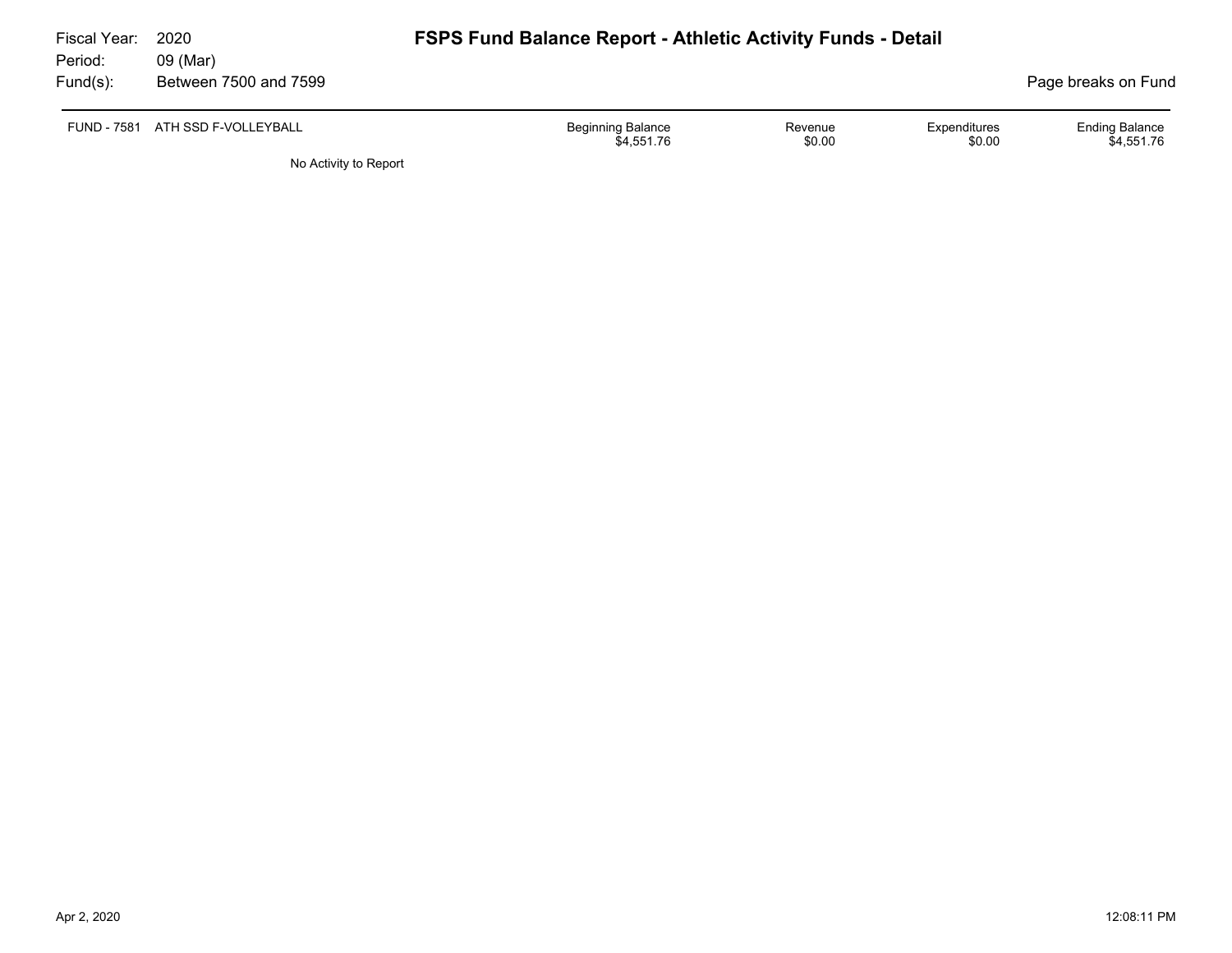Fiscal Year: 2020
Period: 09 (Mar)
Fund(s): Between 7500 and 7599

# FSPS Fund Balance Report - Athletic Activity Funds - Detail

Page breaks on Fund

| FUND - 7581 ATH SSD F-VOLLEYBALL | Beginning Balance | Revenue | Expenditures | Ending Balance |
|---|---|---|---|---|
| | $4,551.76 | $0.00 | $0.00 | $4,551.76 |

No Activity to Report

Apr 2, 2020 12:08:11 PM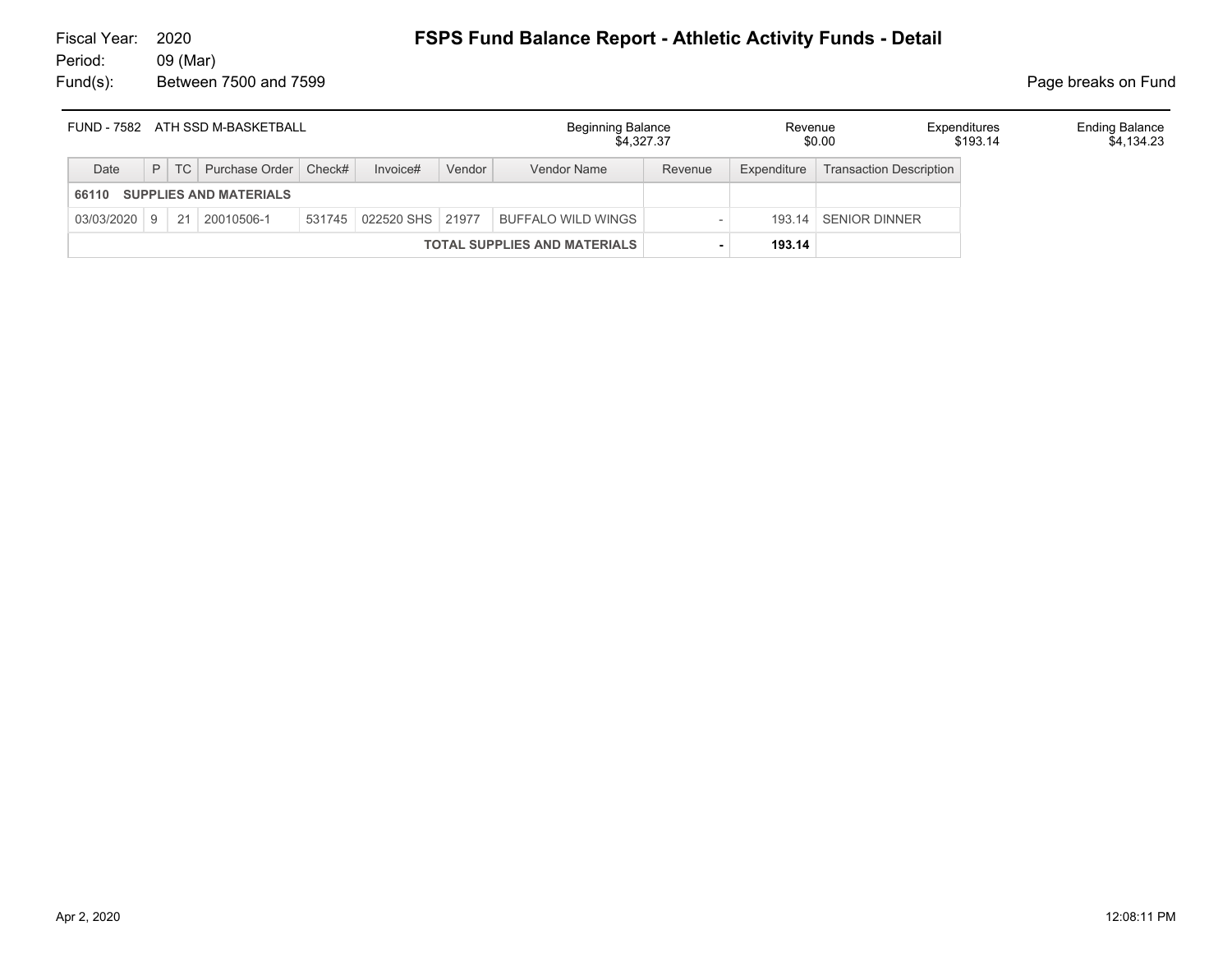Fiscal Year: 2020
Period: 09 (Mar)
Fund(s): Between 7500 and 7599

# FSPS Fund Balance Report - Athletic Activity Funds - Detail

Page breaks on Fund

| FUND - 7582 ATH SSD M-BASKETBALL | Beginning Balance | Revenue | Expenditures | Ending Balance |
|---|---|---|---|---|
| | $4,327.37 | $0.00 | $193.14 | $4,134.23 |

| Date | P | TC | Purchase Order | Check# | Invoice# | Vendor | Vendor Name | Revenue | Expenditure | Transaction Description |
|---|---|---|---|---|---|---|---|---|---|---|
| **66110 SUPPLIES AND MATERIALS** | | | | | | | | | | |
| 03/03/2020 | 9 | 21 | 20010506-1 | 531745 | 022520 SHS | 21977 | BUFFALO WILD WINGS | - | 193.14 | SENIOR DINNER |
| | | | | | | | **TOTAL SUPPLIES AND MATERIALS** | **-** | **193.14** | |

Apr 2, 2020 12:08:11 PM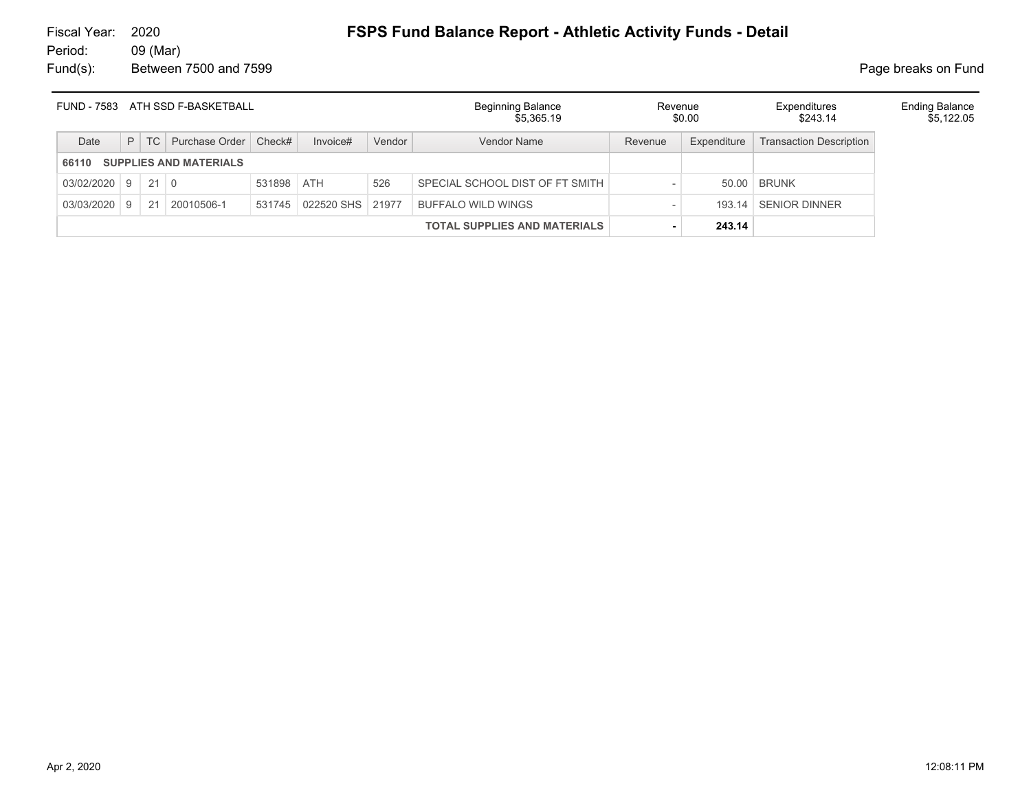Fiscal Year: 2020
Period: 09 (Mar)
Fund(s): Between 7500 and 7599

# FSPS Fund Balance Report - Athletic Activity Funds - Detail

Page breaks on Fund

| FUND - 7583 ATH SSD F-BASKETBALL | Beginning Balance | Revenue | Expenditures | Ending Balance |
|---|---|---|---|---|
| | $5,365.19 | $0.00 | $243.14 | $5,122.05 |

| Date | P | TC | Purchase Order | Check# | Invoice# | Vendor | Vendor Name | Revenue | Expenditure | Transaction Description |
|---|---|---|---|---|---|---|---|---|---|---|
| **66110 SUPPLIES AND MATERIALS** | | | | | | | | | | |
| 03/02/2020 | 9 | 21 | 0 | 531898 | ATH | 526 | SPECIAL SCHOOL DIST OF FT SMITH | - | 50.00 | BRUNK |
| 03/03/2020 | 9 | 21 | 20010506-1 | 531745 | 022520 SHS | 21977 | BUFFALO WILD WINGS | - | 193.14 | SENIOR DINNER |
| | | | | | | | **TOTAL SUPPLIES AND MATERIALS** | **-** | **243.14** | |

Apr 2, 2020 12:08:11 PM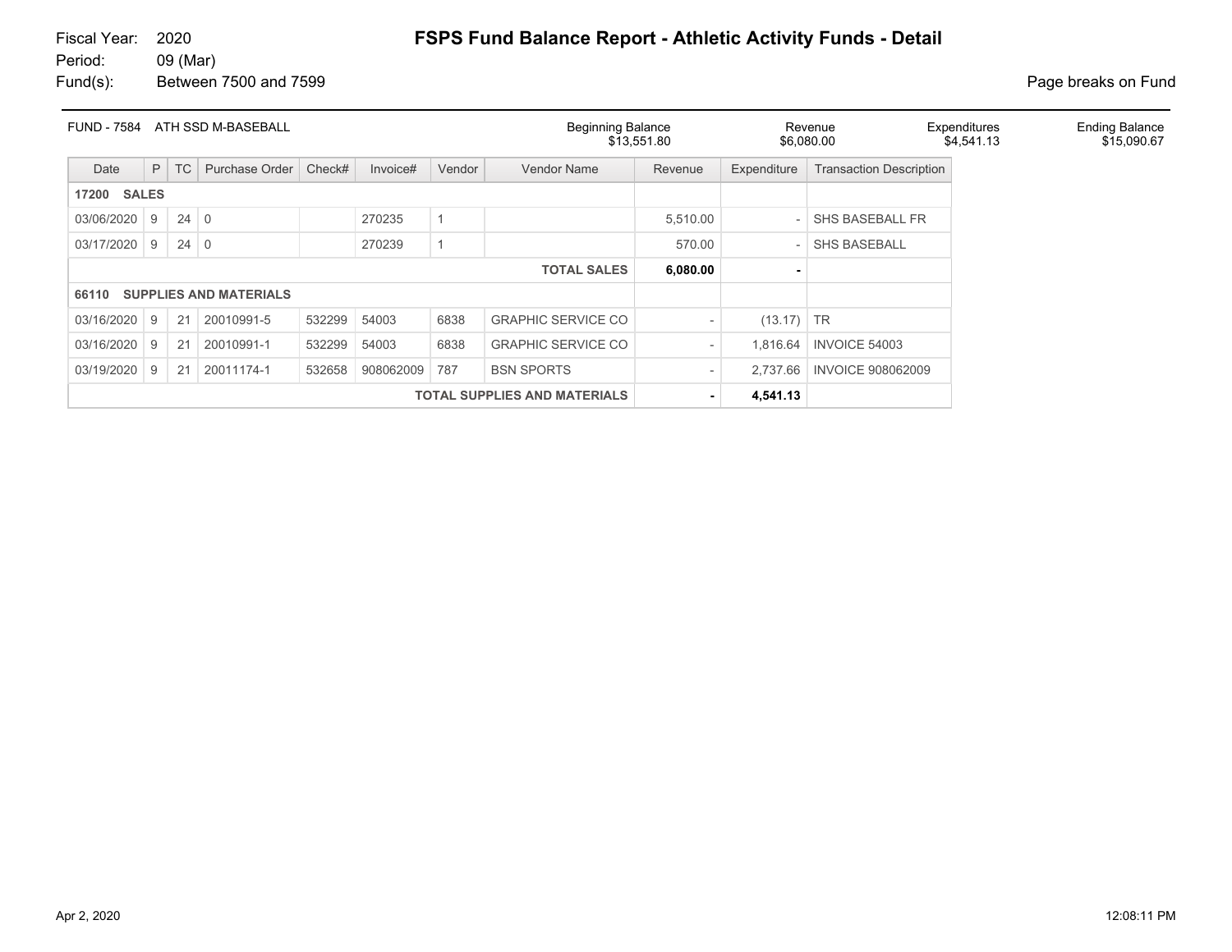Fiscal Year: 2020
Period: 09 (Mar)
Fund(s): Between 7500 and 7599

# FSPS Fund Balance Report - Athletic Activity Funds - Detail

Page breaks on Fund

| FUND - 7584 ATH SSD M-BASEBALL | Beginning Balance | Revenue | Expenditures | Ending Balance |
|---|---|---|---|---|
| | $13,551.80 | $6,080.00 | $4,541.13 | $15,090.67 |

| Date | P | TC | Purchase Order | Check# | Invoice# | Vendor | Vendor Name | Revenue | Expenditure | Transaction Description |
|---|---|---|---|---|---|---|---|---|---|---|
| **17200 SALES** | | | | | | | | | | |
| 03/06/2020 | 9 | 24 | 0 | | 270235 | 1 | | 5,510.00 | - | SHS BASEBALL FR |
| 03/17/2020 | 9 | 24 | 0 | | 270239 | 1 | | 570.00 | - | SHS BASEBALL |
| | | | | | | | **TOTAL SALES** | **6,080.00** | **-** | |
| **66110 SUPPLIES AND MATERIALS** | | | | | | | | | | |
| 03/16/2020 | 9 | 21 | 20010991-5 | 532299 | 54003 | 6838 | GRAPHIC SERVICE CO | - | (13.17) | TR |
| 03/16/2020 | 9 | 21 | 20010991-1 | 532299 | 54003 | 6838 | GRAPHIC SERVICE CO | - | 1,816.64 | INVOICE 54003 |
| 03/19/2020 | 9 | 21 | 20011174-1 | 532658 | 908062009 | 787 | BSN SPORTS | - | 2,737.66 | INVOICE 908062009 |
| | | | | | | | **TOTAL SUPPLIES AND MATERIALS** | **-** | **4,541.13** | |

Apr 2, 2020 12:08:11 PM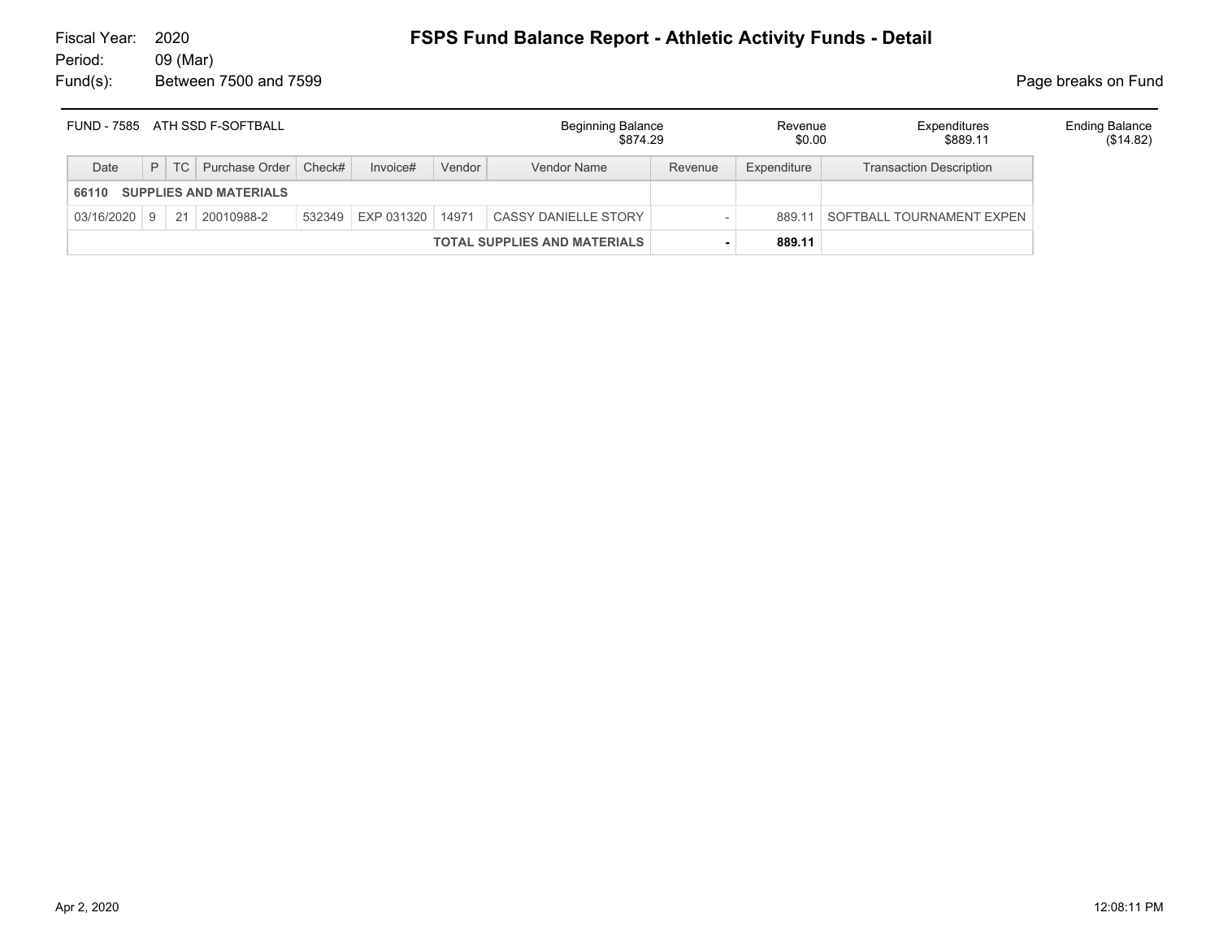Fiscal Year: 2020
Period: 09 (Mar)
Fund(s): Between 7500 and 7599

# FSPS Fund Balance Report - Athletic Activity Funds - Detail

Page breaks on Fund

| FUND - 7585 ATH SSD F-SOFTBALL | Beginning Balance | Revenue | Expenditures | Ending Balance |
|---|---|---|---|---|
| | $874.29 | $0.00 | $889.11 | ($14.82) |

| Date | P | TC | Purchase Order | Check# | Invoice# | Vendor | Vendor Name | Revenue | Expenditure | Transaction Description |
|---|---|---|---|---|---|---|---|---|---|---|
| **66110 SUPPLIES AND MATERIALS** | | | | | | | | | | |
| 03/16/2020 | 9 | 21 | 20010988-2 | 532349 | EXP 031320 | 14971 | CASSY DANIELLE STORY | - | 889.11 | SOFTBALL TOURNAMENT EXPEN |
| | | | | | | | **TOTAL SUPPLIES AND MATERIALS** | **-** | **889.11** | |

Apr 2, 2020 12:08:11 PM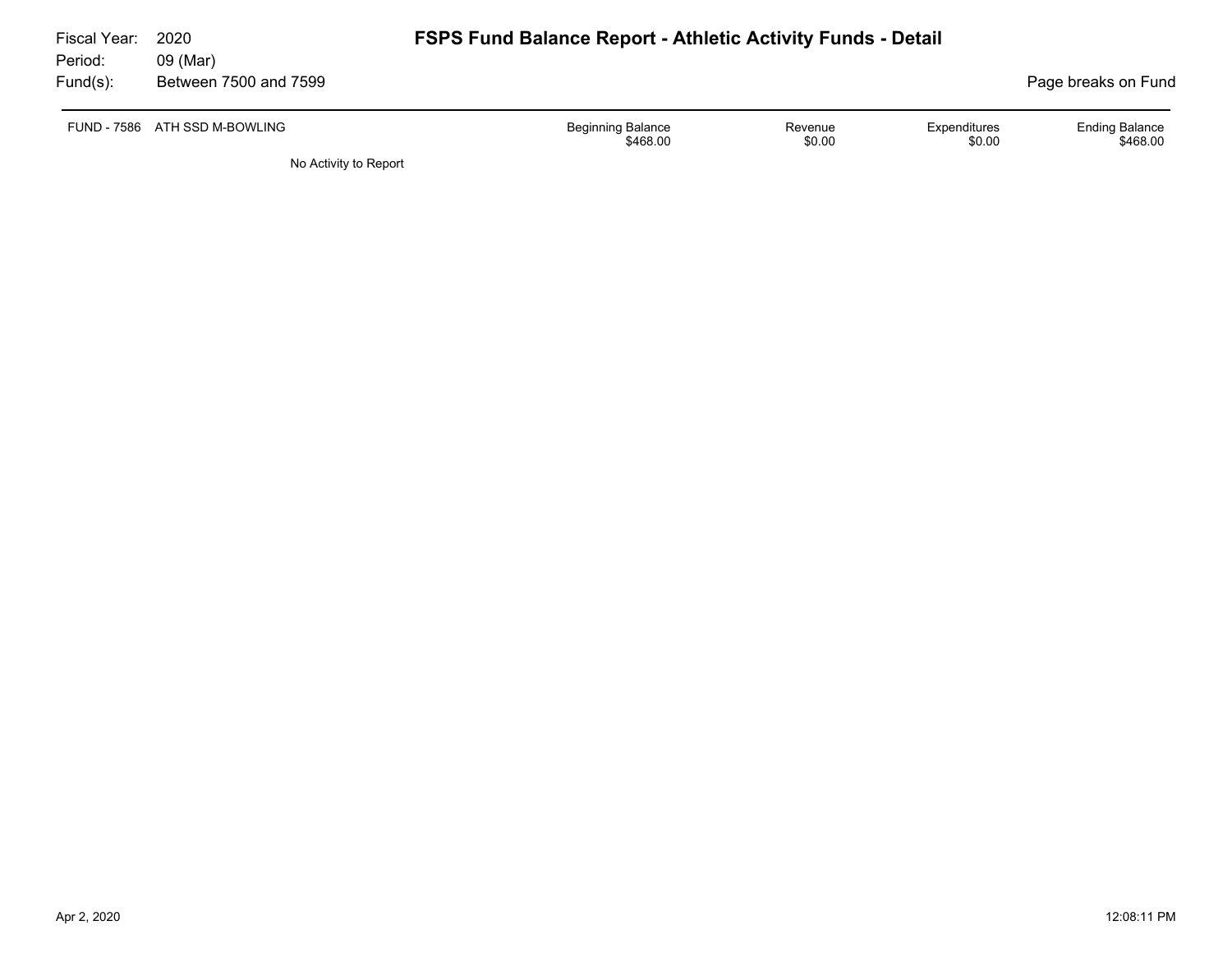Fiscal Year: 2020
Period: 09 (Mar)
Fund(s): Between 7500 and 7599

# FSPS Fund Balance Report - Athletic Activity Funds - Detail

Page breaks on Fund

| FUND - 7586 ATH SSD M-BOWLING | Beginning Balance | Revenue | Expenditures | Ending Balance |
|---|---|---|---|---|
| | $468.00 | $0.00 | $0.00 | $468.00 |

No Activity to Report

Apr 2, 2020 12:08:11 PM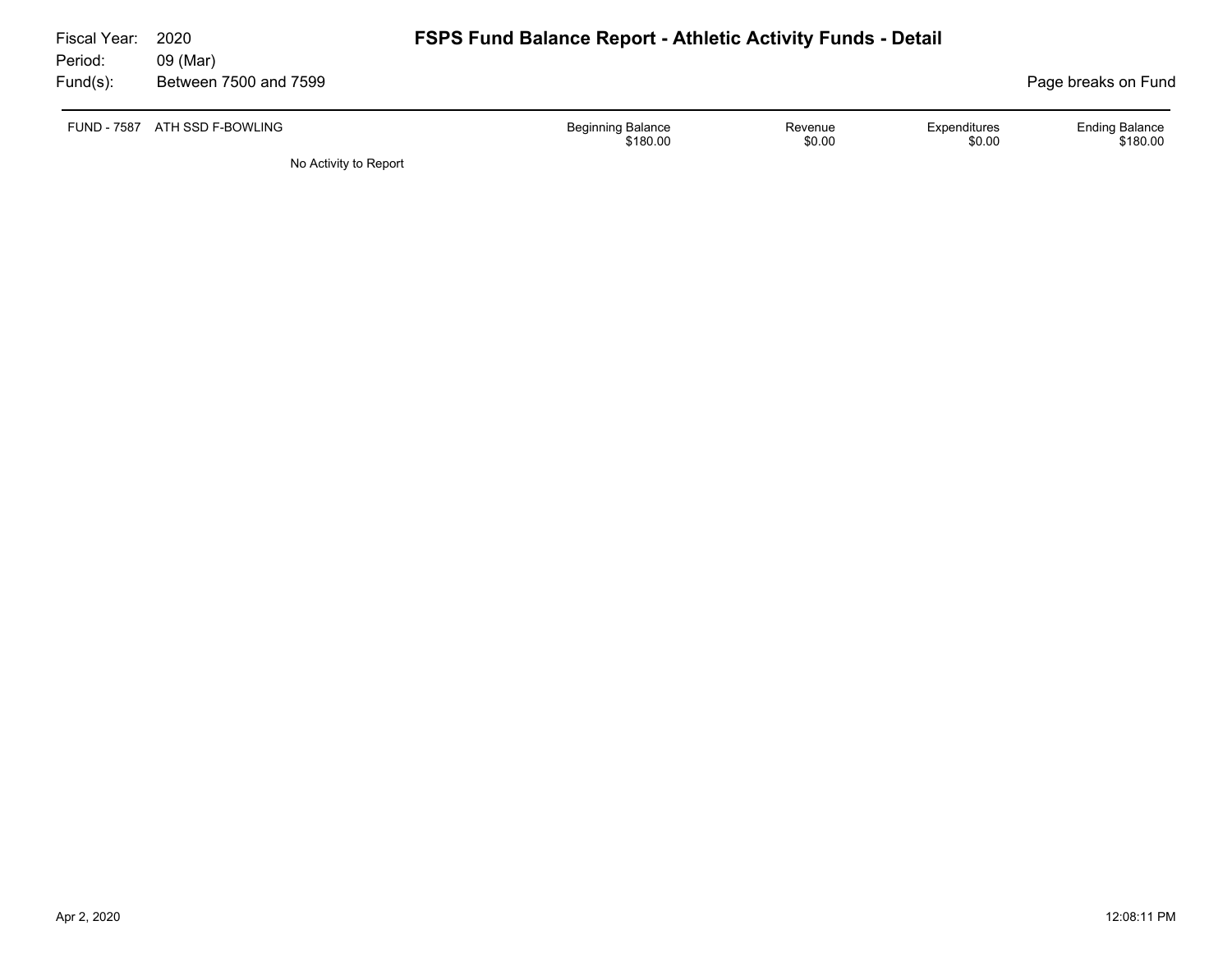Fiscal Year: 2020
Period: 09 (Mar)
Fund(s): Between 7500 and 7599

# FSPS Fund Balance Report - Athletic Activity Funds - Detail

Page breaks on Fund

| FUND - 7587 | ATH SSD F-BOWLING | Beginning Balance | Revenue | Expenditures | Ending Balance |
|---|---|---|---|---|---|
| | | $180.00 | $0.00 | $0.00 | $180.00 |

No Activity to Report

Apr 2, 2020 12:08:11 PM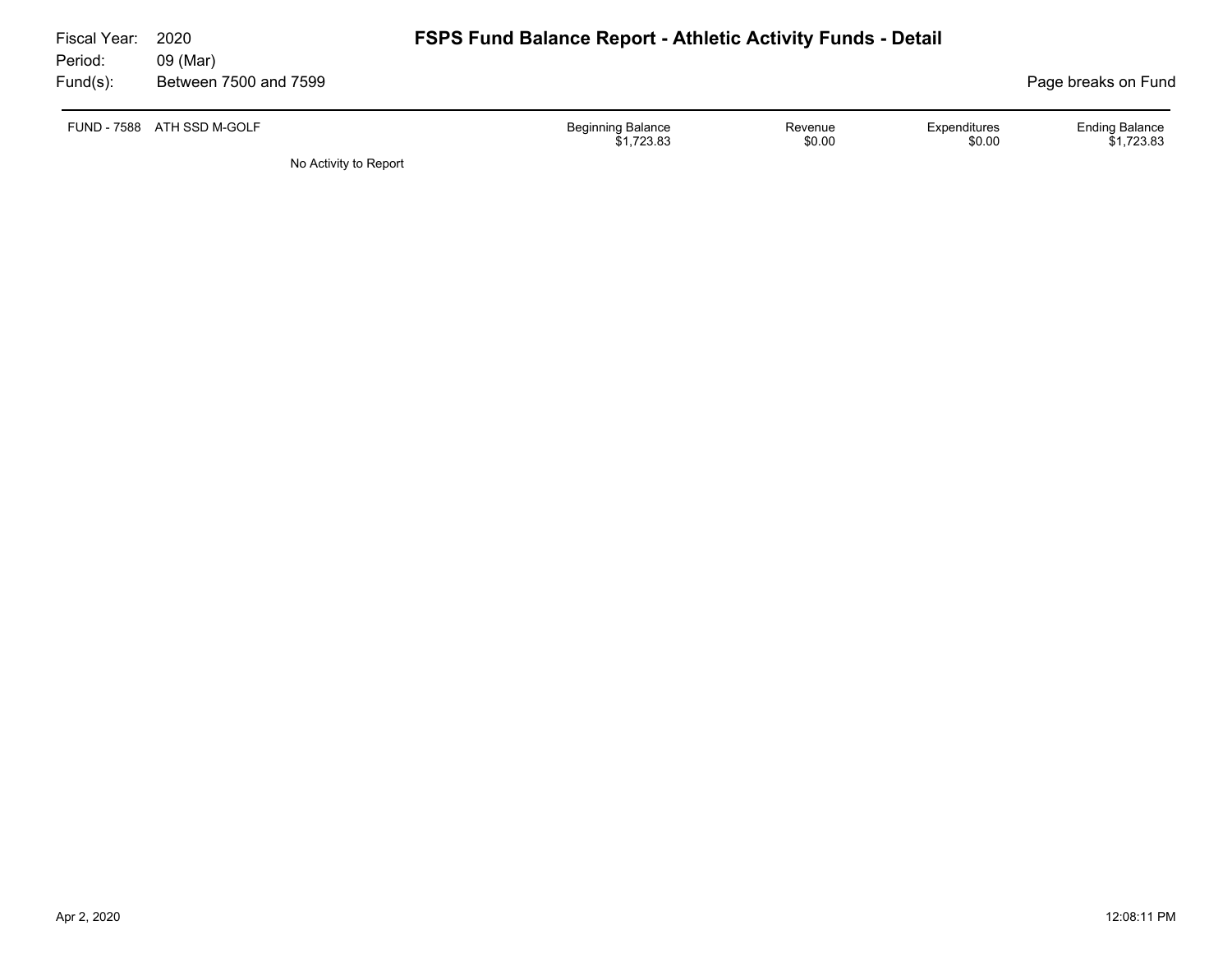Fiscal Year: 2020
Period: 09 (Mar)
Fund(s): Between 7500 and 7599

# FSPS Fund Balance Report - Athletic Activity Funds - Detail

Page breaks on Fund

| FUND - 7588 ATH SSD M-GOLF | Beginning Balance | Revenue | Expenditures | Ending Balance |
|---|---|---|---|---|
| | $1,723.83 | $0.00 | $0.00 | $1,723.83 |

No Activity to Report

Apr 2, 2020 12:08:11 PM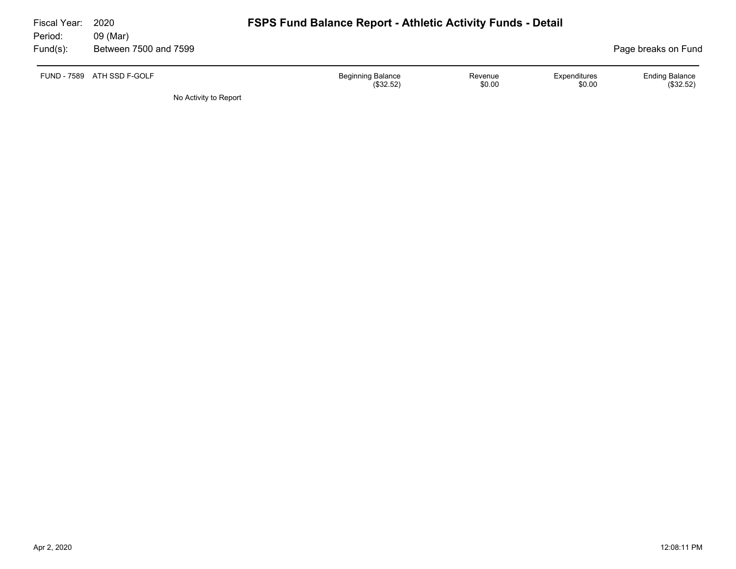Fiscal Year: 2020
Period: 09 (Mar)
Fund(s): Between 7500 and 7599

# FSPS Fund Balance Report - Athletic Activity Funds - Detail

Page breaks on Fund

| FUND - 7589 ATH SSD F-GOLF | Beginning Balance | Revenue | Expenditures | Ending Balance |
|---|---|---|---|---|
| | ($32.52) | $0.00 | $0.00 | ($32.52) |

No Activity to Report

Apr 2, 2020 12:08:11 PM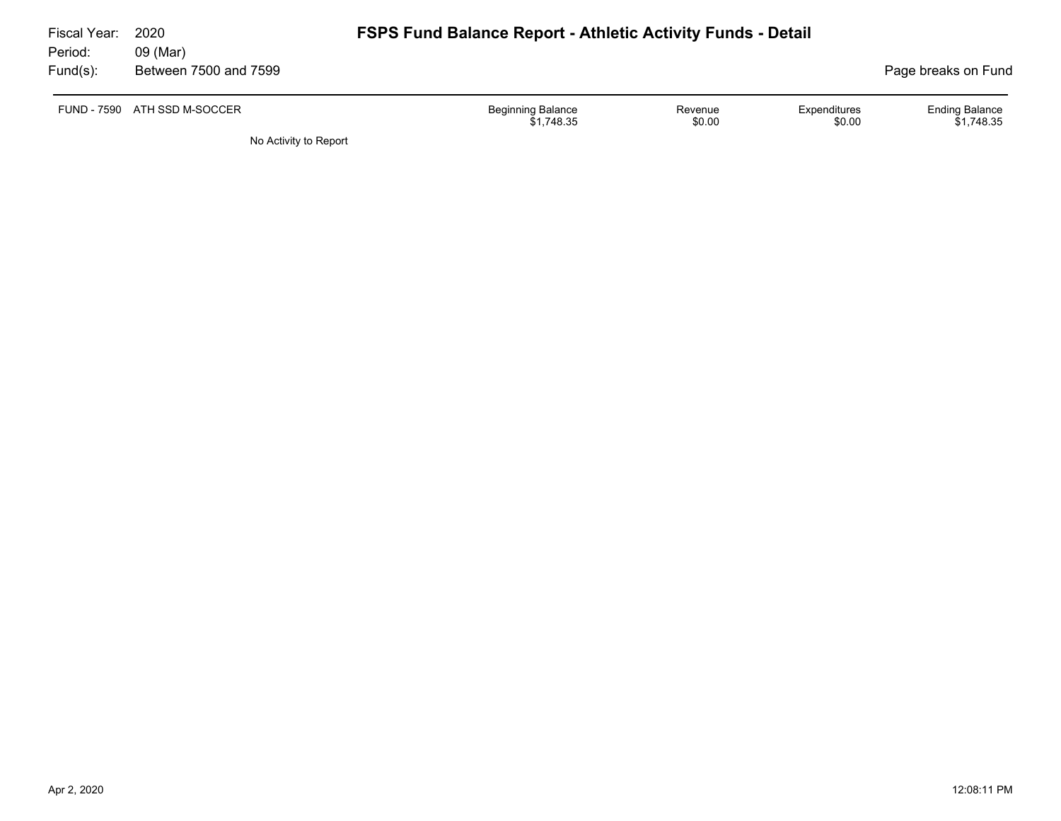Fiscal Year: 2020
Period: 09 (Mar)
Fund(s): Between 7500 and 7599

# FSPS Fund Balance Report - Athletic Activity Funds - Detail

Page breaks on Fund

| FUND - 7590 ATH SSD M-SOCCER | Beginning Balance | Revenue | Expenditures | Ending Balance |
|---|---|---|---|---|
| | $1,748.35 | $0.00 | $0.00 | $1,748.35 |

No Activity to Report

Apr 2, 2020 12:08:11 PM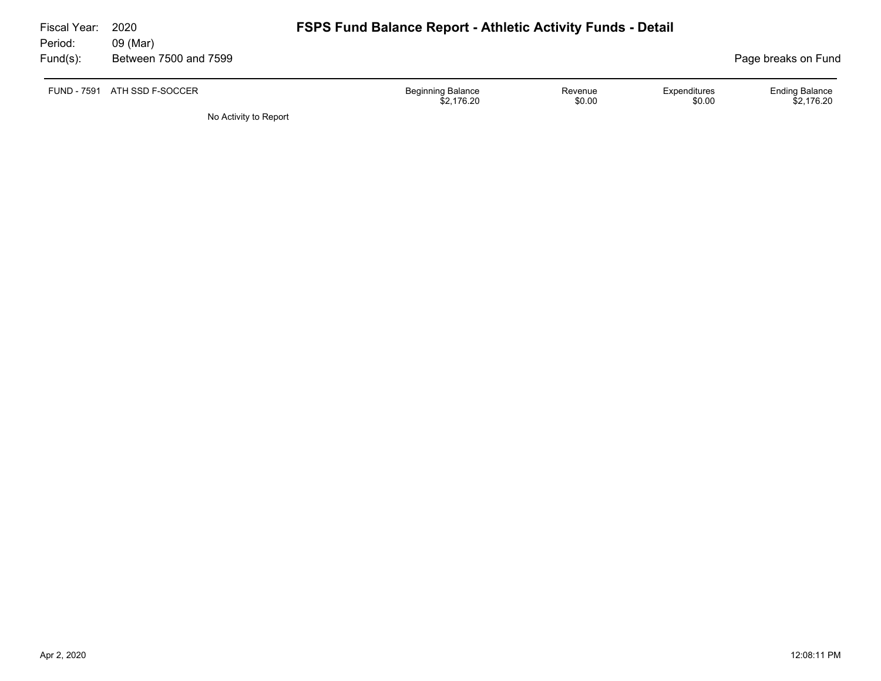Fiscal Year: 2020
Period: 09 (Mar)
Fund(s): Between 7500 and 7599

# FSPS Fund Balance Report - Athletic Activity Funds - Detail

Page breaks on Fund

| FUND - 7591 ATH SSD F-SOCCER | Beginning Balance | Revenue | Expenditures | Ending Balance |
|---|---|---|---|---|
| | $2,176.20 | $0.00 | $0.00 | $2,176.20 |

No Activity to Report

Apr 2, 2020 12:08:11 PM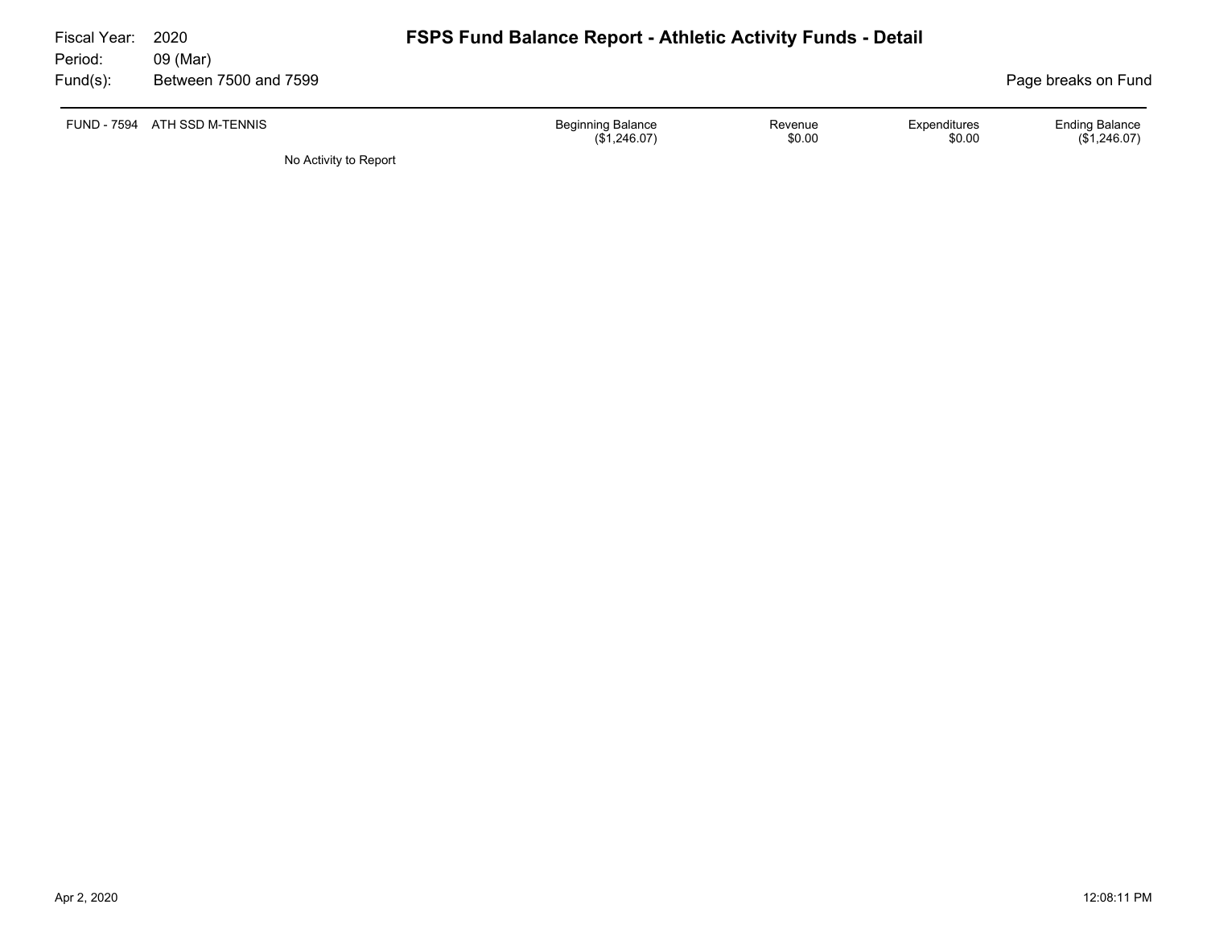Fiscal Year: 2020
Period: 09 (Mar)
Fund(s): Between 7500 and 7599

# FSPS Fund Balance Report - Athletic Activity Funds - Detail

Page breaks on Fund

| FUND - 7594 | ATH SSD M-TENNIS | Beginning Balance | Revenue | Expenditures | Ending Balance |
|---|---|---|---|---|---|
| | | ($1,246.07) | $0.00 | $0.00 | ($1,246.07) |

No Activity to Report

Apr 2, 2020 12:08:11 PM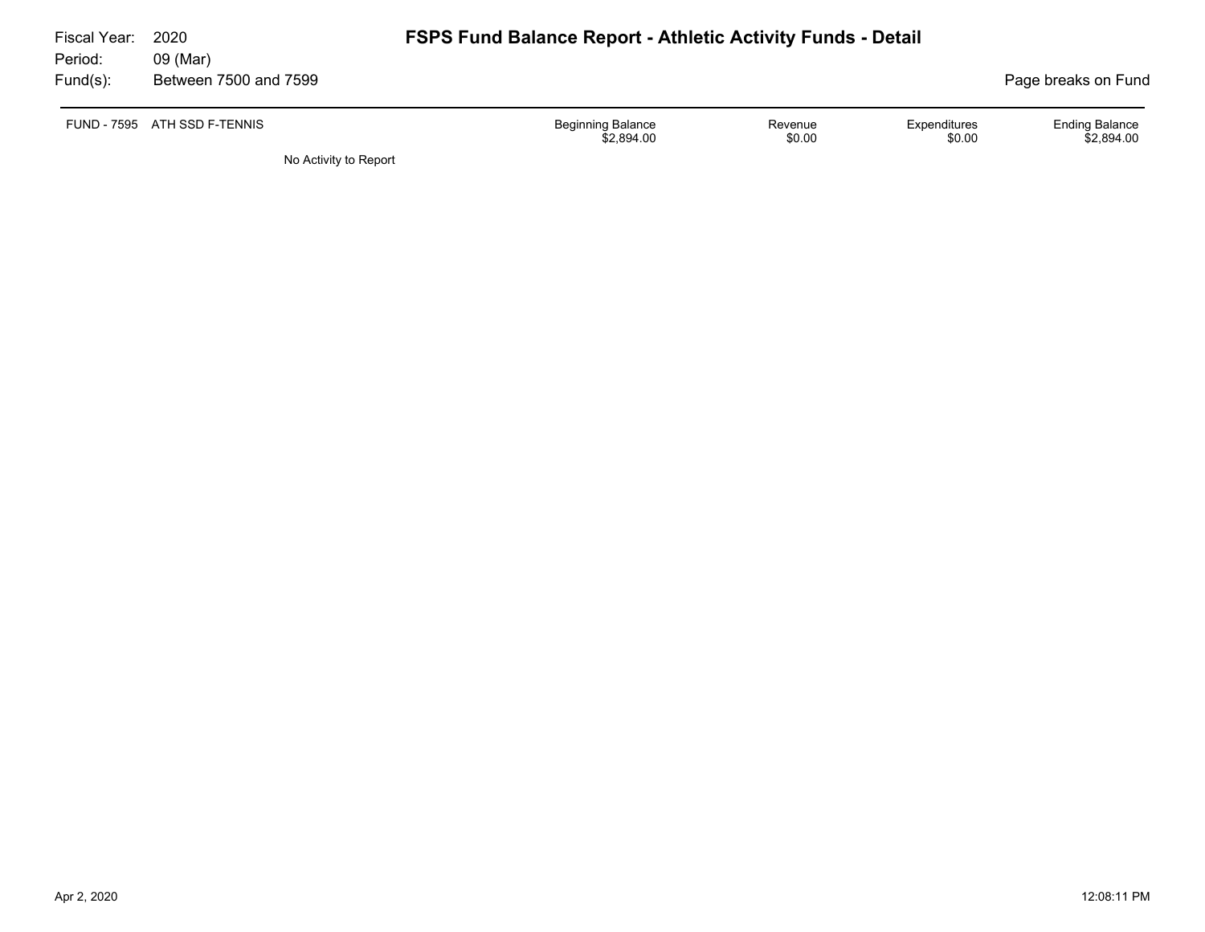Fiscal Year: 2020
Period: 09 (Mar)
Fund(s): Between 7500 and 7599

# FSPS Fund Balance Report - Athletic Activity Funds - Detail

Page breaks on Fund

| FUND - 7595 ATH SSD F-TENNIS | Beginning Balance | Revenue | Expenditures | Ending Balance |
|---|---|---|---|---|
| | $2,894.00 | $0.00 | $0.00 | $2,894.00 |

No Activity to Report

Apr 2, 2020 12:08:11 PM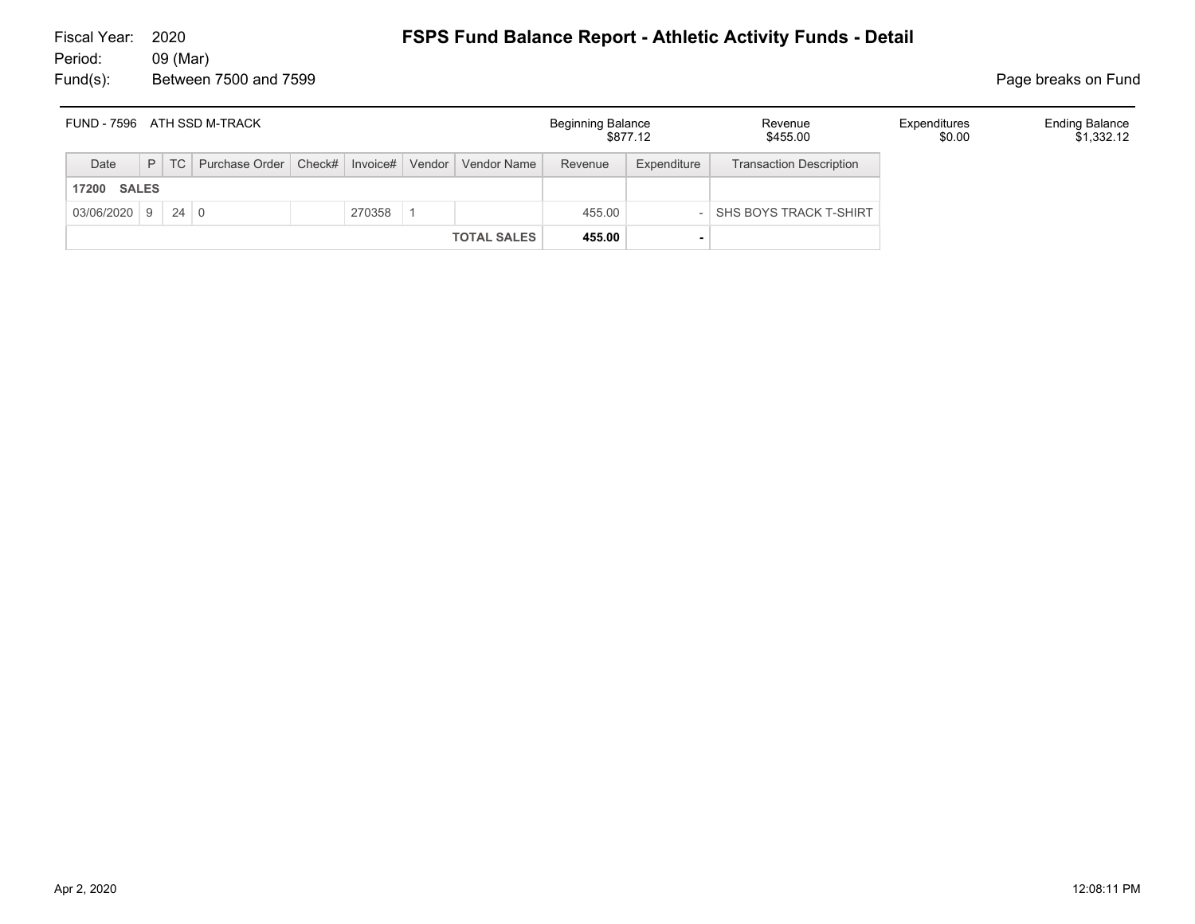Fiscal Year: 2020
Period: 09 (Mar)
Fund(s): Between 7500 and 7599

# FSPS Fund Balance Report - Athletic Activity Funds - Detail

Page breaks on Fund

| FUND - 7596 ATH SSD M-TRACK | Beginning Balance | Revenue | Expenditures | Ending Balance |
|---|---|---|---|---|
| | $877.12 | $455.00 | $0.00 | $1,332.12 |

| Date | P | TC | Purchase Order | Check# | Invoice# | Vendor | Vendor Name | Revenue | Expenditure | Transaction Description |
|---|---|---|---|---|---|---|---|---|---|---|
| **17200 SALES** | | | | | | | | | | |
| 03/06/2020 | 9 | 24 | 0 | | 270358 | 1 | | 455.00 | - | SHS BOYS TRACK T-SHIRT |
| | | | | | | | **TOTAL SALES** | **455.00** | **-** | |

Apr 2, 2020 12:08:11 PM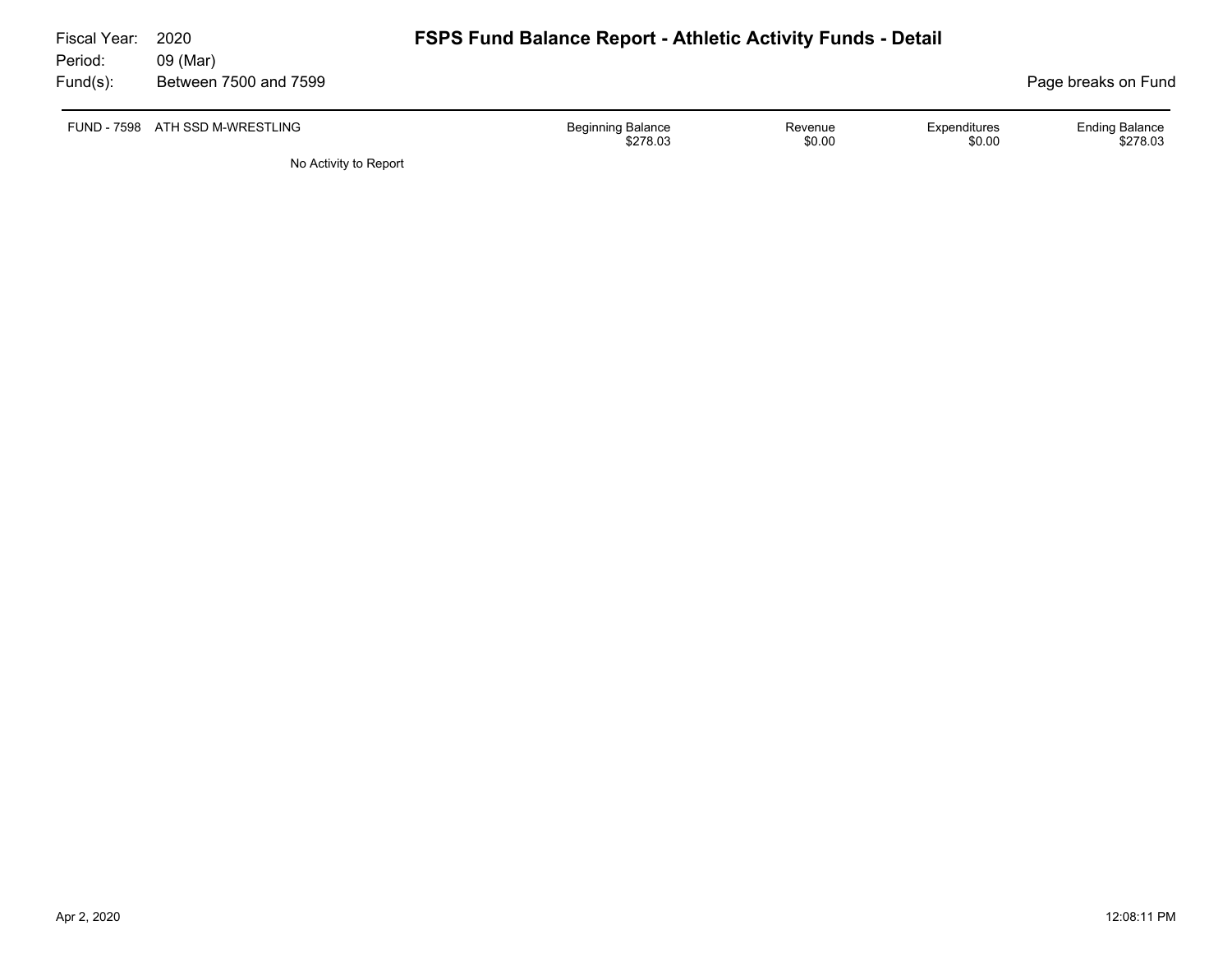Fiscal Year: 2020
Period: 09 (Mar)
Fund(s): Between 7500 and 7599

# FSPS Fund Balance Report - Athletic Activity Funds - Detail

Page breaks on Fund

| FUND - 7598 ATH SSD M-WRESTLING | Beginning Balance | Revenue | Expenditures | Ending Balance |
|---|---|---|---|---|
| | $278.03 | $0.00 | $0.00 | $278.03 |

No Activity to Report

Apr 2, 2020 12:08:11 PM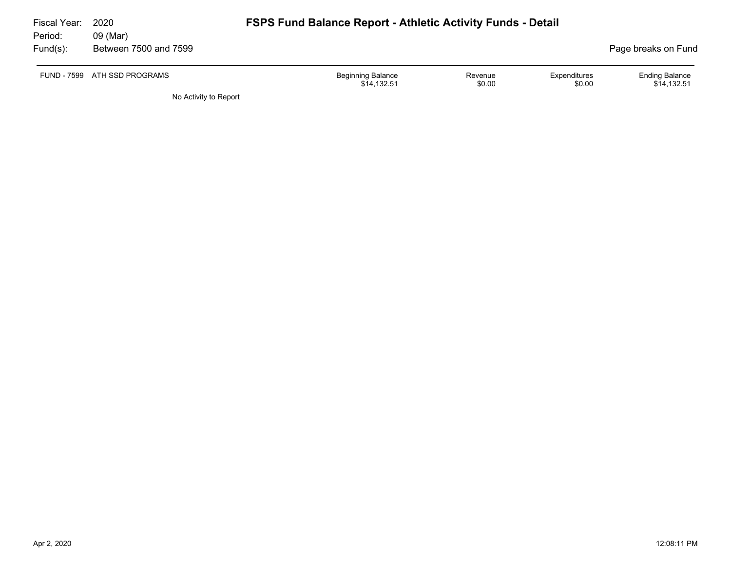Fiscal Year: 2020
Period: 09 (Mar)
Fund(s): Between 7500 and 7599

# FSPS Fund Balance Report - Athletic Activity Funds - Detail

Page breaks on Fund

| FUND - 7599 ATH SSD PROGRAMS | Beginning Balance | Revenue | Expenditures | Ending Balance |
|---|---|---|---|---|
| | $14,132.51 | $0.00 | $0.00 | $14,132.51 |

No Activity to Report

Apr 2, 2020 12:08:11 PM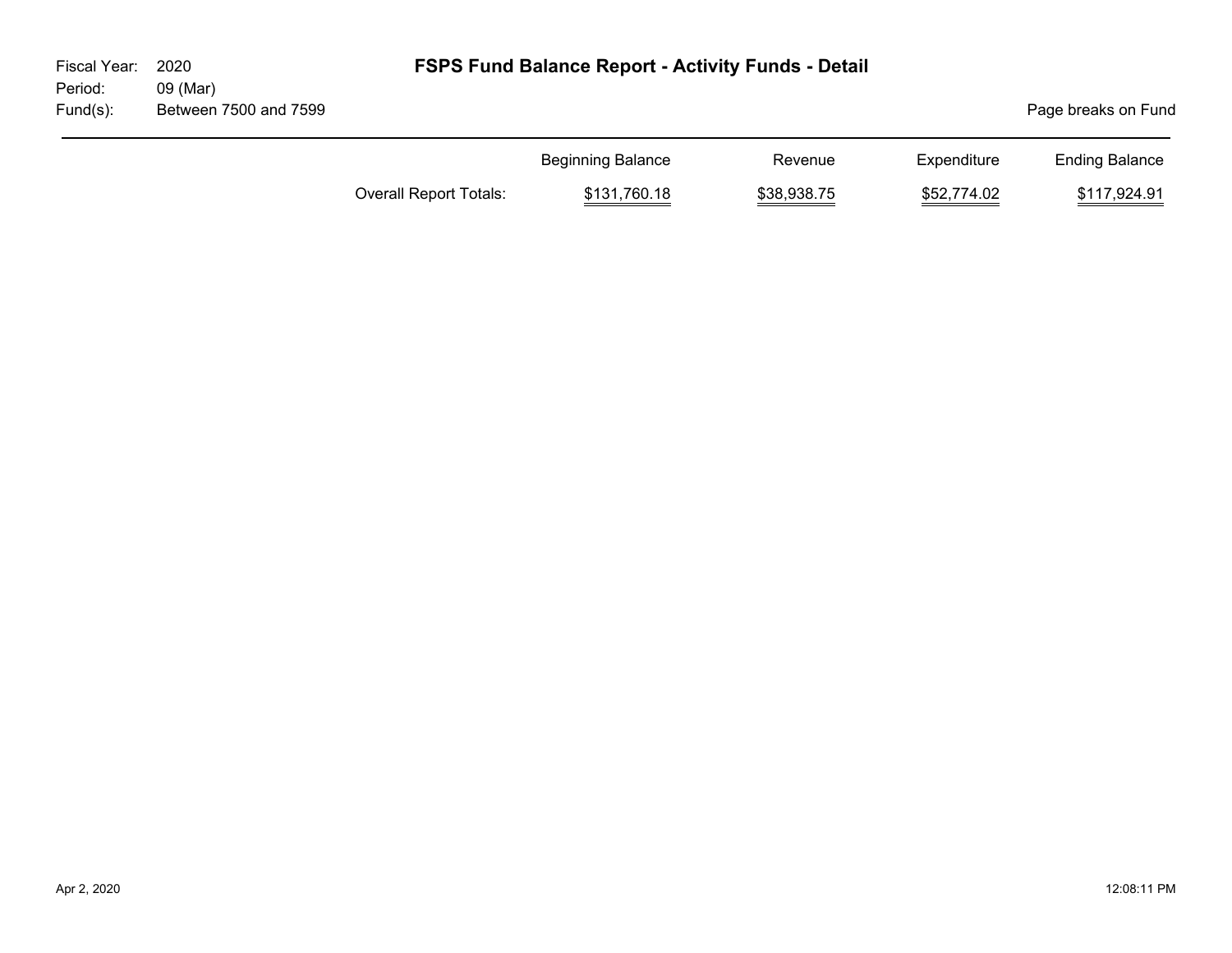Fiscal Year: 2020
Period: 09 (Mar)
Fund(s): Between 7500 and 7599

# FSPS Fund Balance Report - Activity Funds - Detail

Page breaks on Fund

| | Beginning Balance | Revenue | Expenditure | Ending Balance |
|---|---|---|---|---|
| Overall Report Totals: | $131,760.18 | $38,938.75 | $52,774.02 | $117,924.91 |

Apr 2, 2020 12:08:11 PM